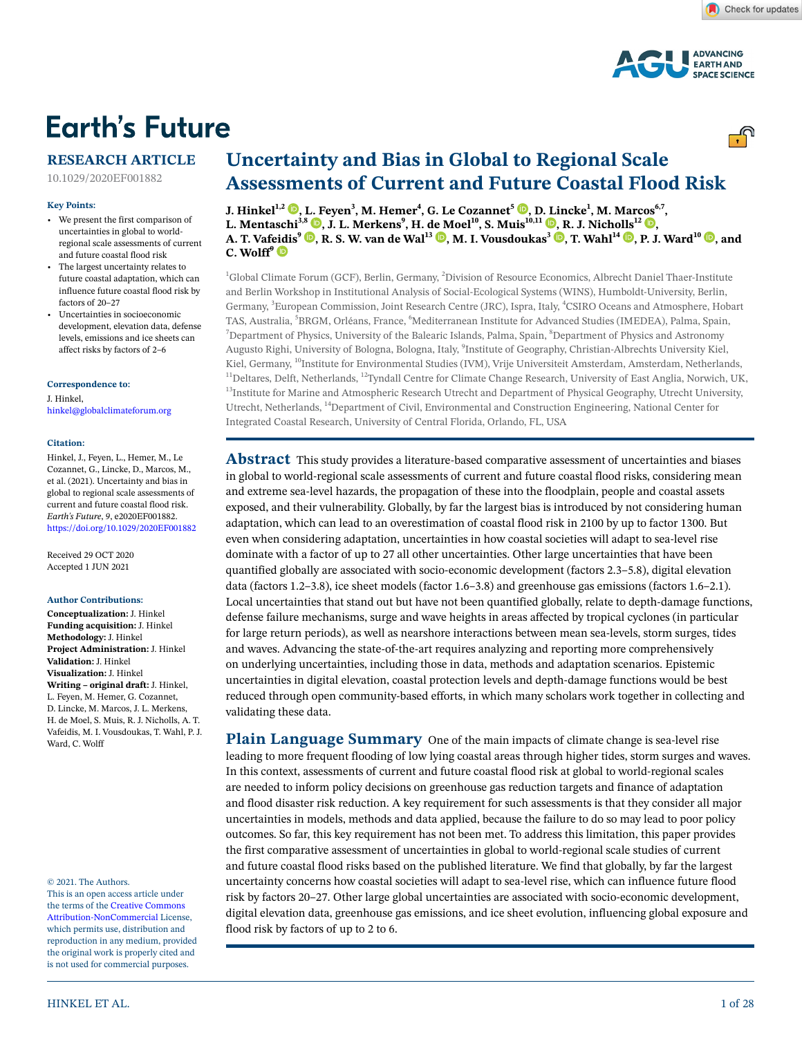# Earth's Future

RESEARCH ARTICLE

10.1029/2020EF001882

**Key Points:**

- We present the first comparison of uncertainties in global to world-regional scale assessments of current and future coastal flood risk
- The largest uncertainty relates to future coastal adaptation, which can influence future coastal flood risk by factors of 20–27
- Uncertainties in socioeconomic development, elevation data, defense levels, emissions and ice sheets can affect risks by factors of 2–6

**Correspondence to:**

J. Hinkel,
hinkel@globalclimateforum.org

**Citation:**

Hinkel, J., Feyen, L., Hemer, M., Le Cozannet, G., Lincke, D., Marcos, M., et al. (2021). Uncertainty and bias in global to regional scale assessments of current and future coastal flood risk. *Earth's Future*, 9, e2020EF001882. https://doi.org/10.1029/2020EF001882

Received 29 OCT 2020
Accepted 1 JUN 2021

**Author Contributions:**

**Conceptualization:** J. Hinkel
**Funding acquisition:** J. Hinkel
**Methodology:** J. Hinkel
**Project Administration:** J. Hinkel
**Validation:** J. Hinkel
**Visualization:** J. Hinkel
**Writing – original draft:** J. Hinkel, L. Feyen, M. Hemer, G. Cozannet, D. Lincke, M. Marcos, J. L. Merkens, H. de Moel, S. Muis, R. J. Nicholls, A. T. Vafeidis, M. I. Vousdoukas, T. Wahl, P. J. Ward, C. Wolff

© 2021. The Authors.
This is an open access article under the terms of the Creative Commons Attribution-NonCommercial License, which permits use, distribution and reproduction in any medium, provided the original work is properly cited and is not used for commercial purposes.

## Uncertainty and Bias in Global to Regional Scale Assessments of Current and Future Coastal Flood Risk

**J. Hinkel[1,2], L. Feyen[3], M. Hemer[4], G. Le Cozannet[5], D. Lincke[1], M. Marcos[6,7], L. Mentaschi[3,8], J. L. Merkens[9], H. de Moel[10], S. Muis[10,11], R. J. Nicholls[12], A. T. Vafeidis[9], R. S. W. van de Wal[13], M. I. Vousdoukas[3], T. Wahl[14], P. J. Ward[10], and C. Wolff[9]**

[1]Global Climate Forum (GCF), Berlin, Germany, [2]Division of Resource Economics, Albrecht Daniel Thaer-Institute and Berlin Workshop in Institutional Analysis of Social-Ecological Systems (WINS), Humboldt-University, Berlin, Germany, [3]European Commission, Joint Research Centre (JRC), Ispra, Italy, [4]CSIRO Oceans and Atmosphere, Hobart TAS, Australia, [5]BRGM, Orléans, France, [6]Mediterranean Institute for Advanced Studies (IMEDEA), Palma, Spain, [7]Department of Physics, University of the Balearic Islands, Palma, Spain, [8]Department of Physics and Astronomy Augusto Righi, University of Bologna, Bologna, Italy, [9]Institute of Geography, Christian-Albrechts University Kiel, Kiel, Germany, [10]Institute for Environmental Studies (IVM), Vrije Universiteit Amsterdam, Amsterdam, Netherlands, [11]Deltares, Delft, Netherlands, [12]Tyndall Centre for Climate Change Research, University of East Anglia, Norwich, UK, [13]Institute for Marine and Atmospheric Research Utrecht and Department of Physical Geography, Utrecht University, Utrecht, Netherlands, [14]Department of Civil, Environmental and Construction Engineering, National Center for Integrated Coastal Research, University of Central Florida, Orlando, FL, USA

**Abstract** This study provides a literature-based comparative assessment of uncertainties and biases in global to world-regional scale assessments of current and future coastal flood risks, considering mean and extreme sea-level hazards, the propagation of these into the floodplain, people and coastal assets exposed, and their vulnerability. Globally, by far the largest bias is introduced by not considering human adaptation, which can lead to an overestimation of coastal flood risk in 2100 by up to factor 1300. But even when considering adaptation, uncertainties in how coastal societies will adapt to sea-level rise dominate with a factor of up to 27 all other uncertainties. Other large uncertainties that have been quantified globally are associated with socio-economic development (factors 2.3–5.8), digital elevation data (factors 1.2–3.8), ice sheet models (factor 1.6–3.8) and greenhouse gas emissions (factors 1.6–2.1). Local uncertainties that stand out but have not been quantified globally, relate to depth-damage functions, defense failure mechanisms, surge and wave heights in areas affected by tropical cyclones (in particular for large return periods), as well as nearshore interactions between mean sea-levels, storm surges, tides and waves. Advancing the state-of-the-art requires analyzing and reporting more comprehensively on underlying uncertainties, including those in data, methods and adaptation scenarios. Epistemic uncertainties in digital elevation, coastal protection levels and depth-damage functions would be best reduced through open community-based efforts, in which many scholars work together in collecting and validating these data.

**Plain Language Summary** One of the main impacts of climate change is sea-level rise leading to more frequent flooding of low lying coastal areas through higher tides, storm surges and waves. In this context, assessments of current and future coastal flood risk at global to world-regional scales are needed to inform policy decisions on greenhouse gas reduction targets and finance of adaptation and flood disaster risk reduction. A key requirement for such assessments is that they consider all major uncertainties in models, methods and data applied, because the failure to do so may lead to poor policy outcomes. So far, this key requirement has not been met. To address this limitation, this paper provides the first comparative assessment of uncertainties in global to world-regional scale studies of current and future coastal flood risks based on the published literature. We find that globally, by far the largest uncertainty concerns how coastal societies will adapt to sea-level rise, which can influence future flood risk by factors 20–27. Other large global uncertainties are associated with socio-economic development, digital elevation data, greenhouse gas emissions, and ice sheet evolution, influencing global exposure and flood risk by factors of up to 2 to 6.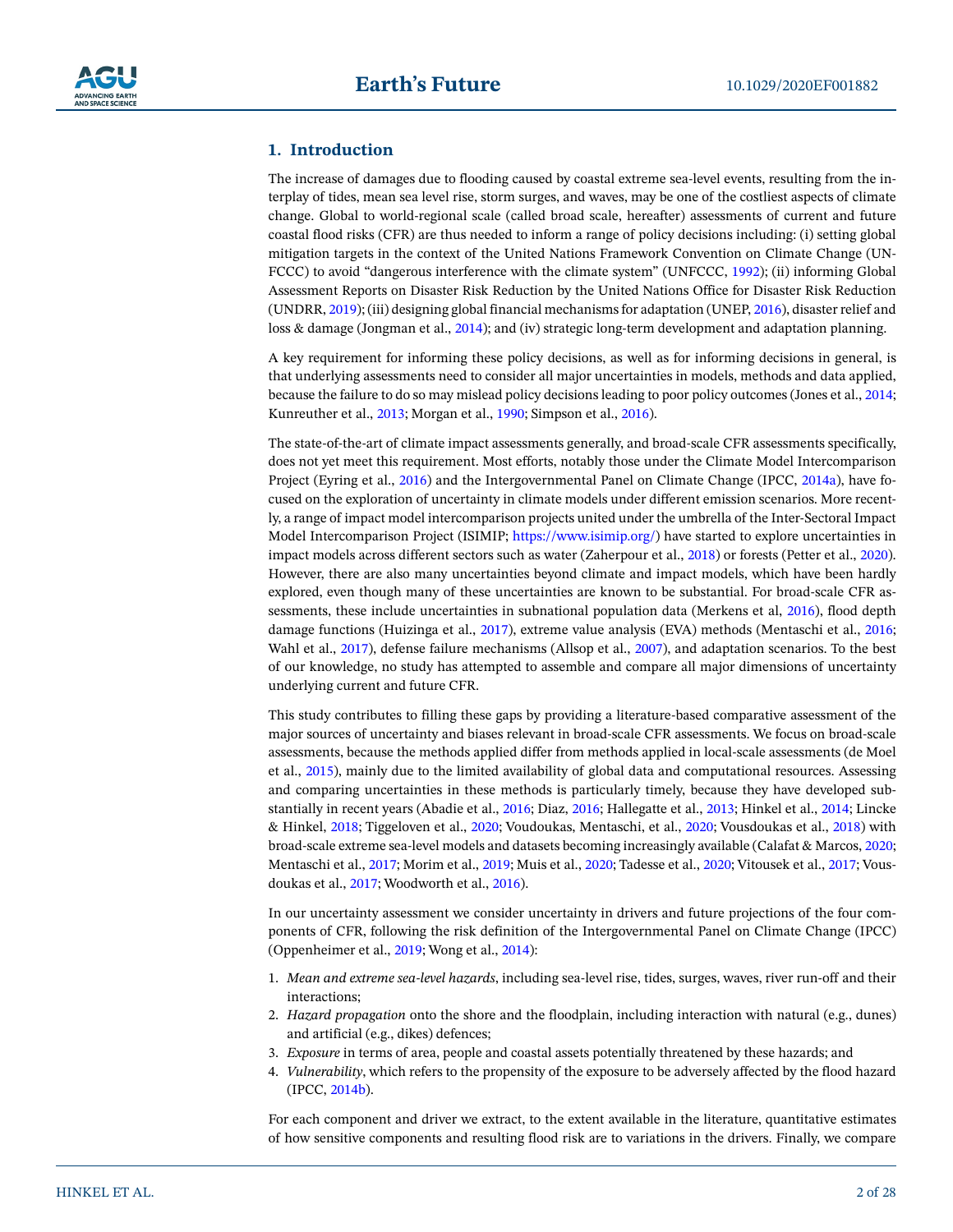## 1. Introduction

The increase of damages due to flooding caused by coastal extreme sea-level events, resulting from the interplay of tides, mean sea level rise, storm surges, and waves, may be one of the costliest aspects of climate change. Global to world-regional scale (called broad scale, hereafter) assessments of current and future coastal flood risks (CFR) are thus needed to inform a range of policy decisions including: (i) setting global mitigation targets in the context of the United Nations Framework Convention on Climate Change (UNFCCC) to avoid "dangerous interference with the climate system" (UNFCCC, 1992); (ii) informing Global Assessment Reports on Disaster Risk Reduction by the United Nations Office for Disaster Risk Reduction (UNDRR, 2019); (iii) designing global financial mechanisms for adaptation (UNEP, 2016), disaster relief and loss & damage (Jongman et al., 2014); and (iv) strategic long-term development and adaptation planning.

A key requirement for informing these policy decisions, as well as for informing decisions in general, is that underlying assessments need to consider all major uncertainties in models, methods and data applied, because the failure to do so may mislead policy decisions leading to poor policy outcomes (Jones et al., 2014; Kunreuther et al., 2013; Morgan et al., 1990; Simpson et al., 2016).

The state-of-the-art of climate impact assessments generally, and broad-scale CFR assessments specifically, does not yet meet this requirement. Most efforts, notably those under the Climate Model Intercomparison Project (Eyring et al., 2016) and the Intergovernmental Panel on Climate Change (IPCC, 2014a), have focused on the exploration of uncertainty in climate models under different emission scenarios. More recently, a range of impact model intercomparison projects united under the umbrella of the Inter-Sectoral Impact Model Intercomparison Project (ISIMIP; https://www.isimip.org/) have started to explore uncertainties in impact models across different sectors such as water (Zaherpour et al., 2018) or forests (Petter et al., 2020). However, there are also many uncertainties beyond climate and impact models, which have been hardly explored, even though many of these uncertainties are known to be substantial. For broad-scale CFR assessments, these include uncertainties in subnational population data (Merkens et al, 2016), flood depth damage functions (Huizinga et al., 2017), extreme value analysis (EVA) methods (Mentaschi et al., 2016; Wahl et al., 2017), defense failure mechanisms (Allsop et al., 2007), and adaptation scenarios. To the best of our knowledge, no study has attempted to assemble and compare all major dimensions of uncertainty underlying current and future CFR.

This study contributes to filling these gaps by providing a literature-based comparative assessment of the major sources of uncertainty and biases relevant in broad-scale CFR assessments. We focus on broad-scale assessments, because the methods applied differ from methods applied in local-scale assessments (de Moel et al., 2015), mainly due to the limited availability of global data and computational resources. Assessing and comparing uncertainties in these methods is particularly timely, because they have developed substantially in recent years (Abadie et al., 2016; Diaz, 2016; Hallegatte et al., 2013; Hinkel et al., 2014; Lincke & Hinkel, 2018; Tiggeloven et al., 2020; Voudoukas, Mentaschi, et al., 2020; Vousdoukas et al., 2018) with broad-scale extreme sea-level models and datasets becoming increasingly available (Calafat & Marcos, 2020; Mentaschi et al., 2017; Morim et al., 2019; Muis et al., 2020; Tadesse et al., 2020; Vitousek et al., 2017; Vousdoukas et al., 2017; Woodworth et al., 2016).

In our uncertainty assessment we consider uncertainty in drivers and future projections of the four components of CFR, following the risk definition of the Intergovernmental Panel on Climate Change (IPCC) (Oppenheimer et al., 2019; Wong et al., 2014):

1. *Mean and extreme sea-level hazards*, including sea-level rise, tides, surges, waves, river run-off and their interactions;
2. *Hazard propagation* onto the shore and the floodplain, including interaction with natural (e.g., dunes) and artificial (e.g., dikes) defences;
3. *Exposure* in terms of area, people and coastal assets potentially threatened by these hazards; and
4. *Vulnerability*, which refers to the propensity of the exposure to be adversely affected by the flood hazard (IPCC, 2014b).

For each component and driver we extract, to the extent available in the literature, quantitative estimates of how sensitive components and resulting flood risk are to variations in the drivers. Finally, we compare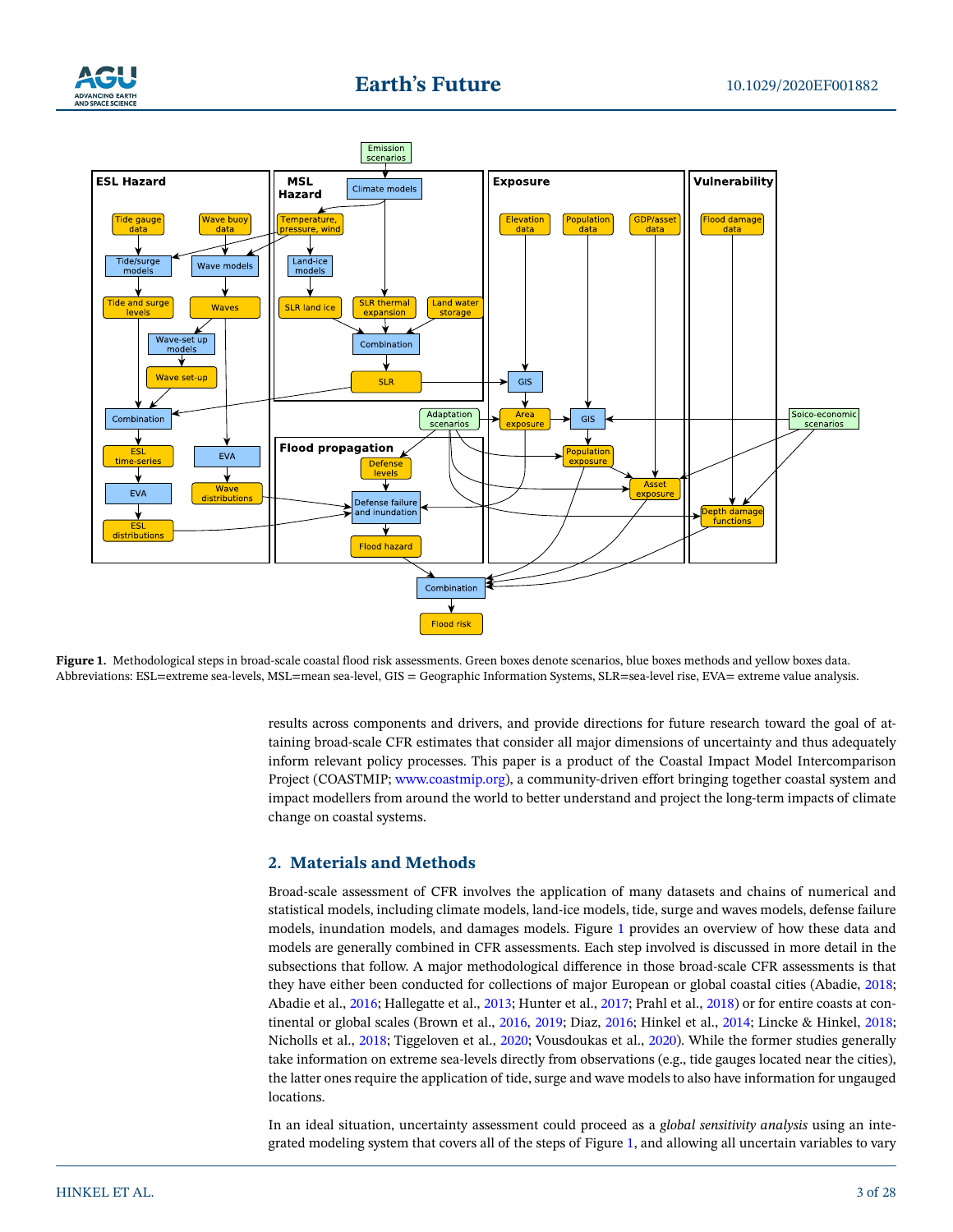**Figure 1.** Methodological steps in broad-scale coastal flood risk assessments. Green boxes denote scenarios, blue boxes methods and yellow boxes data. Abbreviations: ESL=extreme sea-levels, MSL=mean sea-level, GIS = Geographic Information Systems, SLR=sea-level rise, EVA= extreme value analysis.

results across components and drivers, and provide directions for future research toward the goal of attaining broad-scale CFR estimates that consider all major dimensions of uncertainty and thus adequately inform relevant policy processes. This paper is a product of the Coastal Impact Model Intercomparison Project (COASTMIP; www.coastmip.org), a community-driven effort bringing together coastal system and impact modellers from around the world to better understand and project the long-term impacts of climate change on coastal systems.

## 2. Materials and Methods

Broad-scale assessment of CFR involves the application of many datasets and chains of numerical and statistical models, including climate models, land-ice models, tide, surge and waves models, defense failure models, inundation models, and damages models. Figure 1 provides an overview of how these data and models are generally combined in CFR assessments. Each step involved is discussed in more detail in the subsections that follow. A major methodological difference in those broad-scale CFR assessments is that they have either been conducted for collections of major European or global coastal cities (Abadie, 2018; Abadie et al., 2016; Hallegatte et al., 2013; Hunter et al., 2017; Prahl et al., 2018) or for entire coasts at continental or global scales (Brown et al., 2016, 2019; Diaz, 2016; Hinkel et al., 2014; Lincke & Hinkel, 2018; Nicholls et al., 2018; Tiggeloven et al., 2020; Vousdoukas et al., 2020). While the former studies generally take information on extreme sea-levels directly from observations (e.g., tide gauges located near the cities), the latter ones require the application of tide, surge and wave models to also have information for ungauged locations.

In an ideal situation, uncertainty assessment could proceed as a *global sensitivity analysis* using an integrated modeling system that covers all of the steps of Figure 1, and allowing all uncertain variables to vary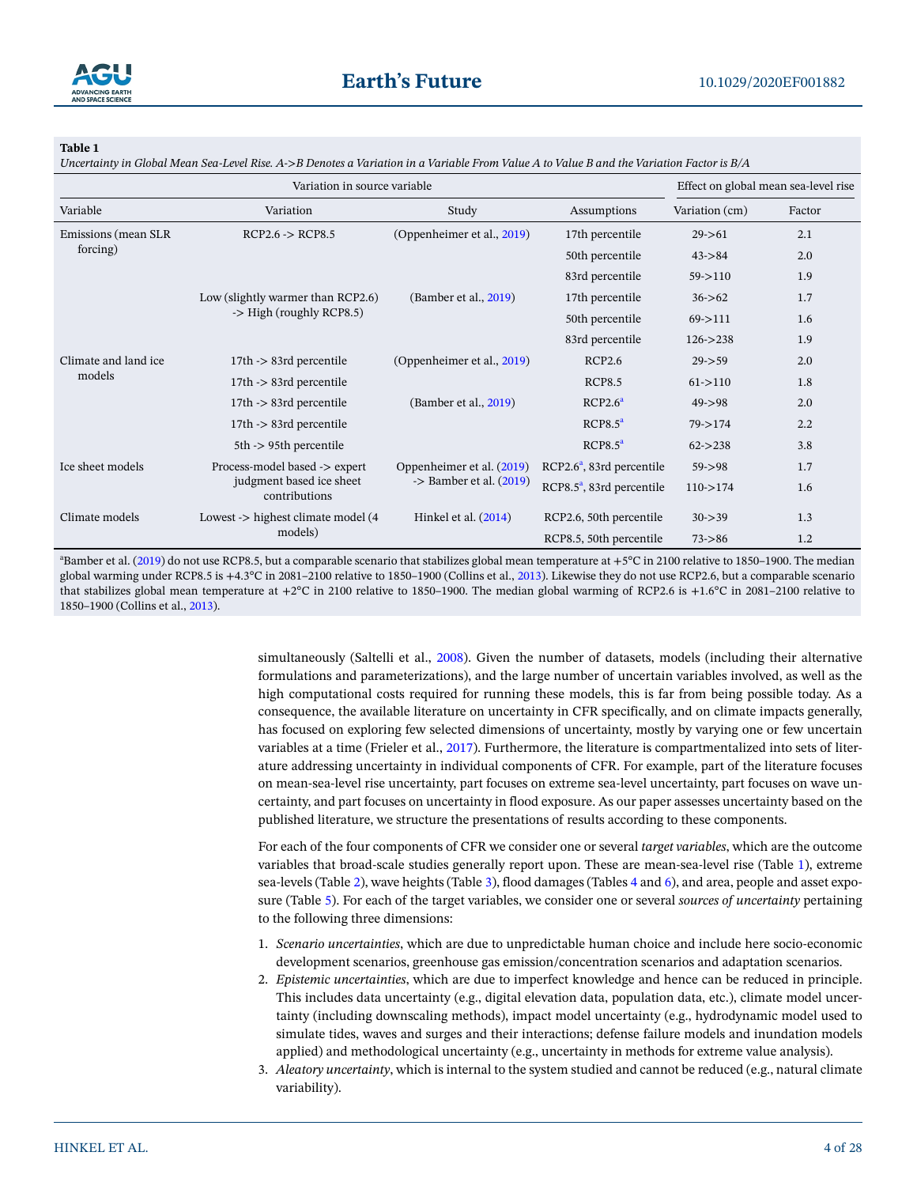**Table 1**

*Uncertainty in Global Mean Sea-Level Rise. A->B Denotes a Variation in a Variable From Value A to Value B and the Variation Factor is B/A*

| Variation in source variable | | | | Effect on global mean sea-level rise | |
|---|---|---|---|---|---|
| Variable | Variation | Study | Assumptions | Variation (cm) | Factor |
| Emissions (mean SLR forcing) | RCP2.6 -> RCP8.5 | (Oppenheimer et al., 2019) | 17th percentile | 29->61 | 2.1 |
| | | | 50th percentile | 43->84 | 2.0 |
| | | | 83rd percentile | 59->110 | 1.9 |
| | Low (slightly warmer than RCP2.6) -> High (roughly RCP8.5) | (Bamber et al., 2019) | 17th percentile | 36->62 | 1.7 |
| | | | 50th percentile | 69->111 | 1.6 |
| | | | 83rd percentile | 126->238 | 1.9 |
| Climate and land ice models | 17th -> 83rd percentile | (Oppenheimer et al., 2019) | RCP2.6 | 29->59 | 2.0 |
| | 17th -> 83rd percentile | | RCP8.5 | 61->110 | 1.8 |
| | 17th -> 83rd percentile | (Bamber et al., 2019) | RCP2.6[a] | 49->98 | 2.0 |
| | 17th -> 83rd percentile | | RCP8.5[a] | 79->174 | 2.2 |
| | 5th -> 95th percentile | | RCP8.5[a] | 62->238 | 3.8 |
| Ice sheet models | Process-model based -> expert judgment based ice sheet contributions | Oppenheimer et al. (2019) -> Bamber et al. (2019) | RCP2.6[a], 83rd percentile | 59->98 | 1.7 |
| | | | RCP8.5[a], 83rd percentile | 110->174 | 1.6 |
| Climate models | Lowest -> highest climate model (4 models) | Hinkel et al. (2014) | RCP2.6, 50th percentile | 30->39 | 1.3 |
| | | | RCP8.5, 50th percentile | 73->86 | 1.2 |

[a]Bamber et al. (2019) do not use RCP8.5, but a comparable scenario that stabilizes global mean temperature at +5°C in 2100 relative to 1850–1900. The median global warming under RCP8.5 is +4.3°C in 2081–2100 relative to 1850–1900 (Collins et al., 2013). Likewise they do not use RCP2.6, but a comparable scenario that stabilizes global mean temperature at +2°C in 2100 relative to 1850–1900. The median global warming of RCP2.6 is +1.6°C in 2081–2100 relative to 1850–1900 (Collins et al., 2013).

simultaneously (Saltelli et al., 2008). Given the number of datasets, models (including their alternative formulations and parameterizations), and the large number of uncertain variables involved, as well as the high computational costs required for running these models, this is far from being possible today. As a consequence, the available literature on uncertainty in CFR specifically, and on climate impacts generally, has focused on exploring few selected dimensions of uncertainty, mostly by varying one or few uncertain variables at a time (Frieler et al., 2017). Furthermore, the literature is compartmentalized into sets of literature addressing uncertainty in individual components of CFR. For example, part of the literature focuses on mean-sea-level rise uncertainty, part focuses on extreme sea-level uncertainty, part focuses on wave uncertainty, and part focuses on uncertainty in flood exposure. As our paper assesses uncertainty based on the published literature, we structure the presentations of results according to these components.

For each of the four components of CFR we consider one or several *target variables*, which are the outcome variables that broad-scale studies generally report upon. These are mean-sea-level rise (Table 1), extreme sea-levels (Table 2), wave heights (Table 3), flood damages (Tables 4 and 6), and area, people and asset exposure (Table 5). For each of the target variables, we consider one or several *sources of uncertainty* pertaining to the following three dimensions:

1. *Scenario uncertainties*, which are due to unpredictable human choice and include here socio-economic development scenarios, greenhouse gas emission/concentration scenarios and adaptation scenarios.
2. *Epistemic uncertainties*, which are due to imperfect knowledge and hence can be reduced in principle. This includes data uncertainty (e.g., digital elevation data, population data, etc.), climate model uncertainty (including downscaling methods), impact model uncertainty (e.g., hydrodynamic model used to simulate tides, waves and surges and their interactions; defense failure models and inundation models applied) and methodological uncertainty (e.g., uncertainty in methods for extreme value analysis).
3. *Aleatory uncertainty*, which is internal to the system studied and cannot be reduced (e.g., natural climate variability).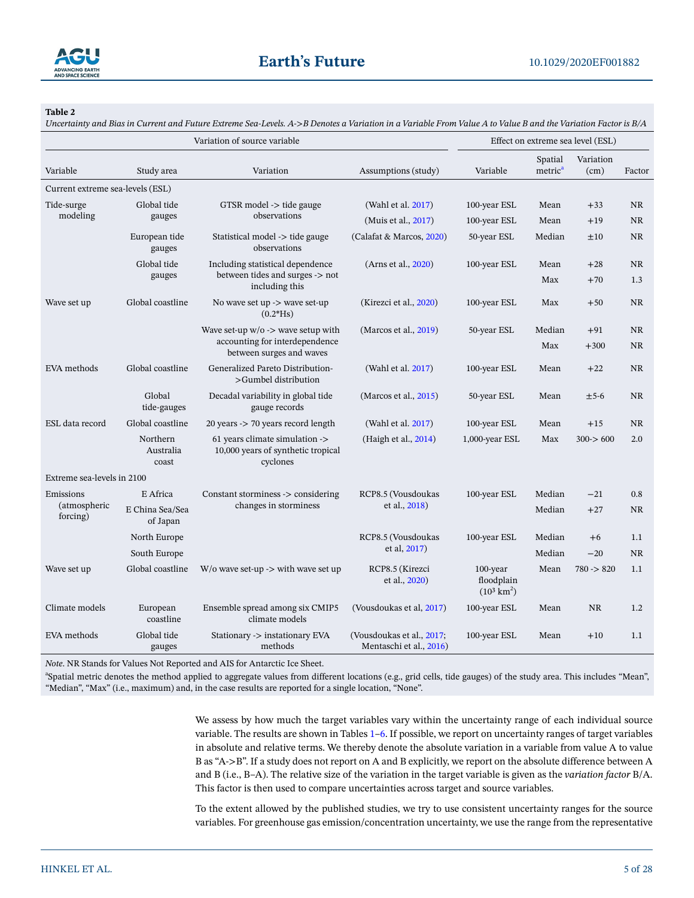**Table 2**

*Uncertainty and Bias in Current and Future Extreme Sea-Levels. A->B Denotes a Variation in a Variable From Value A to Value B and the Variation Factor is B/A*

| Variation of source variable | | | | Effect on extreme sea level (ESL) | | | |
|---|---|---|---|---|---|---|---|
| Variable | Study area | Variation | Assumptions (study) | Variable | Spatial metric[a] | Variation (cm) | Factor |
| Current extreme sea-levels (ESL) | | | | | | | |
| Tide-surge modeling | Global tide gauges | GTSR model -> tide gauge observations | (Wahl et al. 2017) | 100-year ESL | Mean | +33 | NR |
| | | | (Muis et al., 2017) | 100-year ESL | Mean | +19 | NR |
| | European tide gauges | Statistical model -> tide gauge observations | (Calafat & Marcos, 2020) | 50-year ESL | Median | ±10 | NR |
| | Global tide gauges | Including statistical dependence between tides and surges -> not including this | (Arns et al., 2020) | 100-year ESL | Mean | +28 | NR |
| | | | | | Max | +70 | 1.3 |
| Wave set up | Global coastline | No wave set up -> wave set-up (0.2*Hs) | (Kirezci et al., 2020) | 100-year ESL | Max | +50 | NR |
| | | Wave set-up w/o -> wave setup with accounting for interdependence between surges and waves | (Marcos et al., 2019) | 50-year ESL | Median | +91 | NR |
| | | | | | Max | +300 | NR |
| EVA methods | Global coastline | Generalized Pareto Distribution->Gumbel distribution | (Wahl et al. 2017) | 100-year ESL | Mean | +22 | NR |
| | Global tide-gauges | Decadal variability in global tide gauge records | (Marcos et al., 2015) | 50-year ESL | Mean | ±5-6 | NR |
| ESL data record | Global coastline | 20 years -> 70 years record length | (Wahl et al. 2017) | 100-year ESL | Mean | +15 | NR |
| | Northern Australia coast | 61 years climate simulation -> 10,000 years of synthetic tropical cyclones | (Haigh et al., 2014) | 1,000-year ESL | Max | 300-> 600 | 2.0 |
| Extreme sea-levels in 2100 | | | | | | | |
| Emissions (atmospheric forcing) | E Africa | Constant storminess -> considering changes in storminess | RCP8.5 (Vousdoukas et al., 2018) | 100-year ESL | Median | −21 | 0.8 |
| | E China Sea/Sea of Japan | | | | Median | +27 | NR |
| | North Europe | | RCP8.5 (Vousdoukas et al, 2017) | 100-year ESL | Median | +6 | 1.1 |
| | South Europe | | | | Median | −20 | NR |
| Wave set up | Global coastline | W/o wave set-up -> with wave set up | RCP8.5 (Kirezci et al., 2020) | 100-year floodplain ($10^3$ km$^2$) | Mean | 780 -> 820 | 1.1 |
| Climate models | European coastline | Ensemble spread among six CMIP5 climate models | (Vousdoukas et al, 2017) | 100-year ESL | Mean | NR | 1.2 |
| EVA methods | Global tide gauges | Stationary -> instationary EVA methods | (Vousdoukas et al., 2017; Mentaschi et al., 2016) | 100-year ESL | Mean | +10 | 1.1 |

*Note*. NR Stands for Values Not Reported and AIS for Antarctic Ice Sheet.

[a]Spatial metric denotes the method applied to aggregate values from different locations (e.g., grid cells, tide gauges) of the study area. This includes "Mean", "Median", "Max" (i.e., maximum) and, in the case results are reported for a single location, "None".

We assess by how much the target variables vary within the uncertainty range of each individual source variable. The results are shown in Tables 1–6. If possible, we report on uncertainty ranges of target variables in absolute and relative terms. We thereby denote the absolute variation in a variable from value A to value B as "A->B". If a study does not report on A and B explicitly, we report on the absolute difference between A and B (i.e., B–A). The relative size of the variation in the target variable is given as the *variation factor* B/A. This factor is then used to compare uncertainties across target and source variables.

To the extent allowed by the published studies, we try to use consistent uncertainty ranges for the source variables. For greenhouse gas emission/concentration uncertainty, we use the range from the representative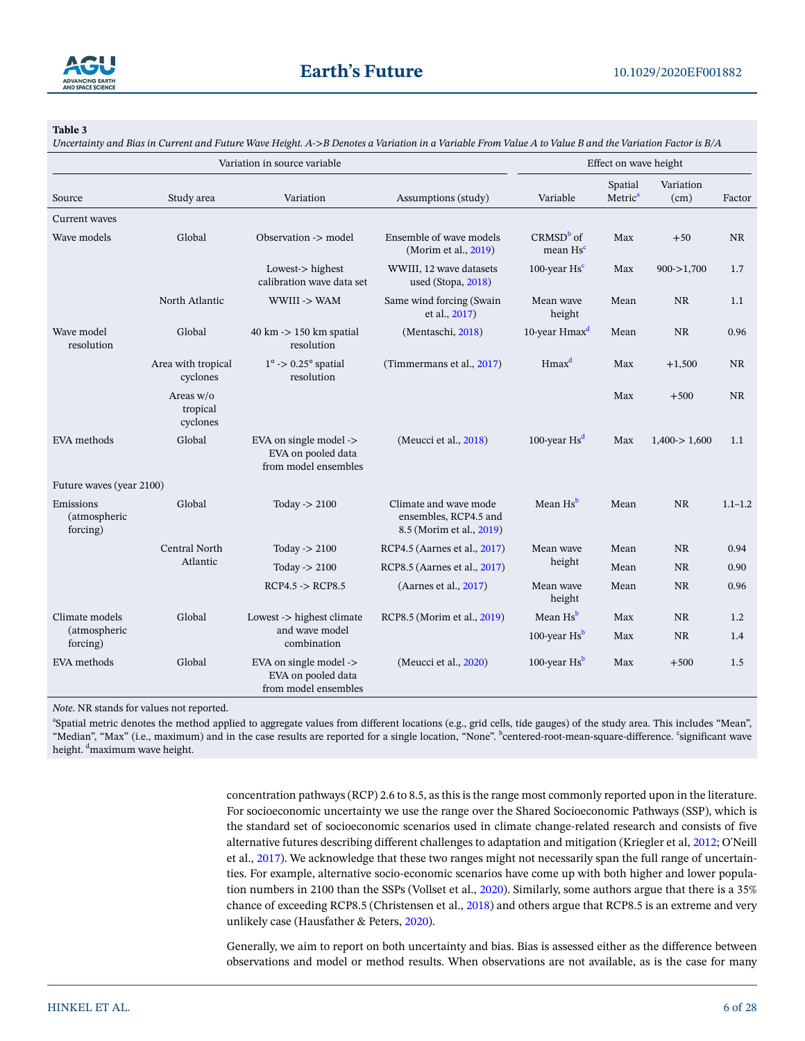**Table 3**

*Uncertainty and Bias in Current and Future Wave Height. A->B Denotes a Variation in a Variable From Value A to Value B and the Variation Factor is B/A*

| Variation in source variable | | | | Effect on wave height | | | |
|---|---|---|---|---|---|---|---|
| Source | Study area | Variation | Assumptions (study) | Variable | Spatial Metric[a] | Variation (cm) | Factor |
| Current waves | | | | | | | |
| Wave models | Global | Observation -> model | Ensemble of wave models (Morim et al., 2019) | CRMSD[b] of mean Hs[c] | Max | +50 | NR |
| | | Lowest-> highest calibration wave data set | WWIII, 12 wave datasets used (Stopa, 2018) | 100-year Hs[c] | Max | 900->1,700 | 1.7 |
| | North Atlantic | WWIII -> WAM | Same wind forcing (Swain et al., 2017) | Mean wave height | Mean | NR | 1.1 |
| Wave model resolution | Global | 40 km -> 150 km spatial resolution | (Mentaschi, 2018) | 10-year Hmax[d] | Mean | NR | 0.96 |
| | Area with tropical cyclones | 1° -> 0.25° spatial resolution | (Timmermans et al., 2017) | Hmax[d] | Max | +1,500 | NR |
| | Areas w/o tropical cyclones | | | | Max | +500 | NR |
| EVA methods | Global | EVA on single model -> EVA on pooled data from model ensembles | (Meucci et al., 2018) | 100-year Hs[d] | Max | 1,400-> 1,600 | 1.1 |
| Future waves (year 2100) | | | | | | | |
| Emissions (atmospheric forcing) | Global | Today -> 2100 | Climate and wave mode ensembles, RCP4.5 and 8.5 (Morim et al., 2019) | Mean Hs[b] | Mean | NR | 1.1–1.2 |
| | Central North Atlantic | Today -> 2100 | RCP4.5 (Aarnes et al., 2017) | Mean wave height | Mean | NR | 0.94 |
| | | Today -> 2100 | RCP8.5 (Aarnes et al., 2017) | | Mean | NR | 0.90 |
| | | RCP4.5 -> RCP8.5 | (Aarnes et al., 2017) | Mean wave height | Mean | NR | 0.96 |
| Climate models (atmospheric forcing) | Global | Lowest -> highest climate and wave model combination | RCP8.5 (Morim et al., 2019) | Mean Hs[b] | Max | NR | 1.2 |
| | | | | 100-year Hs[b] | Max | NR | 1.4 |
| EVA methods | Global | EVA on single model -> EVA on pooled data from model ensembles | (Meucci et al., 2020) | 100-year Hs[b] | Max | +500 | 1.5 |

*Note*. NR stands for values not reported.

[a]Spatial metric denotes the method applied to aggregate values from different locations (e.g., grid cells, tide gauges) of the study area. This includes "Mean", "Median", "Max" (i.e., maximum) and in the case results are reported for a single location, "None". [b]centered-root-mean-square-difference. [c]significant wave height. [d]maximum wave height.

concentration pathways (RCP) 2.6 to 8.5, as this is the range most commonly reported upon in the literature. For socioeconomic uncertainty we use the range over the Shared Socioeconomic Pathways (SSP), which is the standard set of socioeconomic scenarios used in climate change-related research and consists of five alternative futures describing different challenges to adaptation and mitigation (Kriegler et al, 2012; O'Neill et al., 2017). We acknowledge that these two ranges might not necessarily span the full range of uncertainties. For example, alternative socio-economic scenarios have come up with both higher and lower population numbers in 2100 than the SSPs (Vollset et al., 2020). Similarly, some authors argue that there is a 35% chance of exceeding RCP8.5 (Christensen et al., 2018) and others argue that RCP8.5 is an extreme and very unlikely case (Hausfather & Peters, 2020).

Generally, we aim to report on both uncertainty and bias. Bias is assessed either as the difference between observations and model or method results. When observations are not available, as is the case for many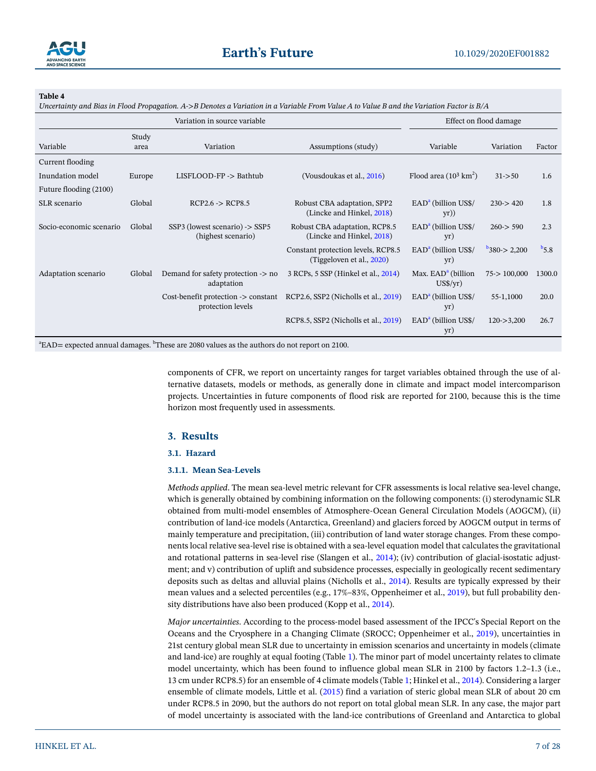**Table 4**

*Uncertainty and Bias in Flood Propagation. A->B Denotes a Variation in a Variable From Value A to Value B and the Variation Factor is B/A*

| Variation in source variable | | | | Effect on flood damage | | |
|---|---|---|---|---|---|---|
| Variable | Study area | Variation | Assumptions (study) | Variable | Variation | Factor |
| Current flooding | | | | | | |
| Inundation model | Europe | LISFLOOD-FP -> Bathtub | (Vousdoukas et al., 2016) | Flood area ($10^3$ km$^2$) | 31->50 | 1.6 |
| Future flooding (2100) | | | | | | |
| SLR scenario | Global | RCP2.6 -> RCP8.5 | Robust CBA adaptation, SPP2 (Lincke and Hinkel, 2018) | EAD[a] (billion US$/yr)) | 230-> 420 | 1.8 |
| Socio-economic scenario | Global | SSP3 (lowest scenario) -> SSP5 (highest scenario) | Robust CBA adaptation, RCP8.5 (Lincke and Hinkel, 2018) | EAD[a] (billion US$/yr) | 260-> 590 | 2.3 |
| | | | Constant protection levels, RCP8.5 (Tiggeloven et al., 2020) | EAD[a] (billion US$/yr) | [b]380-> 2,200 | [b]5.8 |
| Adaptation scenario | Global | Demand for safety protection -> no adaptation | 3 RCPs, 5 SSP (Hinkel et al., 2014) | Max. EAD[a] (billion US$/yr) | 75-> 100,000 | 1300.0 |
| | | Cost-benefit protection -> constant protection levels | RCP2.6, SSP2 (Nicholls et al., 2019) | EAD[a] (billion US$/yr) | 55-1,1000 | 20.0 |
| | | | RCP8.5, SSP2 (Nicholls et al., 2019) | EAD[a] (billion US$/yr) | 120->3,200 | 26.7 |

[a]EAD= expected annual damages. [b]These are 2080 values as the authors do not report on 2100.

components of CFR, we report on uncertainty ranges for target variables obtained through the use of alternative datasets, models or methods, as generally done in climate and impact model intercomparison projects. Uncertainties in future components of flood risk are reported for 2100, because this is the time horizon most frequently used in assessments.

## 3. Results

### 3.1. Hazard

#### 3.1.1. Mean Sea-Levels

*Methods applied*. The mean sea-level metric relevant for CFR assessments is local relative sea-level change, which is generally obtained by combining information on the following components: (i) sterodynamic SLR obtained from multi-model ensembles of Atmosphere-Ocean General Circulation Models (AOGCM), (ii) contribution of land-ice models (Antarctica, Greenland) and glaciers forced by AOGCM output in terms of mainly temperature and precipitation, (iii) contribution of land water storage changes. From these components local relative sea-level rise is obtained with a sea-level equation model that calculates the gravitational and rotational patterns in sea-level rise (Slangen et al., 2014); (iv) contribution of glacial-isostatic adjustment; and v) contribution of uplift and subsidence processes, especially in geologically recent sedimentary deposits such as deltas and alluvial plains (Nicholls et al., 2014). Results are typically expressed by their mean values and a selected percentiles (e.g., 17%–83%, Oppenheimer et al., 2019), but full probability density distributions have also been produced (Kopp et al., 2014).

*Major uncertainties*. According to the process-model based assessment of the IPCC's Special Report on the Oceans and the Cryosphere in a Changing Climate (SROCC; Oppenheimer et al., 2019), uncertainties in 21st century global mean SLR due to uncertainty in emission scenarios and uncertainty in models (climate and land-ice) are roughly at equal footing (Table 1). The minor part of model uncertainty relates to climate model uncertainty, which has been found to influence global mean SLR in 2100 by factors 1.2–1.3 (i.e., 13 cm under RCP8.5) for an ensemble of 4 climate models (Table 1; Hinkel et al., 2014). Considering a larger ensemble of climate models, Little et al. (2015) find a variation of steric global mean SLR of about 20 cm under RCP8.5 in 2090, but the authors do not report on total global mean SLR. In any case, the major part of model uncertainty is associated with the land-ice contributions of Greenland and Antarctica to global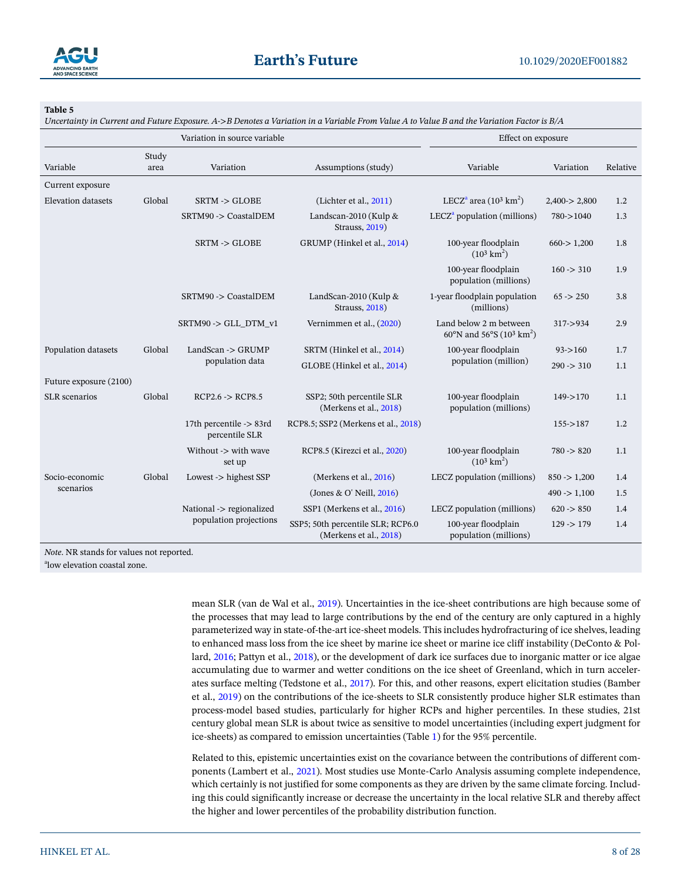**Table 5**

*Uncertainty in Current and Future Exposure. A->B Denotes a Variation in a Variable From Value A to Value B and the Variation Factor is B/A*

| Variation in source variable | | | | Effect on exposure | | |
|---|---|---|---|---|---|---|
| Variable | Study area | Variation | Assumptions (study) | Variable | Variation | Relative |
| Current exposure | | | | | | |
| Elevation datasets | Global | SRTM -> GLOBE | (Lichter et al., 2011) | LECZ[a] area ($10^3$ km$^2$) | 2,400-> 2,800 | 1.2 |
| | | SRTM90 -> CoastalDEM | Landscan-2010 (Kulp & Strauss, 2019) | LECZ[a] population (millions) | 780->1040 | 1.3 |
| | | SRTM -> GLOBE | GRUMP (Hinkel et al., 2014) | 100-year floodplain ($10^3$ km$^2$) | 660-> 1,200 | 1.8 |
| | | | | 100-year floodplain population (millions) | 160 -> 310 | 1.9 |
| | | SRTM90 -> CoastalDEM | LandScan-2010 (Kulp & Strauss, 2018) | 1-year floodplain population (millions) | 65 -> 250 | 3.8 |
| | | SRTM90 -> GLL_DTM_v1 | Vernimmen et al., (2020) | Land below 2 m between 60°N and 56°S ($10^3$ km$^2$) | 317->934 | 2.9 |
| Population datasets | Global | LandScan -> GRUMP population data | SRTM (Hinkel et al., 2014) | 100-year floodplain population (million) | 93->160 | 1.7 |
| | | | GLOBE (Hinkel et al., 2014) | | 290 -> 310 | 1.1 |
| Future exposure (2100) | | | | | | |
| SLR scenarios | Global | RCP2.6 -> RCP8.5 | SSP2; 50th percentile SLR (Merkens et al., 2018) | 100-year floodplain population (millions) | 149->170 | 1.1 |
| | | 17th percentile -> 83rd percentile SLR | RCP8.5; SSP2 (Merkens et al., 2018) | | 155->187 | 1.2 |
| | | Without -> with wave set up | RCP8.5 (Kirezci et al., 2020) | 100-year floodplain ($10^3$ km$^2$) | 780 -> 820 | 1.1 |
| Socio-economic scenarios | Global | Lowest -> highest SSP | (Merkens et al., 2016) | LECZ population (millions) | 850 -> 1,200 | 1.4 |
| | | | (Jones & O' Neill, 2016) | | 490 -> 1,100 | 1.5 |
| | | National -> regionalized population projections | SSP1 (Merkens et al., 2016) | LECZ population (millions) | 620 -> 850 | 1.4 |
| | | | SSP5; 50th percentile SLR; RCP6.0 (Merkens et al., 2018) | 100-year floodplain population (millions) | 129 -> 179 | 1.4 |

*Note*. NR stands for values not reported.

[a]low elevation coastal zone.

mean SLR (van de Wal et al., 2019). Uncertainties in the ice-sheet contributions are high because some of the processes that may lead to large contributions by the end of the century are only captured in a highly parameterized way in state-of-the-art ice-sheet models. This includes hydrofracturing of ice shelves, leading to enhanced mass loss from the ice sheet by marine ice sheet or marine ice cliff instability (DeConto & Pollard, 2016; Pattyn et al., 2018), or the development of dark ice surfaces due to inorganic matter or ice algae accumulating due to warmer and wetter conditions on the ice sheet of Greenland, which in turn accelerates surface melting (Tedstone et al., 2017). For this, and other reasons, expert elicitation studies (Bamber et al., 2019) on the contributions of the ice-sheets to SLR consistently produce higher SLR estimates than process-model based studies, particularly for higher RCPs and higher percentiles. In these studies, 21st century global mean SLR is about twice as sensitive to model uncertainties (including expert judgment for ice-sheets) as compared to emission uncertainties (Table 1) for the 95% percentile.

Related to this, epistemic uncertainties exist on the covariance between the contributions of different components (Lambert et al., 2021). Most studies use Monte-Carlo Analysis assuming complete independence, which certainly is not justified for some components as they are driven by the same climate forcing. Including this could significantly increase or decrease the uncertainty in the local relative SLR and thereby affect the higher and lower percentiles of the probability distribution function.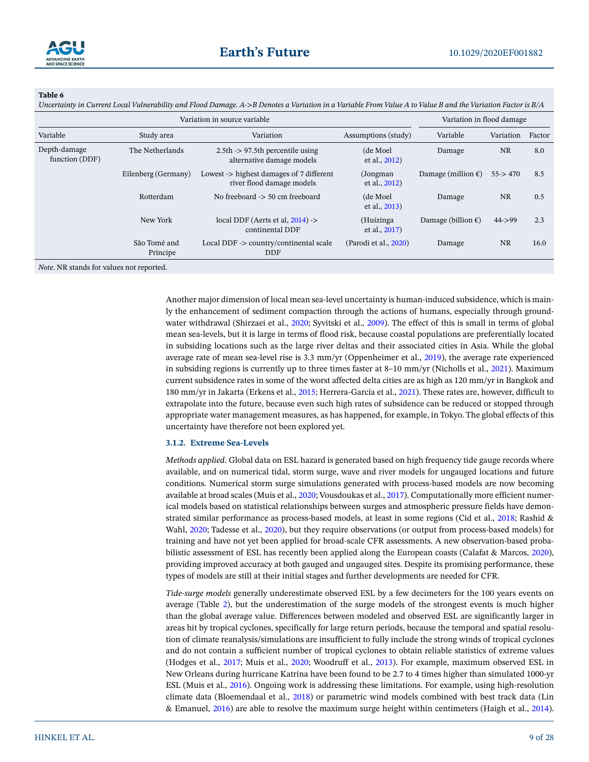**Table 6**

*Uncertainty in Current Local Vulnerability and Flood Damage. A->B Denotes a Variation in a Variable From Value A to Value B and the Variation Factor is B/A*

| Variation in source variable | | | | Variation in flood damage | | |
|---|---|---|---|---|---|---|
| Variable | Study area | Variation | Assumptions (study) | Variable | Variation | Factor |
| Depth-damage function (DDF) | The Netherlands | 2.5th -> 97.5th percentile using alternative damage models | (de Moel et al., 2012) | Damage | NR | 8.0 |
| | Eilenberg (Germany) | Lowest -> highest damages of 7 different river flood damage models | (Jongman et al., 2012) | Damage (million €) | 55-> 470 | 8.5 |
| | Rotterdam | No freeboard -> 50 cm freeboard | (de Moel et al., 2013) | Damage | NR | 0.5 |
| | New York | local DDF (Aerts et al, 2014) -> continental DDF | (Huizinga et al., 2017) | Damage (billion €) | 44->99 | 2.3 |
| | São Tomé and Príncipe | Local DDF -> country/continental scale DDF | (Parodi et al., 2020) | Damage | NR | 16.0 |

*Note*. NR stands for values not reported.

Another major dimension of local mean sea-level uncertainty is human-induced subsidence, which is mainly the enhancement of sediment compaction through the actions of humans, especially through groundwater withdrawal (Shirzaei et al., 2020; Syvitski et al., 2009). The effect of this is small in terms of global mean sea-levels, but it is large in terms of flood risk, because coastal populations are preferentially located in subsiding locations such as the large river deltas and their associated cities in Asia. While the global average rate of mean sea-level rise is 3.3 mm/yr (Oppenheimer et al., 2019), the average rate experienced in subsiding regions is currently up to three times faster at 8–10 mm/yr (Nicholls et al., 2021). Maximum current subsidence rates in some of the worst affected delta cities are as high as 120 mm/yr in Bangkok and 180 mm/yr in Jakarta (Erkens et al., 2015; Herrera-García et al., 2021). These rates are, however, difficult to extrapolate into the future, because even such high rates of subsidence can be reduced or stopped through appropriate water management measures, as has happened, for example, in Tokyo. The global effects of this uncertainty have therefore not been explored yet.

#### 3.1.2. Extreme Sea-Levels

*Methods applied*. Global data on ESL hazard is generated based on high frequency tide gauge records where available, and on numerical tidal, storm surge, wave and river models for ungauged locations and future conditions. Numerical storm surge simulations generated with process-based models are now becoming available at broad scales (Muis et al., 2020; Vousdoukas et al., 2017). Computationally more efficient numerical models based on statistical relationships between surges and atmospheric pressure fields have demonstrated similar performance as process-based models, at least in some regions (Cid et al., 2018; Rashid & Wahl, 2020; Tadesse et al., 2020), but they require observations (or output from process-based models) for training and have not yet been applied for broad-scale CFR assessments. A new observation-based probabilistic assessment of ESL has recently been applied along the European coasts (Calafat & Marcos, 2020), providing improved accuracy at both gauged and ungauged sites. Despite its promising performance, these types of models are still at their initial stages and further developments are needed for CFR.

*Tide-surge models* generally underestimate observed ESL by a few decimeters for the 100 years events on average (Table 2), but the underestimation of the surge models of the strongest events is much higher than the global average value. Differences between modeled and observed ESL are significantly larger in areas hit by tropical cyclones, specifically for large return periods, because the temporal and spatial resolution of climate reanalysis/simulations are insufficient to fully include the strong winds of tropical cyclones and do not contain a sufficient number of tropical cyclones to obtain reliable statistics of extreme values (Hodges et al., 2017; Muis et al., 2020; Woodruff et al., 2013). For example, maximum observed ESL in New Orleans during hurricane Katrina have been found to be 2.7 to 4 times higher than simulated 1000-yr ESL (Muis et al., 2016). Ongoing work is addressing these limitations. For example, using high-resolution climate data (Bloemendaal et al., 2018) or parametric wind models combined with best track data (Lin & Emanuel, 2016) are able to resolve the maximum surge height within centimeters (Haigh et al., 2014).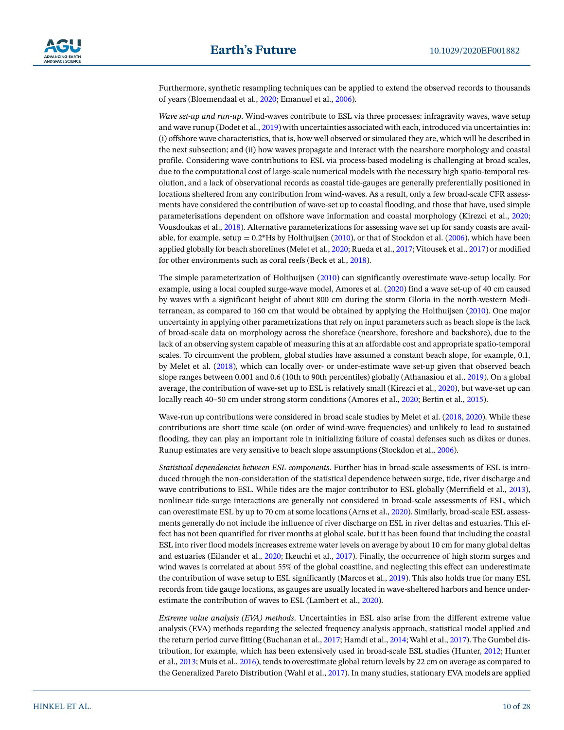Furthermore, synthetic resampling techniques can be applied to extend the observed records to thousands of years (Bloemendaal et al., 2020; Emanuel et al., 2006).

*Wave set-up and run-up*. Wind-waves contribute to ESL via three processes: infragravity waves, wave setup and wave runup (Dodet et al., 2019) with uncertainties associated with each, introduced via uncertainties in: (i) offshore wave characteristics, that is, how well observed or simulated they are, which will be described in the next subsection; and (ii) how waves propagate and interact with the nearshore morphology and coastal profile. Considering wave contributions to ESL via process-based modeling is challenging at broad scales, due to the computational cost of large-scale numerical models with the necessary high spatio-temporal resolution, and a lack of observational records as coastal tide-gauges are generally preferentially positioned in locations sheltered from any contribution from wind-waves. As a result, only a few broad-scale CFR assessments have considered the contribution of wave-set up to coastal flooding, and those that have, used simple parameterisations dependent on offshore wave information and coastal morphology (Kirezci et al., 2020; Vousdoukas et al., 2018). Alternative parameterizations for assessing wave set up for sandy coasts are available, for example, setup = 0.2*Hs by Holthuijsen (2010), or that of Stockdon et al. (2006), which have been applied globally for beach shorelines (Melet et al., 2020; Rueda et al., 2017; Vitousek et al., 2017) or modified for other environments such as coral reefs (Beck et al., 2018).

The simple parameterization of Holthuijsen (2010) can significantly overestimate wave-setup locally. For example, using a local coupled surge-wave model, Amores et al. (2020) find a wave set-up of 40 cm caused by waves with a significant height of about 800 cm during the storm Gloria in the north-western Mediterranean, as compared to 160 cm that would be obtained by applying the Holthuijsen (2010). One major uncertainty in applying other parametrizations that rely on input parameters such as beach slope is the lack of broad-scale data on morphology across the shoreface (nearshore, foreshore and backshore), due to the lack of an observing system capable of measuring this at an affordable cost and appropriate spatio-temporal scales. To circumvent the problem, global studies have assumed a constant beach slope, for example, 0.1, by Melet et al. (2018), which can locally over- or under-estimate wave set-up given that observed beach slope ranges between 0.001 and 0.6 (10th to 90th percentiles) globally (Athanasiou et al., 2019). On a global average, the contribution of wave-set up to ESL is relatively small (Kirezci et al., 2020), but wave-set up can locally reach 40–50 cm under strong storm conditions (Amores et al., 2020; Bertin et al., 2015).

Wave-run up contributions were considered in broad scale studies by Melet et al. (2018, 2020). While these contributions are short time scale (on order of wind-wave frequencies) and unlikely to lead to sustained flooding, they can play an important role in initializing failure of coastal defenses such as dikes or dunes. Runup estimates are very sensitive to beach slope assumptions (Stockdon et al., 2006).

*Statistical dependencies between ESL components*. Further bias in broad-scale assessments of ESL is introduced through the non-consideration of the statistical dependence between surge, tide, river discharge and wave contributions to ESL. While tides are the major contributor to ESL globally (Merrifield et al., 2013), nonlinear tide-surge interactions are generally not considered in broad-scale assessments of ESL, which can overestimate ESL by up to 70 cm at some locations (Arns et al., 2020). Similarly, broad-scale ESL assessments generally do not include the influence of river discharge on ESL in river deltas and estuaries. This effect has not been quantified for river mouths at global scale, but it has been found that including the coastal ESL into river flood models increases extreme water levels on average by about 10 cm for many global deltas and estuaries (Eilander et al., 2020; Ikeuchi et al., 2017). Finally, the occurrence of high storm surges and wind waves is correlated at about 55% of the global coastline, and neglecting this effect can underestimate the contribution of wave setup to ESL significantly (Marcos et al., 2019). This also holds true for many ESL records from tide gauge locations, as gauges are usually located in wave-sheltered harbors and hence underestimate the contribution of waves to ESL (Lambert et al., 2020).

*Extreme value analysis (EVA) methods*. Uncertainties in ESL also arise from the different extreme value analysis (EVA) methods regarding the selected frequency analysis approach, statistical model applied and the return period curve fitting (Buchanan et al., 2017; Hamdi et al., 2014; Wahl et al., 2017). The Gumbel distribution, for example, which has been extensively used in broad-scale ESL studies (Hunter, 2012; Hunter et al., 2013; Muis et al., 2016), tends to overestimate global return levels by 22 cm on average as compared to the Generalized Pareto Distribution (Wahl et al., 2017). In many studies, stationary EVA models are applied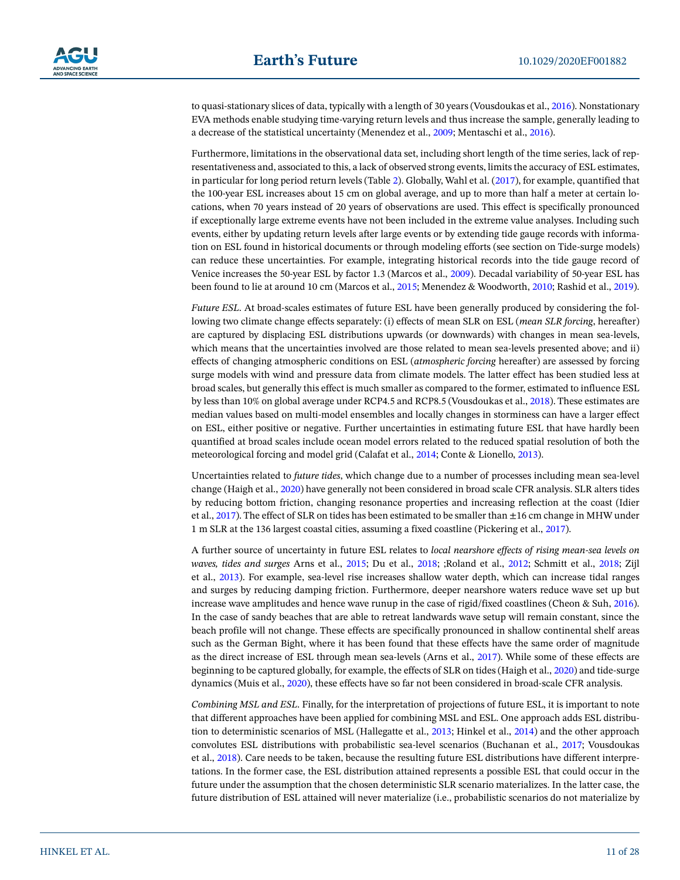to quasi-stationary slices of data, typically with a length of 30 years (Vousdoukas et al., 2016). Nonstationary EVA methods enable studying time-varying return levels and thus increase the sample, generally leading to a decrease of the statistical uncertainty (Menendez et al., 2009; Mentaschi et al., 2016).

Furthermore, limitations in the observational data set, including short length of the time series, lack of representativeness and, associated to this, a lack of observed strong events, limits the accuracy of ESL estimates, in particular for long period return levels (Table 2). Globally, Wahl et al. (2017), for example, quantified that the 100-year ESL increases about 15 cm on global average, and up to more than half a meter at certain locations, when 70 years instead of 20 years of observations are used. This effect is specifically pronounced if exceptionally large extreme events have not been included in the extreme value analyses. Including such events, either by updating return levels after large events or by extending tide gauge records with information on ESL found in historical documents or through modeling efforts (see section on Tide-surge models) can reduce these uncertainties. For example, integrating historical records into the tide gauge record of Venice increases the 50-year ESL by factor 1.3 (Marcos et al., 2009). Decadal variability of 50-year ESL has been found to lie at around 10 cm (Marcos et al., 2015; Menendez & Woodworth, 2010; Rashid et al., 2019).

*Future ESL*. At broad-scales estimates of future ESL have been generally produced by considering the following two climate change effects separately: (i) effects of mean SLR on ESL (*mean SLR forcing*, hereafter) are captured by displacing ESL distributions upwards (or downwards) with changes in mean sea-levels, which means that the uncertainties involved are those related to mean sea-levels presented above; and ii) effects of changing atmospheric conditions on ESL (*atmospheric forcing* hereafter) are assessed by forcing surge models with wind and pressure data from climate models. The latter effect has been studied less at broad scales, but generally this effect is much smaller as compared to the former, estimated to influence ESL by less than 10% on global average under RCP4.5 and RCP8.5 (Vousdoukas et al., 2018). These estimates are median values based on multi-model ensembles and locally changes in storminess can have a larger effect on ESL, either positive or negative. Further uncertainties in estimating future ESL that have hardly been quantified at broad scales include ocean model errors related to the reduced spatial resolution of both the meteorological forcing and model grid (Calafat et al., 2014; Conte & Lionello, 2013).

Uncertainties related to *future tides*, which change due to a number of processes including mean sea-level change (Haigh et al., 2020) have generally not been considered in broad scale CFR analysis. SLR alters tides by reducing bottom friction, changing resonance properties and increasing reflection at the coast (Idier et al., 2017). The effect of SLR on tides has been estimated to be smaller than ±16 cm change in MHW under 1 m SLR at the 136 largest coastal cities, assuming a fixed coastline (Pickering et al., 2017).

A further source of uncertainty in future ESL relates to *local nearshore effects of rising mean-sea levels on waves, tides and surges* Arns et al., 2015; Du et al., 2018; ;Roland et al., 2012; Schmitt et al., 2018; Zijl et al., 2013). For example, sea-level rise increases shallow water depth, which can increase tidal ranges and surges by reducing damping friction. Furthermore, deeper nearshore waters reduce wave set up but increase wave amplitudes and hence wave runup in the case of rigid/fixed coastlines (Cheon & Suh, 2016). In the case of sandy beaches that are able to retreat landwards wave setup will remain constant, since the beach profile will not change. These effects are specifically pronounced in shallow continental shelf areas such as the German Bight, where it has been found that these effects have the same order of magnitude as the direct increase of ESL through mean sea-levels (Arns et al., 2017). While some of these effects are beginning to be captured globally, for example, the effects of SLR on tides (Haigh et al., 2020) and tide-surge dynamics (Muis et al., 2020), these effects have so far not been considered in broad-scale CFR analysis.

*Combining MSL and ESL*. Finally, for the interpretation of projections of future ESL, it is important to note that different approaches have been applied for combining MSL and ESL. One approach adds ESL distribution to deterministic scenarios of MSL (Hallegatte et al., 2013; Hinkel et al., 2014) and the other approach convolutes ESL distributions with probabilistic sea-level scenarios (Buchanan et al., 2017; Vousdoukas et al., 2018). Care needs to be taken, because the resulting future ESL distributions have different interpretations. In the former case, the ESL distribution attained represents a possible ESL that could occur in the future under the assumption that the chosen deterministic SLR scenario materializes. In the latter case, the future distribution of ESL attained will never materialize (i.e., probabilistic scenarios do not materialize by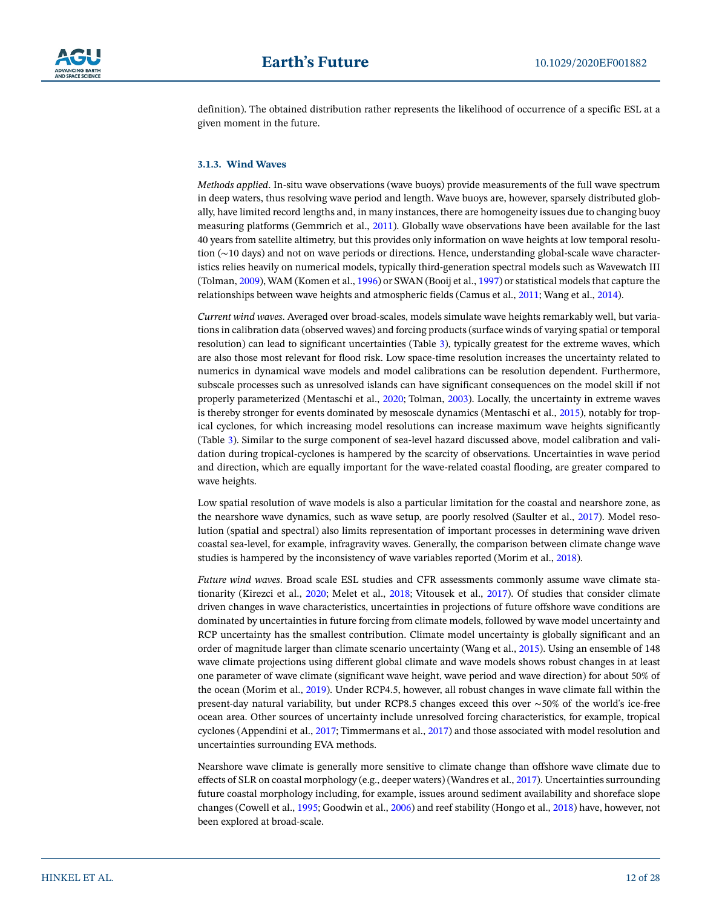definition). The obtained distribution rather represents the likelihood of occurrence of a specific ESL at a given moment in the future.

#### 3.1.3. Wind Waves

*Methods applied*. In-situ wave observations (wave buoys) provide measurements of the full wave spectrum in deep waters, thus resolving wave period and length. Wave buoys are, however, sparsely distributed globally, have limited record lengths and, in many instances, there are homogeneity issues due to changing buoy measuring platforms (Gemmrich et al., 2011). Globally wave observations have been available for the last 40 years from satellite altimetry, but this provides only information on wave heights at low temporal resolution (∼10 days) and not on wave periods or directions. Hence, understanding global-scale wave characteristics relies heavily on numerical models, typically third-generation spectral models such as Wavewatch III (Tolman, 2009), WAM (Komen et al., 1996) or SWAN (Booij et al., 1997) or statistical models that capture the relationships between wave heights and atmospheric fields (Camus et al., 2011; Wang et al., 2014).

*Current wind waves*. Averaged over broad-scales, models simulate wave heights remarkably well, but variations in calibration data (observed waves) and forcing products (surface winds of varying spatial or temporal resolution) can lead to significant uncertainties (Table 3), typically greatest for the extreme waves, which are also those most relevant for flood risk. Low space-time resolution increases the uncertainty related to numerics in dynamical wave models and model calibrations can be resolution dependent. Furthermore, subscale processes such as unresolved islands can have significant consequences on the model skill if not properly parameterized (Mentaschi et al., 2020; Tolman, 2003). Locally, the uncertainty in extreme waves is thereby stronger for events dominated by mesoscale dynamics (Mentaschi et al., 2015), notably for tropical cyclones, for which increasing model resolutions can increase maximum wave heights significantly (Table 3). Similar to the surge component of sea-level hazard discussed above, model calibration and validation during tropical-cyclones is hampered by the scarcity of observations. Uncertainties in wave period and direction, which are equally important for the wave-related coastal flooding, are greater compared to wave heights.

Low spatial resolution of wave models is also a particular limitation for the coastal and nearshore zone, as the nearshore wave dynamics, such as wave setup, are poorly resolved (Saulter et al., 2017). Model resolution (spatial and spectral) also limits representation of important processes in determining wave driven coastal sea-level, for example, infragravity waves. Generally, the comparison between climate change wave studies is hampered by the inconsistency of wave variables reported (Morim et al., 2018).

*Future wind waves*. Broad scale ESL studies and CFR assessments commonly assume wave climate stationarity (Kirezci et al., 2020; Melet et al., 2018; Vitousek et al., 2017). Of studies that consider climate driven changes in wave characteristics, uncertainties in projections of future offshore wave conditions are dominated by uncertainties in future forcing from climate models, followed by wave model uncertainty and RCP uncertainty has the smallest contribution. Climate model uncertainty is globally significant and an order of magnitude larger than climate scenario uncertainty (Wang et al., 2015). Using an ensemble of 148 wave climate projections using different global climate and wave models shows robust changes in at least one parameter of wave climate (significant wave height, wave period and wave direction) for about 50% of the ocean (Morim et al., 2019). Under RCP4.5, however, all robust changes in wave climate fall within the present-day natural variability, but under RCP8.5 changes exceed this over ∼50% of the world's ice-free ocean area. Other sources of uncertainty include unresolved forcing characteristics, for example, tropical cyclones (Appendini et al., 2017; Timmermans et al., 2017) and those associated with model resolution and uncertainties surrounding EVA methods.

Nearshore wave climate is generally more sensitive to climate change than offshore wave climate due to effects of SLR on coastal morphology (e.g., deeper waters) (Wandres et al., 2017). Uncertainties surrounding future coastal morphology including, for example, issues around sediment availability and shoreface slope changes (Cowell et al., 1995; Goodwin et al., 2006) and reef stability (Hongo et al., 2018) have, however, not been explored at broad-scale.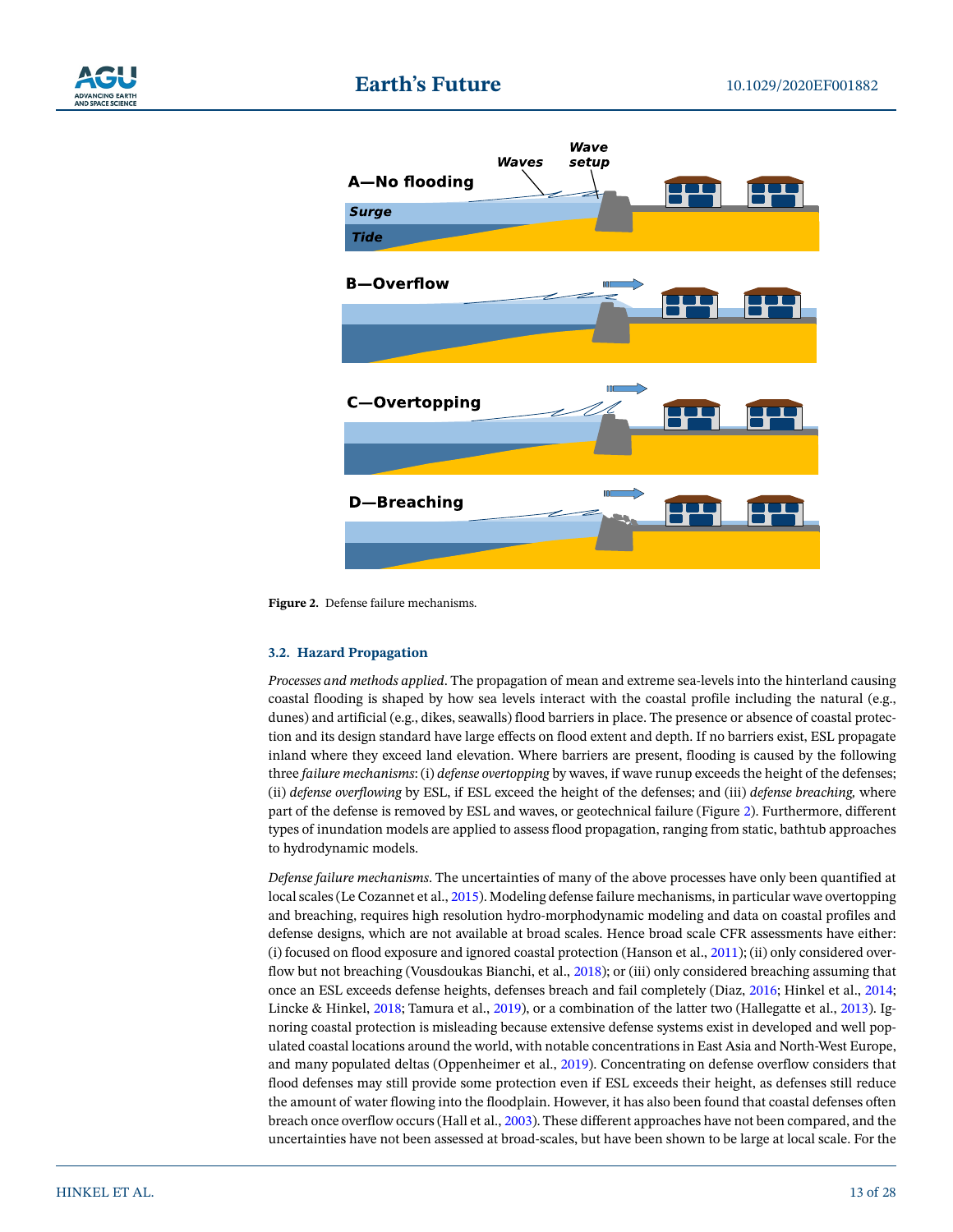**Figure 2.** Defense failure mechanisms.

### 3.2. Hazard Propagation

*Processes and methods applied*. The propagation of mean and extreme sea-levels into the hinterland causing coastal flooding is shaped by how sea levels interact with the coastal profile including the natural (e.g., dunes) and artificial (e.g., dikes, seawalls) flood barriers in place. The presence or absence of coastal protection and its design standard have large effects on flood extent and depth. If no barriers exist, ESL propagate inland where they exceed land elevation. Where barriers are present, flooding is caused by the following three *failure mechanisms*: (i) *defense overtopping* by waves, if wave runup exceeds the height of the defenses; (ii) *defense overflowing* by ESL, if ESL exceed the height of the defenses; and (iii) *defense breaching,* where part of the defense is removed by ESL and waves, or geotechnical failure (Figure 2). Furthermore, different types of inundation models are applied to assess flood propagation, ranging from static, bathtub approaches to hydrodynamic models.

*Defense failure mechanisms*. The uncertainties of many of the above processes have only been quantified at local scales (Le Cozannet et al., 2015). Modeling defense failure mechanisms, in particular wave overtopping and breaching, requires high resolution hydro-morphodynamic modeling and data on coastal profiles and defense designs, which are not available at broad scales. Hence broad scale CFR assessments have either: (i) focused on flood exposure and ignored coastal protection (Hanson et al., 2011); (ii) only considered overflow but not breaching (Vousdoukas Bianchi, et al., 2018); or (iii) only considered breaching assuming that once an ESL exceeds defense heights, defenses breach and fail completely (Diaz, 2016; Hinkel et al., 2014; Lincke & Hinkel, 2018; Tamura et al., 2019), or a combination of the latter two (Hallegatte et al., 2013). Ignoring coastal protection is misleading because extensive defense systems exist in developed and well populated coastal locations around the world, with notable concentrations in East Asia and North-West Europe, and many populated deltas (Oppenheimer et al., 2019). Concentrating on defense overflow considers that flood defenses may still provide some protection even if ESL exceeds their height, as defenses still reduce the amount of water flowing into the floodplain. However, it has also been found that coastal defenses often breach once overflow occurs (Hall et al., 2003). These different approaches have not been compared, and the uncertainties have not been assessed at broad-scales, but have been shown to be large at local scale. For the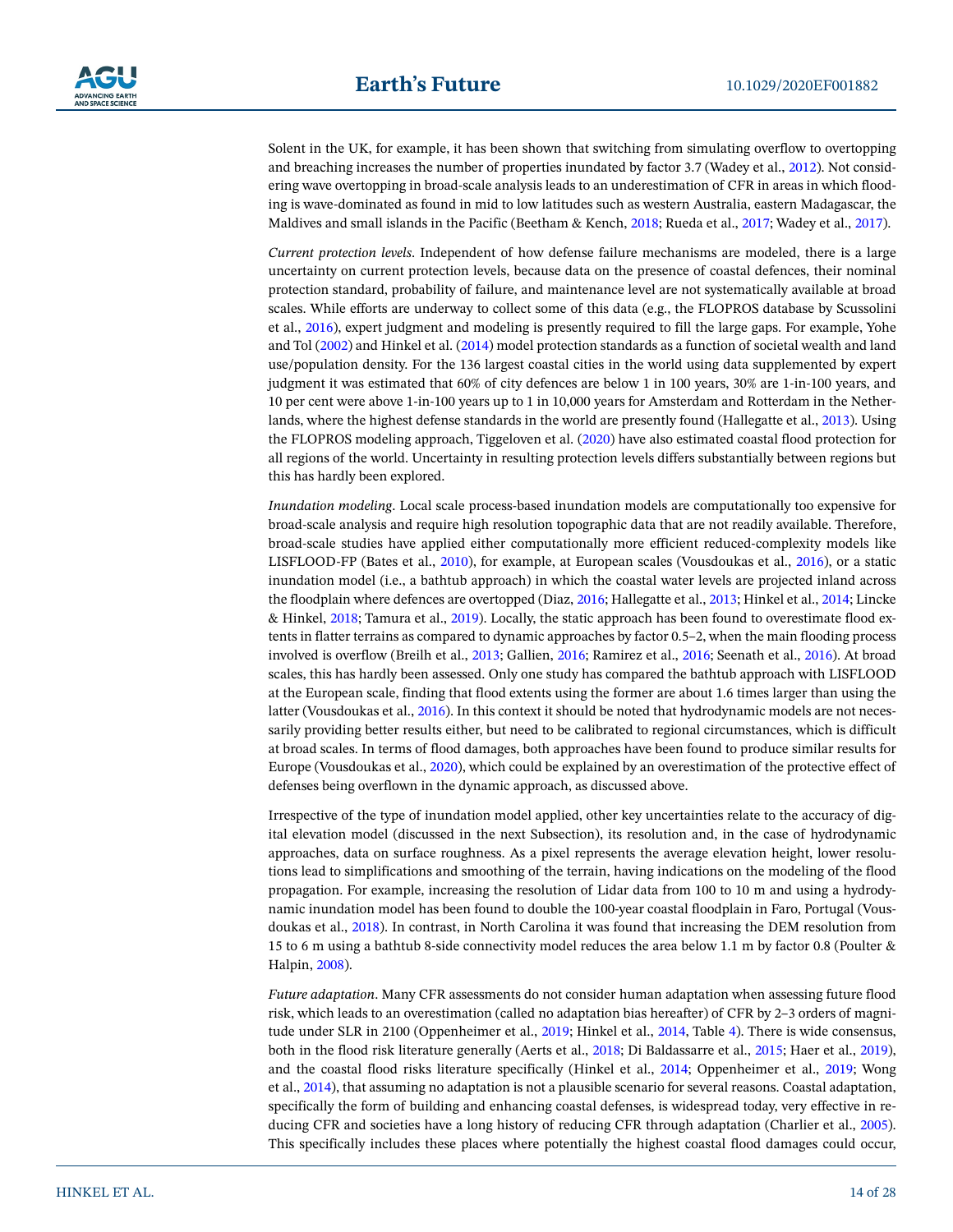Solent in the UK, for example, it has been shown that switching from simulating overflow to overtopping and breaching increases the number of properties inundated by factor 3.7 (Wadey et al., 2012). Not considering wave overtopping in broad-scale analysis leads to an underestimation of CFR in areas in which flooding is wave-dominated as found in mid to low latitudes such as western Australia, eastern Madagascar, the Maldives and small islands in the Pacific (Beetham & Kench, 2018; Rueda et al., 2017; Wadey et al., 2017).

*Current protection levels*. Independent of how defense failure mechanisms are modeled, there is a large uncertainty on current protection levels, because data on the presence of coastal defences, their nominal protection standard, probability of failure, and maintenance level are not systematically available at broad scales. While efforts are underway to collect some of this data (e.g., the FLOPROS database by Scussolini et al., 2016), expert judgment and modeling is presently required to fill the large gaps. For example, Yohe and Tol (2002) and Hinkel et al. (2014) model protection standards as a function of societal wealth and land use/population density. For the 136 largest coastal cities in the world using data supplemented by expert judgment it was estimated that 60% of city defences are below 1 in 100 years, 30% are 1-in-100 years, and 10 per cent were above 1-in-100 years up to 1 in 10,000 years for Amsterdam and Rotterdam in the Netherlands, where the highest defense standards in the world are presently found (Hallegatte et al., 2013). Using the FLOPROS modeling approach, Tiggeloven et al. (2020) have also estimated coastal flood protection for all regions of the world. Uncertainty in resulting protection levels differs substantially between regions but this has hardly been explored.

*Inundation modeling*. Local scale process-based inundation models are computationally too expensive for broad-scale analysis and require high resolution topographic data that are not readily available. Therefore, broad-scale studies have applied either computationally more efficient reduced-complexity models like LISFLOOD-FP (Bates et al., 2010), for example, at European scales (Vousdoukas et al., 2016), or a static inundation model (i.e., a bathtub approach) in which the coastal water levels are projected inland across the floodplain where defences are overtopped (Diaz, 2016; Hallegatte et al., 2013; Hinkel et al., 2014; Lincke & Hinkel, 2018; Tamura et al., 2019). Locally, the static approach has been found to overestimate flood extents in flatter terrains as compared to dynamic approaches by factor 0.5–2, when the main flooding process involved is overflow (Breilh et al., 2013; Gallien, 2016; Ramirez et al., 2016; Seenath et al., 2016). At broad scales, this has hardly been assessed. Only one study has compared the bathtub approach with LISFLOOD at the European scale, finding that flood extents using the former are about 1.6 times larger than using the latter (Vousdoukas et al., 2016). In this context it should be noted that hydrodynamic models are not necessarily providing better results either, but need to be calibrated to regional circumstances, which is difficult at broad scales. In terms of flood damages, both approaches have been found to produce similar results for Europe (Vousdoukas et al., 2020), which could be explained by an overestimation of the protective effect of defenses being overflown in the dynamic approach, as discussed above.

Irrespective of the type of inundation model applied, other key uncertainties relate to the accuracy of digital elevation model (discussed in the next Subsection), its resolution and, in the case of hydrodynamic approaches, data on surface roughness. As a pixel represents the average elevation height, lower resolutions lead to simplifications and smoothing of the terrain, having indications on the modeling of the flood propagation. For example, increasing the resolution of Lidar data from 100 to 10 m and using a hydrodynamic inundation model has been found to double the 100-year coastal floodplain in Faro, Portugal (Vousdoukas et al., 2018). In contrast, in North Carolina it was found that increasing the DEM resolution from 15 to 6 m using a bathtub 8-side connectivity model reduces the area below 1.1 m by factor 0.8 (Poulter & Halpin, 2008).

*Future adaptation*. Many CFR assessments do not consider human adaptation when assessing future flood risk, which leads to an overestimation (called no adaptation bias hereafter) of CFR by 2–3 orders of magnitude under SLR in 2100 (Oppenheimer et al., 2019; Hinkel et al., 2014, Table 4). There is wide consensus, both in the flood risk literature generally (Aerts et al., 2018; Di Baldassarre et al., 2015; Haer et al., 2019), and the coastal flood risks literature specifically (Hinkel et al., 2014; Oppenheimer et al., 2019; Wong et al., 2014), that assuming no adaptation is not a plausible scenario for several reasons. Coastal adaptation, specifically the form of building and enhancing coastal defenses, is widespread today, very effective in reducing CFR and societies have a long history of reducing CFR through adaptation (Charlier et al., 2005). This specifically includes these places where potentially the highest coastal flood damages could occur,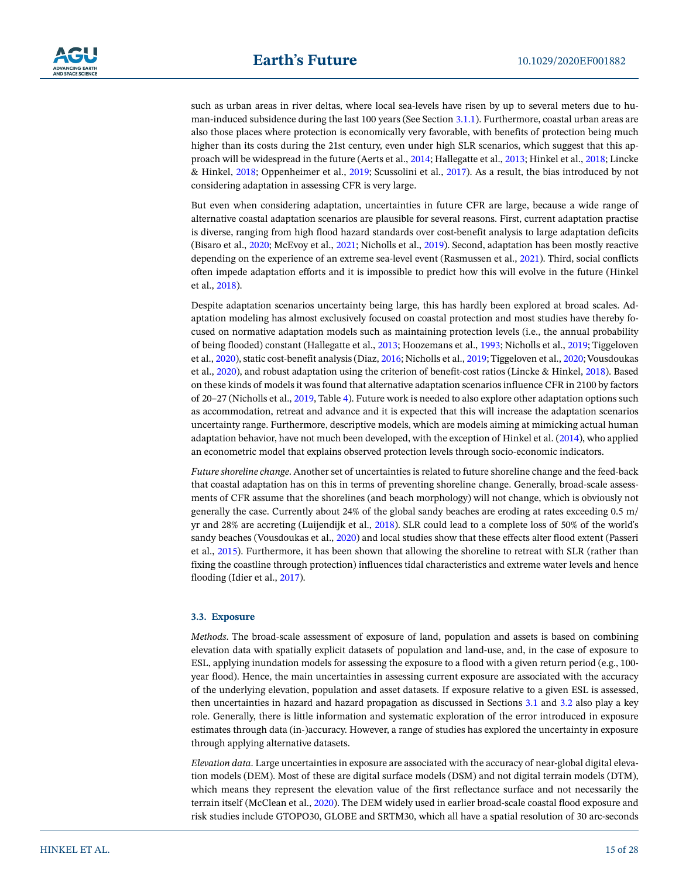such as urban areas in river deltas, where local sea-levels have risen by up to several meters due to human-induced subsidence during the last 100 years (See Section 3.1.1). Furthermore, coastal urban areas are also those places where protection is economically very favorable, with benefits of protection being much higher than its costs during the 21st century, even under high SLR scenarios, which suggest that this approach will be widespread in the future (Aerts et al., 2014; Hallegatte et al., 2013; Hinkel et al., 2018; Lincke & Hinkel, 2018; Oppenheimer et al., 2019; Scussolini et al., 2017). As a result, the bias introduced by not considering adaptation in assessing CFR is very large.

But even when considering adaptation, uncertainties in future CFR are large, because a wide range of alternative coastal adaptation scenarios are plausible for several reasons. First, current adaptation practise is diverse, ranging from high flood hazard standards over cost-benefit analysis to large adaptation deficits (Bisaro et al., 2020; McEvoy et al., 2021; Nicholls et al., 2019). Second, adaptation has been mostly reactive depending on the experience of an extreme sea-level event (Rasmussen et al., 2021). Third, social conflicts often impede adaptation efforts and it is impossible to predict how this will evolve in the future (Hinkel et al., 2018).

Despite adaptation scenarios uncertainty being large, this has hardly been explored at broad scales. Adaptation modeling has almost exclusively focused on coastal protection and most studies have thereby focused on normative adaptation models such as maintaining protection levels (i.e., the annual probability of being flooded) constant (Hallegatte et al., 2013; Hoozemans et al., 1993; Nicholls et al., 2019; Tiggeloven et al., 2020), static cost-benefit analysis (Diaz, 2016; Nicholls et al., 2019; Tiggeloven et al., 2020; Vousdoukas et al., 2020), and robust adaptation using the criterion of benefit-cost ratios (Lincke & Hinkel, 2018). Based on these kinds of models it was found that alternative adaptation scenarios influence CFR in 2100 by factors of 20–27 (Nicholls et al., 2019, Table 4). Future work is needed to also explore other adaptation options such as accommodation, retreat and advance and it is expected that this will increase the adaptation scenarios uncertainty range. Furthermore, descriptive models, which are models aiming at mimicking actual human adaptation behavior, have not much been developed, with the exception of Hinkel et al. (2014), who applied an econometric model that explains observed protection levels through socio-economic indicators.

*Future shoreline change*. Another set of uncertainties is related to future shoreline change and the feed-back that coastal adaptation has on this in terms of preventing shoreline change. Generally, broad-scale assessments of CFR assume that the shorelines (and beach morphology) will not change, which is obviously not generally the case. Currently about 24% of the global sandy beaches are eroding at rates exceeding 0.5 m/yr and 28% are accreting (Luijendijk et al., 2018). SLR could lead to a complete loss of 50% of the world's sandy beaches (Vousdoukas et al., 2020) and local studies show that these effects alter flood extent (Passeri et al., 2015). Furthermore, it has been shown that allowing the shoreline to retreat with SLR (rather than fixing the coastline through protection) influences tidal characteristics and extreme water levels and hence flooding (Idier et al., 2017).

### 3.3. Exposure

*Methods*. The broad-scale assessment of exposure of land, population and assets is based on combining elevation data with spatially explicit datasets of population and land-use, and, in the case of exposure to ESL, applying inundation models for assessing the exposure to a flood with a given return period (e.g., 100-year flood). Hence, the main uncertainties in assessing current exposure are associated with the accuracy of the underlying elevation, population and asset datasets. If exposure relative to a given ESL is assessed, then uncertainties in hazard and hazard propagation as discussed in Sections 3.1 and 3.2 also play a key role. Generally, there is little information and systematic exploration of the error introduced in exposure estimates through data (in-)accuracy. However, a range of studies has explored the uncertainty in exposure through applying alternative datasets.

*Elevation data*. Large uncertainties in exposure are associated with the accuracy of near-global digital elevation models (DEM). Most of these are digital surface models (DSM) and not digital terrain models (DTM), which means they represent the elevation value of the first reflectance surface and not necessarily the terrain itself (McClean et al., 2020). The DEM widely used in earlier broad-scale coastal flood exposure and risk studies include GTOPO30, GLOBE and SRTM30, which all have a spatial resolution of 30 arc-seconds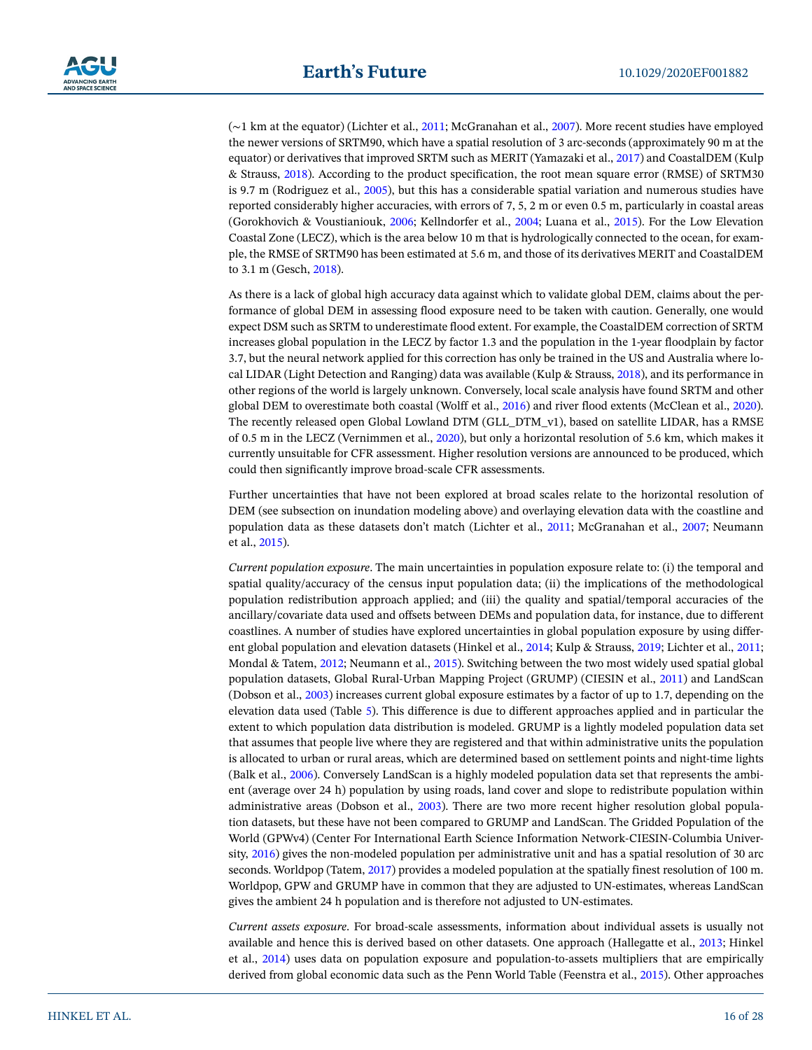(~1 km at the equator) (Lichter et al., 2011; McGranahan et al., 2007). More recent studies have employed the newer versions of SRTM90, which have a spatial resolution of 3 arc-seconds (approximately 90 m at the equator) or derivatives that improved SRTM such as MERIT (Yamazaki et al., 2017) and CoastalDEM (Kulp & Strauss, 2018). According to the product specification, the root mean square error (RMSE) of SRTM30 is 9.7 m (Rodriguez et al., 2005), but this has a considerable spatial variation and numerous studies have reported considerably higher accuracies, with errors of 7, 5, 2 m or even 0.5 m, particularly in coastal areas (Gorokhovich & Voustianiouk, 2006; Kellndorfer et al., 2004; Luana et al., 2015). For the Low Elevation Coastal Zone (LECZ), which is the area below 10 m that is hydrologically connected to the ocean, for example, the RMSE of SRTM90 has been estimated at 5.6 m, and those of its derivatives MERIT and CoastalDEM to 3.1 m (Gesch, 2018).

As there is a lack of global high accuracy data against which to validate global DEM, claims about the performance of global DEM in assessing flood exposure need to be taken with caution. Generally, one would expect DSM such as SRTM to underestimate flood extent. For example, the CoastalDEM correction of SRTM increases global population in the LECZ by factor 1.3 and the population in the 1-year floodplain by factor 3.7, but the neural network applied for this correction has only be trained in the US and Australia where local LIDAR (Light Detection and Ranging) data was available (Kulp & Strauss, 2018), and its performance in other regions of the world is largely unknown. Conversely, local scale analysis have found SRTM and other global DEM to overestimate both coastal (Wolff et al., 2016) and river flood extents (McClean et al., 2020). The recently released open Global Lowland DTM (GLL_DTM_v1), based on satellite LIDAR, has a RMSE of 0.5 m in the LECZ (Vernimmen et al., 2020), but only a horizontal resolution of 5.6 km, which makes it currently unsuitable for CFR assessment. Higher resolution versions are announced to be produced, which could then significantly improve broad-scale CFR assessments.

Further uncertainties that have not been explored at broad scales relate to the horizontal resolution of DEM (see subsection on inundation modeling above) and overlaying elevation data with the coastline and population data as these datasets don't match (Lichter et al., 2011; McGranahan et al., 2007; Neumann et al., 2015).

*Current population exposure*. The main uncertainties in population exposure relate to: (i) the temporal and spatial quality/accuracy of the census input population data; (ii) the implications of the methodological population redistribution approach applied; and (iii) the quality and spatial/temporal accuracies of the ancillary/covariate data used and offsets between DEMs and population data, for instance, due to different coastlines. A number of studies have explored uncertainties in global population exposure by using different global population and elevation datasets (Hinkel et al., 2014; Kulp & Strauss, 2019; Lichter et al., 2011; Mondal & Tatem, 2012; Neumann et al., 2015). Switching between the two most widely used spatial global population datasets, Global Rural-Urban Mapping Project (GRUMP) (CIESIN et al., 2011) and LandScan (Dobson et al., 2003) increases current global exposure estimates by a factor of up to 1.7, depending on the elevation data used (Table 5). This difference is due to different approaches applied and in particular the extent to which population data distribution is modeled. GRUMP is a lightly modeled population data set that assumes that people live where they are registered and that within administrative units the population is allocated to urban or rural areas, which are determined based on settlement points and night-time lights (Balk et al., 2006). Conversely LandScan is a highly modeled population data set that represents the ambient (average over 24 h) population by using roads, land cover and slope to redistribute population within administrative areas (Dobson et al., 2003). There are two more recent higher resolution global population datasets, but these have not been compared to GRUMP and LandScan. The Gridded Population of the World (GPWv4) (Center For International Earth Science Information Network-CIESIN-Columbia University, 2016) gives the non-modeled population per administrative unit and has a spatial resolution of 30 arc seconds. Worldpop (Tatem, 2017) provides a modeled population at the spatially finest resolution of 100 m. Worldpop, GPW and GRUMP have in common that they are adjusted to UN-estimates, whereas LandScan gives the ambient 24 h population and is therefore not adjusted to UN-estimates.

*Current assets exposure*. For broad-scale assessments, information about individual assets is usually not available and hence this is derived based on other datasets. One approach (Hallegatte et al., 2013; Hinkel et al., 2014) uses data on population exposure and population-to-assets multipliers that are empirically derived from global economic data such as the Penn World Table (Feenstra et al., 2015). Other approaches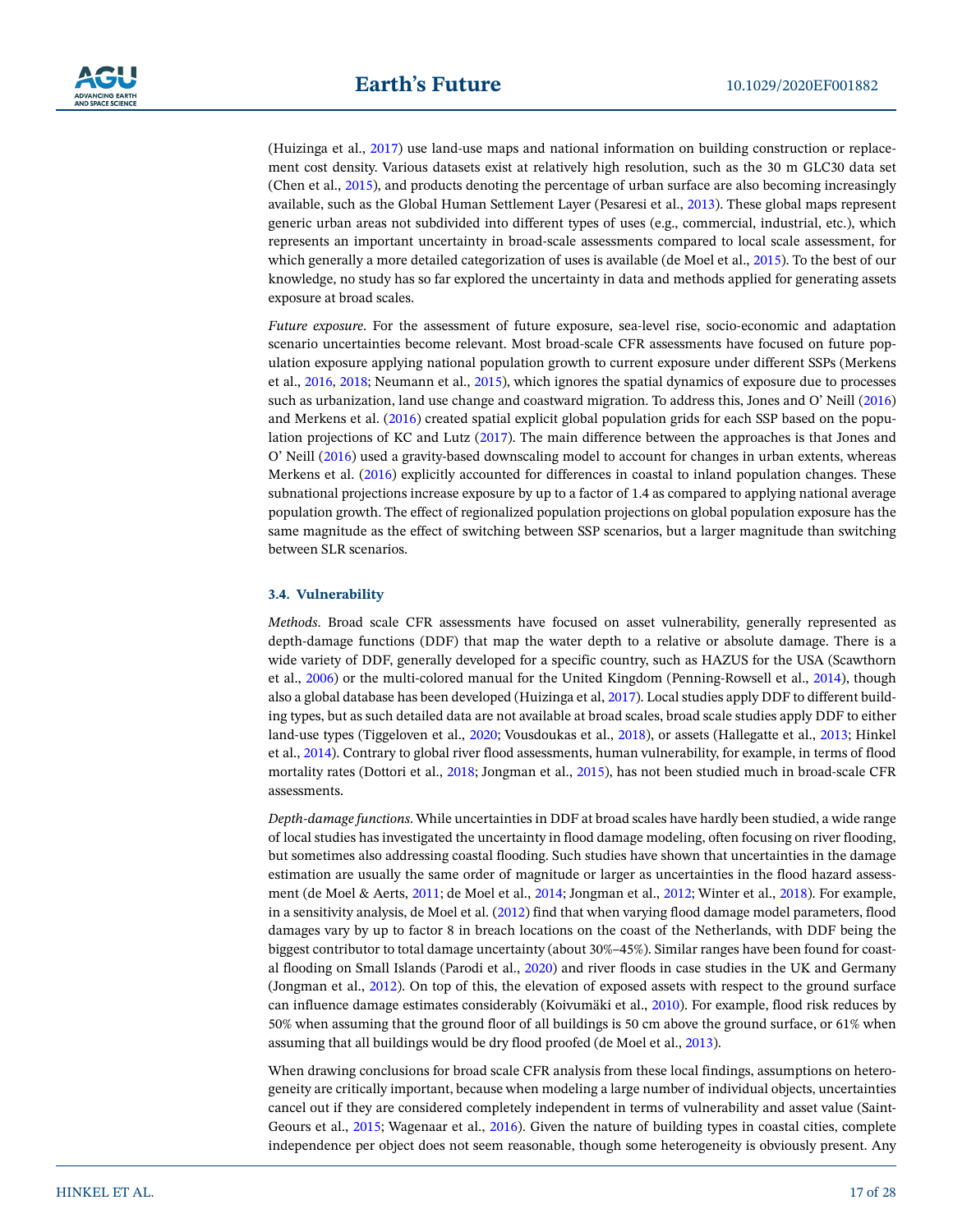(Huizinga et al., 2017) use land-use maps and national information on building construction or replacement cost density. Various datasets exist at relatively high resolution, such as the 30 m GLC30 data set (Chen et al., 2015), and products denoting the percentage of urban surface are also becoming increasingly available, such as the Global Human Settlement Layer (Pesaresi et al., 2013). These global maps represent generic urban areas not subdivided into different types of uses (e.g., commercial, industrial, etc.), which represents an important uncertainty in broad-scale assessments compared to local scale assessment, for which generally a more detailed categorization of uses is available (de Moel et al., 2015). To the best of our knowledge, no study has so far explored the uncertainty in data and methods applied for generating assets exposure at broad scales.

*Future exposure*. For the assessment of future exposure, sea-level rise, socio-economic and adaptation scenario uncertainties become relevant. Most broad-scale CFR assessments have focused on future population exposure applying national population growth to current exposure under different SSPs (Merkens et al., 2016, 2018; Neumann et al., 2015), which ignores the spatial dynamics of exposure due to processes such as urbanization, land use change and coastward migration. To address this, Jones and O' Neill (2016) and Merkens et al. (2016) created spatial explicit global population grids for each SSP based on the population projections of KC and Lutz (2017). The main difference between the approaches is that Jones and O' Neill (2016) used a gravity-based downscaling model to account for changes in urban extents, whereas Merkens et al. (2016) explicitly accounted for differences in coastal to inland population changes. These subnational projections increase exposure by up to a factor of 1.4 as compared to applying national average population growth. The effect of regionalized population projections on global population exposure has the same magnitude as the effect of switching between SSP scenarios, but a larger magnitude than switching between SLR scenarios.

### 3.4. Vulnerability

*Methods*. Broad scale CFR assessments have focused on asset vulnerability, generally represented as depth-damage functions (DDF) that map the water depth to a relative or absolute damage. There is a wide variety of DDF, generally developed for a specific country, such as HAZUS for the USA (Scawthorn et al., 2006) or the multi-colored manual for the United Kingdom (Penning-Rowsell et al., 2014), though also a global database has been developed (Huizinga et al, 2017). Local studies apply DDF to different building types, but as such detailed data are not available at broad scales, broad scale studies apply DDF to either land-use types (Tiggeloven et al., 2020; Vousdoukas et al., 2018), or assets (Hallegatte et al., 2013; Hinkel et al., 2014). Contrary to global river flood assessments, human vulnerability, for example, in terms of flood mortality rates (Dottori et al., 2018; Jongman et al., 2015), has not been studied much in broad-scale CFR assessments.

*Depth-damage functions*. While uncertainties in DDF at broad scales have hardly been studied, a wide range of local studies has investigated the uncertainty in flood damage modeling, often focusing on river flooding, but sometimes also addressing coastal flooding. Such studies have shown that uncertainties in the damage estimation are usually the same order of magnitude or larger as uncertainties in the flood hazard assessment (de Moel & Aerts, 2011; de Moel et al., 2014; Jongman et al., 2012; Winter et al., 2018). For example, in a sensitivity analysis, de Moel et al. (2012) find that when varying flood damage model parameters, flood damages vary by up to factor 8 in breach locations on the coast of the Netherlands, with DDF being the biggest contributor to total damage uncertainty (about 30%–45%). Similar ranges have been found for coastal flooding on Small Islands (Parodi et al., 2020) and river floods in case studies in the UK and Germany (Jongman et al., 2012). On top of this, the elevation of exposed assets with respect to the ground surface can influence damage estimates considerably (Koivumäki et al., 2010). For example, flood risk reduces by 50% when assuming that the ground floor of all buildings is 50 cm above the ground surface, or 61% when assuming that all buildings would be dry flood proofed (de Moel et al., 2013).

When drawing conclusions for broad scale CFR analysis from these local findings, assumptions on heterogeneity are critically important, because when modeling a large number of individual objects, uncertainties cancel out if they are considered completely independent in terms of vulnerability and asset value (Saint-Geours et al., 2015; Wagenaar et al., 2016). Given the nature of building types in coastal cities, complete independence per object does not seem reasonable, though some heterogeneity is obviously present. Any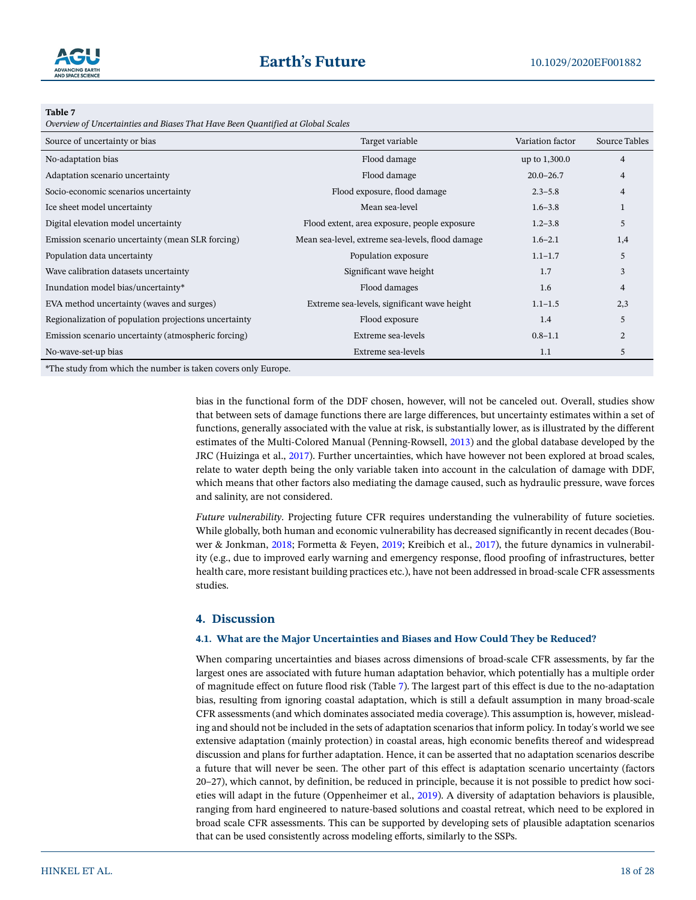**Table 7**

*Overview of Uncertainties and Biases That Have Been Quantified at Global Scales*

| Source of uncertainty or bias | Target variable | Variation factor | Source Tables |
|---|---|---|---|
| No-adaptation bias | Flood damage | up to 1,300.0 | 4 |
| Adaptation scenario uncertainty | Flood damage | 20.0–26.7 | 4 |
| Socio-economic scenarios uncertainty | Flood exposure, flood damage | 2.3–5.8 | 4 |
| Ice sheet model uncertainty | Mean sea-level | 1.6–3.8 | 1 |
| Digital elevation model uncertainty | Flood extent, area exposure, people exposure | 1.2–3.8 | 5 |
| Emission scenario uncertainty (mean SLR forcing) | Mean sea-level, extreme sea-levels, flood damage | 1.6–2.1 | 1,4 |
| Population data uncertainty | Population exposure | 1.1–1.7 | 5 |
| Wave calibration datasets uncertainty | Significant wave height | 1.7 | 3 |
| Inundation model bias/uncertainty* | Flood damages | 1.6 | 4 |
| EVA method uncertainty (waves and surges) | Extreme sea-levels, significant wave height | 1.1–1.5 | 2,3 |
| Regionalization of population projections uncertainty | Flood exposure | 1.4 | 5 |
| Emission scenario uncertainty (atmospheric forcing) | Extreme sea-levels | 0.8–1.1 | 2 |
| No-wave-set-up bias | Extreme sea-levels | 1.1 | 5 |

*The study from which the number is taken covers only Europe.

bias in the functional form of the DDF chosen, however, will not be canceled out. Overall, studies show that between sets of damage functions there are large differences, but uncertainty estimates within a set of functions, generally associated with the value at risk, is substantially lower, as is illustrated by the different estimates of the Multi-Colored Manual (Penning-Rowsell, 2013) and the global database developed by the JRC (Huizinga et al., 2017). Further uncertainties, which have however not been explored at broad scales, relate to water depth being the only variable taken into account in the calculation of damage with DDF, which means that other factors also mediating the damage caused, such as hydraulic pressure, wave forces and salinity, are not considered.

*Future vulnerability*. Projecting future CFR requires understanding the vulnerability of future societies. While globally, both human and economic vulnerability has decreased significantly in recent decades (Bouwer & Jonkman, 2018; Formetta & Feyen, 2019; Kreibich et al., 2017), the future dynamics in vulnerability (e.g., due to improved early warning and emergency response, flood proofing of infrastructures, better health care, more resistant building practices etc.), have not been addressed in broad-scale CFR assessments studies.

## 4. Discussion

### 4.1. What are the Major Uncertainties and Biases and How Could They be Reduced?

When comparing uncertainties and biases across dimensions of broad-scale CFR assessments, by far the largest ones are associated with future human adaptation behavior, which potentially has a multiple order of magnitude effect on future flood risk (Table 7). The largest part of this effect is due to the no-adaptation bias, resulting from ignoring coastal adaptation, which is still a default assumption in many broad-scale CFR assessments (and which dominates associated media coverage). This assumption is, however, misleading and should not be included in the sets of adaptation scenarios that inform policy. In today's world we see extensive adaptation (mainly protection) in coastal areas, high economic benefits thereof and widespread discussion and plans for further adaptation. Hence, it can be asserted that no adaptation scenarios describe a future that will never be seen. The other part of this effect is adaptation scenario uncertainty (factors 20–27), which cannot, by definition, be reduced in principle, because it is not possible to predict how societies will adapt in the future (Oppenheimer et al., 2019). A diversity of adaptation behaviors is plausible, ranging from hard engineered to nature-based solutions and coastal retreat, which need to be explored in broad scale CFR assessments. This can be supported by developing sets of plausible adaptation scenarios that can be used consistently across modeling efforts, similarly to the SSPs.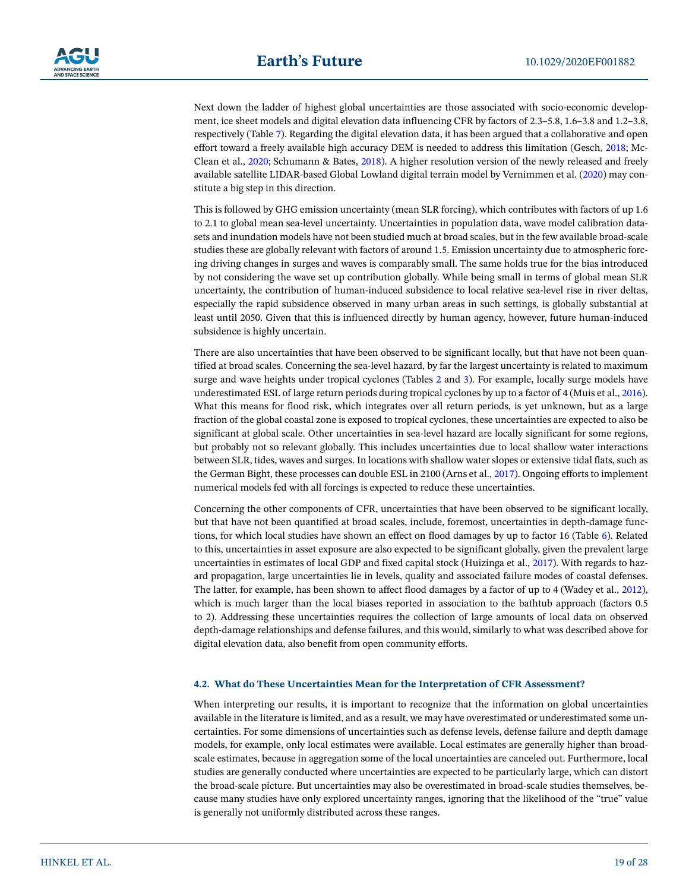Next down the ladder of highest global uncertainties are those associated with socio-economic development, ice sheet models and digital elevation data influencing CFR by factors of 2.3–5.8, 1.6–3.8 and 1.2–3.8, respectively (Table 7). Regarding the digital elevation data, it has been argued that a collaborative and open effort toward a freely available high accuracy DEM is needed to address this limitation (Gesch, 2018; McClean et al., 2020; Schumann & Bates, 2018). A higher resolution version of the newly released and freely available satellite LIDAR-based Global Lowland digital terrain model by Vernimmen et al. (2020) may constitute a big step in this direction.

This is followed by GHG emission uncertainty (mean SLR forcing), which contributes with factors of up 1.6 to 2.1 to global mean sea-level uncertainty. Uncertainties in population data, wave model calibration datasets and inundation models have not been studied much at broad scales, but in the few available broad-scale studies these are globally relevant with factors of around 1.5. Emission uncertainty due to atmospheric forcing driving changes in surges and waves is comparably small. The same holds true for the bias introduced by not considering the wave set up contribution globally. While being small in terms of global mean SLR uncertainty, the contribution of human-induced subsidence to local relative sea-level rise in river deltas, especially the rapid subsidence observed in many urban areas in such settings, is globally substantial at least until 2050. Given that this is influenced directly by human agency, however, future human-induced subsidence is highly uncertain.

There are also uncertainties that have been observed to be significant locally, but that have not been quantified at broad scales. Concerning the sea-level hazard, by far the largest uncertainty is related to maximum surge and wave heights under tropical cyclones (Tables 2 and 3). For example, locally surge models have underestimated ESL of large return periods during tropical cyclones by up to a factor of 4 (Muis et al., 2016). What this means for flood risk, which integrates over all return periods, is yet unknown, but as a large fraction of the global coastal zone is exposed to tropical cyclones, these uncertainties are expected to also be significant at global scale. Other uncertainties in sea-level hazard are locally significant for some regions, but probably not so relevant globally. This includes uncertainties due to local shallow water interactions between SLR, tides, waves and surges. In locations with shallow water slopes or extensive tidal flats, such as the German Bight, these processes can double ESL in 2100 (Arns et al., 2017). Ongoing efforts to implement numerical models fed with all forcings is expected to reduce these uncertainties.

Concerning the other components of CFR, uncertainties that have been observed to be significant locally, but that have not been quantified at broad scales, include, foremost, uncertainties in depth-damage functions, for which local studies have shown an effect on flood damages by up to factor 16 (Table 6). Related to this, uncertainties in asset exposure are also expected to be significant globally, given the prevalent large uncertainties in estimates of local GDP and fixed capital stock (Huizinga et al., 2017). With regards to hazard propagation, large uncertainties lie in levels, quality and associated failure modes of coastal defenses. The latter, for example, has been shown to affect flood damages by a factor of up to 4 (Wadey et al., 2012), which is much larger than the local biases reported in association to the bathtub approach (factors 0.5 to 2). Addressing these uncertainties requires the collection of large amounts of local data on observed depth-damage relationships and defense failures, and this would, similarly to what was described above for digital elevation data, also benefit from open community efforts.

### 4.2. What do These Uncertainties Mean for the Interpretation of CFR Assessment?

When interpreting our results, it is important to recognize that the information on global uncertainties available in the literature is limited, and as a result, we may have overestimated or underestimated some uncertainties. For some dimensions of uncertainties such as defense levels, defense failure and depth damage models, for example, only local estimates were available. Local estimates are generally higher than broad-scale estimates, because in aggregation some of the local uncertainties are canceled out. Furthermore, local studies are generally conducted where uncertainties are expected to be particularly large, which can distort the broad-scale picture. But uncertainties may also be overestimated in broad-scale studies themselves, because many studies have only explored uncertainty ranges, ignoring that the likelihood of the "true" value is generally not uniformly distributed across these ranges.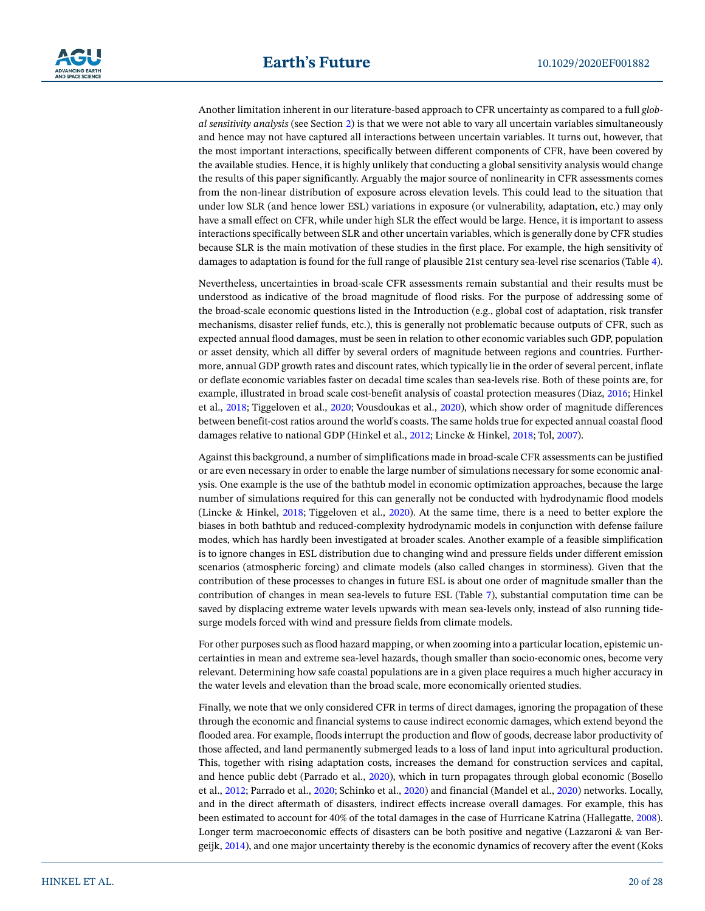Another limitation inherent in our literature-based approach to CFR uncertainty as compared to a full *global sensitivity analysis* (see Section 2) is that we were not able to vary all uncertain variables simultaneously and hence may not have captured all interactions between uncertain variables. It turns out, however, that the most important interactions, specifically between different components of CFR, have been covered by the available studies. Hence, it is highly unlikely that conducting a global sensitivity analysis would change the results of this paper significantly. Arguably the major source of nonlinearity in CFR assessments comes from the non-linear distribution of exposure across elevation levels. This could lead to the situation that under low SLR (and hence lower ESL) variations in exposure (or vulnerability, adaptation, etc.) may only have a small effect on CFR, while under high SLR the effect would be large. Hence, it is important to assess interactions specifically between SLR and other uncertain variables, which is generally done by CFR studies because SLR is the main motivation of these studies in the first place. For example, the high sensitivity of damages to adaptation is found for the full range of plausible 21st century sea-level rise scenarios (Table 4).

Nevertheless, uncertainties in broad-scale CFR assessments remain substantial and their results must be understood as indicative of the broad magnitude of flood risks. For the purpose of addressing some of the broad-scale economic questions listed in the Introduction (e.g., global cost of adaptation, risk transfer mechanisms, disaster relief funds, etc.), this is generally not problematic because outputs of CFR, such as expected annual flood damages, must be seen in relation to other economic variables such GDP, population or asset density, which all differ by several orders of magnitude between regions and countries. Furthermore, annual GDP growth rates and discount rates, which typically lie in the order of several percent, inflate or deflate economic variables faster on decadal time scales than sea-levels rise. Both of these points are, for example, illustrated in broad scale cost-benefit analysis of coastal protection measures (Diaz, 2016; Hinkel et al., 2018; Tiggeloven et al., 2020; Vousdoukas et al., 2020), which show order of magnitude differences between benefit-cost ratios around the world's coasts. The same holds true for expected annual coastal flood damages relative to national GDP (Hinkel et al., 2012; Lincke & Hinkel, 2018; Tol, 2007).

Against this background, a number of simplifications made in broad-scale CFR assessments can be justified or are even necessary in order to enable the large number of simulations necessary for some economic analysis. One example is the use of the bathtub model in economic optimization approaches, because the large number of simulations required for this can generally not be conducted with hydrodynamic flood models (Lincke & Hinkel, 2018; Tiggeloven et al., 2020). At the same time, there is a need to better explore the biases in both bathtub and reduced-complexity hydrodynamic models in conjunction with defense failure modes, which has hardly been investigated at broader scales. Another example of a feasible simplification is to ignore changes in ESL distribution due to changing wind and pressure fields under different emission scenarios (atmospheric forcing) and climate models (also called changes in storminess). Given that the contribution of these processes to changes in future ESL is about one order of magnitude smaller than the contribution of changes in mean sea-levels to future ESL (Table 7), substantial computation time can be saved by displacing extreme water levels upwards with mean sea-levels only, instead of also running tide-surge models forced with wind and pressure fields from climate models.

For other purposes such as flood hazard mapping, or when zooming into a particular location, epistemic uncertainties in mean and extreme sea-level hazards, though smaller than socio-economic ones, become very relevant. Determining how safe coastal populations are in a given place requires a much higher accuracy in the water levels and elevation than the broad scale, more economically oriented studies.

Finally, we note that we only considered CFR in terms of direct damages, ignoring the propagation of these through the economic and financial systems to cause indirect economic damages, which extend beyond the flooded area. For example, floods interrupt the production and flow of goods, decrease labor productivity of those affected, and land permanently submerged leads to a loss of land input into agricultural production. This, together with rising adaptation costs, increases the demand for construction services and capital, and hence public debt (Parrado et al., 2020), which in turn propagates through global economic (Bosello et al., 2012; Parrado et al., 2020; Schinko et al., 2020) and financial (Mandel et al., 2020) networks. Locally, and in the direct aftermath of disasters, indirect effects increase overall damages. For example, this has been estimated to account for 40% of the total damages in the case of Hurricane Katrina (Hallegatte, 2008). Longer term macroeconomic effects of disasters can be both positive and negative (Lazzaroni & van Bergeijk, 2014), and one major uncertainty thereby is the economic dynamics of recovery after the event (Koks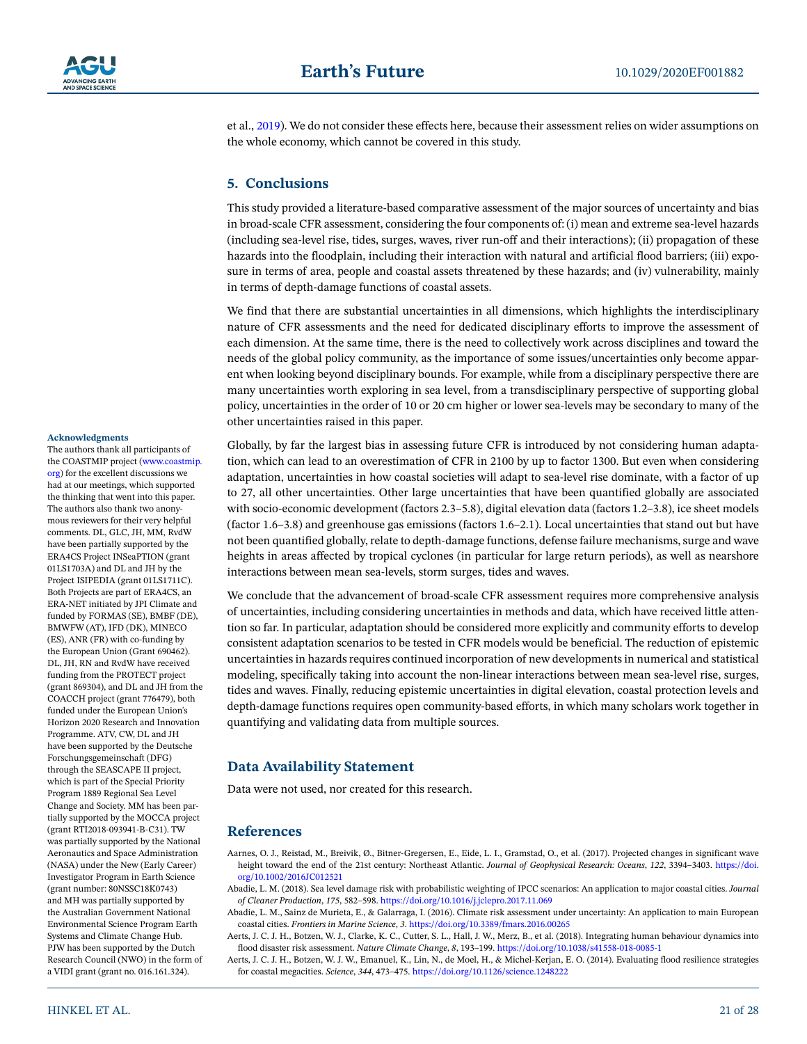et al., 2019). We do not consider these effects here, because their assessment relies on wider assumptions on the whole economy, which cannot be covered in this study.

## 5. Conclusions

This study provided a literature-based comparative assessment of the major sources of uncertainty and bias in broad-scale CFR assessment, considering the four components of: (i) mean and extreme sea-level hazards (including sea-level rise, tides, surges, waves, river run-off and their interactions); (ii) propagation of these hazards into the floodplain, including their interaction with natural and artificial flood barriers; (iii) exposure in terms of area, people and coastal assets threatened by these hazards; and (iv) vulnerability, mainly in terms of depth-damage functions of coastal assets.

We find that there are substantial uncertainties in all dimensions, which highlights the interdisciplinary nature of CFR assessments and the need for dedicated disciplinary efforts to improve the assessment of each dimension. At the same time, there is the need to collectively work across disciplines and toward the needs of the global policy community, as the importance of some issues/uncertainties only become apparent when looking beyond disciplinary bounds. For example, while from a disciplinary perspective there are many uncertainties worth exploring in sea level, from a transdisciplinary perspective of supporting global policy, uncertainties in the order of 10 or 20 cm higher or lower sea-levels may be secondary to many of the other uncertainties raised in this paper.

Globally, by far the largest bias in assessing future CFR is introduced by not considering human adaptation, which can lead to an overestimation of CFR in 2100 by up to factor 1300. But even when considering adaptation, uncertainties in how coastal societies will adapt to sea-level rise dominate, with a factor of up to 27, all other uncertainties. Other large uncertainties that have been quantified globally are associated with socio-economic development (factors 2.3–5.8), digital elevation data (factors 1.2–3.8), ice sheet models (factor 1.6–3.8) and greenhouse gas emissions (factors 1.6–2.1). Local uncertainties that stand out but have not been quantified globally, relate to depth-damage functions, defense failure mechanisms, surge and wave heights in areas affected by tropical cyclones (in particular for large return periods), as well as nearshore interactions between mean sea-levels, storm surges, tides and waves.

We conclude that the advancement of broad-scale CFR assessment requires more comprehensive analysis of uncertainties, including considering uncertainties in methods and data, which have received little attention so far. In particular, adaptation should be considered more explicitly and community efforts to develop consistent adaptation scenarios to be tested in CFR models would be beneficial. The reduction of epistemic uncertainties in hazards requires continued incorporation of new developments in numerical and statistical modeling, specifically taking into account the non-linear interactions between mean sea-level rise, surges, tides and waves. Finally, reducing epistemic uncertainties in digital elevation, coastal protection levels and depth-damage functions requires open community-based efforts, in which many scholars work together in quantifying and validating data from multiple sources.

### Acknowledgments

The authors thank all participants of the COASTMIP project (www.coastmip.org) for the excellent discussions we had at our meetings, which supported the thinking that went into this paper. The authors also thank two anonymous reviewers for their very helpful comments. DL, GLC, JH, MM, RvdW have been partially supported by the ERA4CS Project INSeaPTION (grant 01LS1703A) and DL and JH by the Project ISIPEDIA (grant 01LS1711C). Both Projects are part of ERA4CS, an ERA-NET initiated by JPI Climate and funded by FORMAS (SE), BMBF (DE), BMWFW (AT), IFD (DK), MINECO (ES), ANR (FR) with co-funding by the European Union (Grant 690462). DL, JH, RN and RvdW have received funding from the PROTECT project (grant 869304), and DL and JH from the COACCH project (grant 776479), both funded under the European Union's Horizon 2020 Research and Innovation Programme. ATV, CW, DL and JH have been supported by the Deutsche Forschungsgemeinschaft (DFG) through the SEASCAPE II project, which is part of the Special Priority Program 1889 Regional Sea Level Change and Society. MM has been partially supported by the MOCCA project (grant RTI2018-093941-B-C31). TW was partially supported by the National Aeronautics and Space Administration (NASA) under the New (Early Career) Investigator Program in Earth Science (grant number: 80NSSC18K0743) and MH was partially supported by the Australian Government National Environmental Science Program Earth Systems and Climate Change Hub. PJW has been supported by the Dutch Research Council (NWO) in the form of a VIDI grant (grant no. 016.161.324).

## Data Availability Statement

Data were not used, nor created for this research.

## References

Aarnes, O. J., Reistad, M., Breivik, Ø., Bitner-Gregersen, E., Eide, L. I., Gramstad, O., et al. (2017). Projected changes in significant wave height toward the end of the 21st century: Northeast Atlantic. *Journal of Geophysical Research: Oceans*, *122*, 3394–3403. https://doi.org/10.1002/2016JC012521

Abadie, L. M. (2018). Sea level damage risk with probabilistic weighting of IPCC scenarios: An application to major coastal cities. *Journal of Cleaner Production*, *175*, 582–598. https://doi.org/10.1016/j.jclepro.2017.11.069

Abadie, L. M., Sainz de Murieta, E., & Galarraga, I. (2016). Climate risk assessment under uncertainty: An application to main European coastal cities. *Frontiers in Marine Science*, *3*. https://doi.org/10.3389/fmars.2016.00265

Aerts, J. C. J. H., Botzen, W. J., Clarke, K. C., Cutter, S. L., Hall, J. W., Merz, B., et al. (2018). Integrating human behaviour dynamics into flood disaster risk assessment. *Nature Climate Change*, *8*, 193–199. https://doi.org/10.1038/s41558-018-0085-1

Aerts, J. C. J. H., Botzen, W. J. W., Emanuel, K., Lin, N., de Moel, H., & Michel-Kerjan, E. O. (2014). Evaluating flood resilience strategies for coastal megacities. *Science*, *344*, 473–475. https://doi.org/10.1126/science.1248222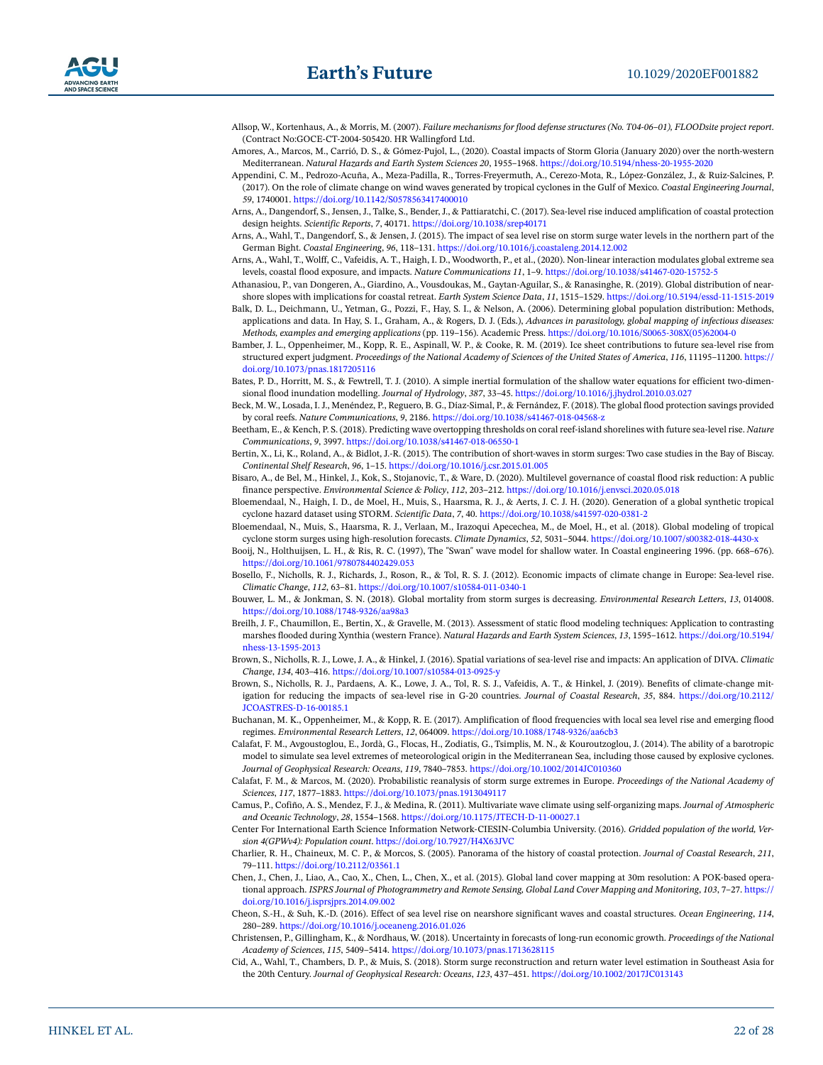Allsop, W., Kortenhaus, A., & Morris, M. (2007). *Failure mechanisms for flood defense structures (No. T04-06–01), FLOODsite project report*. (Contract No:GOCE-CT-2004-505420. HR Wallingford Ltd.

Amores, A., Marcos, M., Carrió, D. S., & Gómez-Pujol, L., (2020). Coastal impacts of Storm Gloria (January 2020) over the north-western Mediterranean. *Natural Hazards and Earth System Sciences 20*, 1955–1968. https://doi.org/10.5194/nhess-20-1955-2020

Appendini, C. M., Pedrozo-Acuña, A., Meza-Padilla, R., Torres-Freyermuth, A., Cerezo-Mota, R., López-González, J., & Ruiz-Salcines, P. (2017). On the role of climate change on wind waves generated by tropical cyclones in the Gulf of Mexico. *Coastal Engineering Journal*, *59*, 1740001. https://doi.org/10.1142/S0578563417400010

Arns, A., Dangendorf, S., Jensen, J., Talke, S., Bender, J., & Pattiaratchi, C. (2017). Sea-level rise induced amplification of coastal protection design heights. *Scientific Reports*, *7*, 40171. https://doi.org/10.1038/srep40171

Arns, A., Wahl, T., Dangendorf, S., & Jensen, J. (2015). The impact of sea level rise on storm surge water levels in the northern part of the German Bight. *Coastal Engineering*, *96*, 118–131. https://doi.org/10.1016/j.coastaleng.2014.12.002

Arns, A., Wahl, T., Wolff, C., Vafeidis, A. T., Haigh, I. D., Woodworth, P., et al., (2020). Non-linear interaction modulates global extreme sea levels, coastal flood exposure, and impacts. *Nature Communications 11*, 1–9. https://doi.org/10.1038/s41467-020-15752-5

Athanasiou, P., van Dongeren, A., Giardino, A., Vousdoukas, M., Gaytan-Aguilar, S., & Ranasinghe, R. (2019). Global distribution of nearshore slopes with implications for coastal retreat. *Earth System Science Data*, *11*, 1515–1529. https://doi.org/10.5194/essd-11-1515-2019

Balk, D. L., Deichmann, U., Yetman, G., Pozzi, F., Hay, S. I., & Nelson, A. (2006). Determining global population distribution: Methods, applications and data. In Hay, S. I., Graham, A., & Rogers, D. J. (Eds.), *Advances in parasitology, global mapping of infectious diseases: Methods, examples and emerging applications* (pp. 119–156). Academic Press. https://doi.org/10.1016/S0065-308X(05)62004-0

Bamber, J. L., Oppenheimer, M., Kopp, R. E., Aspinall, W. P., & Cooke, R. M. (2019). Ice sheet contributions to future sea-level rise from structured expert judgment. *Proceedings of the National Academy of Sciences of the United States of America*, *116*, 11195–11200. https://doi.org/10.1073/pnas.1817205116

Bates, P. D., Horritt, M. S., & Fewtrell, T. J. (2010). A simple inertial formulation of the shallow water equations for efficient two-dimensional flood inundation modelling. *Journal of Hydrology*, *387*, 33–45. https://doi.org/10.1016/j.jhydrol.2010.03.027

Beck, M. W., Losada, I. J., Menéndez, P., Reguero, B. G., Díaz-Simal, P., & Fernández, F. (2018). The global flood protection savings provided by coral reefs. *Nature Communications*, *9*, 2186. https://doi.org/10.1038/s41467-018-04568-z

Beetham, E., & Kench, P. S. (2018). Predicting wave overtopping thresholds on coral reef-island shorelines with future sea-level rise. *Nature Communications*, *9*, 3997. https://doi.org/10.1038/s41467-018-06550-1

Bertin, X., Li, K., Roland, A., & Bidlot, J.-R. (2015). The contribution of short-waves in storm surges: Two case studies in the Bay of Biscay. *Continental Shelf Research*, *96*, 1–15. https://doi.org/10.1016/j.csr.2015.01.005

Bisaro, A., de Bel, M., Hinkel, J., Kok, S., Stojanovic, T., & Ware, D. (2020). Multilevel governance of coastal flood risk reduction: A public finance perspective. *Environmental Science & Policy*, *112*, 203–212. https://doi.org/10.1016/j.envsci.2020.05.018

Bloemendaal, N., Haigh, I. D., de Moel, H., Muis, S., Haarsma, R. J., & Aerts, J. C. J. H. (2020). Generation of a global synthetic tropical cyclone hazard dataset using STORM. *Scientific Data*, *7*, 40. https://doi.org/10.1038/s41597-020-0381-2

Bloemendaal, N., Muis, S., Haarsma, R. J., Verlaan, M., Irazoqui Apecechea, M., de Moel, H., et al. (2018). Global modeling of tropical cyclone storm surges using high-resolution forecasts. *Climate Dynamics*, *52*, 5031–5044. https://doi.org/10.1007/s00382-018-4430-x

Booij, N., Holthuijsen, L. H., & Ris, R. C. (1997), The "Swan" wave model for shallow water. In Coastal engineering 1996. (pp. 668–676). https://doi.org/10.1061/9780784402429.053

Bosello, F., Nicholls, R. J., Richards, J., Roson, R., & Tol, R. S. J. (2012). Economic impacts of climate change in Europe: Sea-level rise. *Climatic Change*, *112*, 63–81. https://doi.org/10.1007/s10584-011-0340-1

Bouwer, L. M., & Jonkman, S. N. (2018). Global mortality from storm surges is decreasing. *Environmental Research Letters*, *13*, 014008. https://doi.org/10.1088/1748-9326/aa98a3

Breilh, J. F., Chaumillon, E., Bertin, X., & Gravelle, M. (2013). Assessment of static flood modeling techniques: Application to contrasting marshes flooded during Xynthia (western France). *Natural Hazards and Earth System Sciences*, *13*, 1595–1612. https://doi.org/10.5194/nhess-13-1595-2013

Brown, S., Nicholls, R. J., Lowe, J. A., & Hinkel, J. (2016). Spatial variations of sea-level rise and impacts: An application of DIVA. *Climatic Change*, *134*, 403–416. https://doi.org/10.1007/s10584-013-0925-y

Brown, S., Nicholls, R. J., Pardaens, A. K., Lowe, J. A., Tol, R. S. J., Vafeidis, A. T., & Hinkel, J. (2019). Benefits of climate-change mitigation for reducing the impacts of sea-level rise in G-20 countries. *Journal of Coastal Research*, *35*, 884. https://doi.org/10.2112/JCOASTRES-D-16-00185.1

Buchanan, M. K., Oppenheimer, M., & Kopp, R. E. (2017). Amplification of flood frequencies with local sea level rise and emerging flood regimes. *Environmental Research Letters*, *12*, 064009. https://doi.org/10.1088/1748-9326/aa6cb3

Calafat, F. M., Avgoustoglou, E., Jordà, G., Flocas, H., Zodiatis, G., Tsimplis, M. N., & Kouroutzoglou, J. (2014). The ability of a barotropic model to simulate sea level extremes of meteorological origin in the Mediterranean Sea, including those caused by explosive cyclones. *Journal of Geophysical Research: Oceans*, *119*, 7840–7853. https://doi.org/10.1002/2014JC010360

Calafat, F. M., & Marcos, M. (2020). Probabilistic reanalysis of storm surge extremes in Europe. *Proceedings of the National Academy of Sciences*, *117*, 1877–1883. https://doi.org/10.1073/pnas.1913049117

Camus, P., Cofiño, A. S., Mendez, F. J., & Medina, R. (2011). Multivariate wave climate using self-organizing maps. *Journal of Atmospheric and Oceanic Technology*, *28*, 1554–1568. https://doi.org/10.1175/JTECH-D-11-00027.1

Center For International Earth Science Information Network-CIESIN-Columbia University. (2016). *Gridded population of the world, Version 4(GPWv4): Population count*. https://doi.org/10.7927/H4X63JVC

Charlier, R. H., Chaineux, M. C. P., & Morcos, S. (2005). Panorama of the history of coastal protection. *Journal of Coastal Research*, *211*, 79–111. https://doi.org/10.2112/03561.1

Chen, J., Chen, J., Liao, A., Cao, X., Chen, L., Chen, X., et al. (2015). Global land cover mapping at 30m resolution: A POK-based operational approach. *ISPRS Journal of Photogrammetry and Remote Sensing, Global Land Cover Mapping and Monitoring*, *103*, 7–27. https://doi.org/10.1016/j.isprsjprs.2014.09.002

Cheon, S.-H., & Suh, K.-D. (2016). Effect of sea level rise on nearshore significant waves and coastal structures. *Ocean Engineering*, *114*, 280–289. https://doi.org/10.1016/j.oceaneng.2016.01.026

Christensen, P., Gillingham, K., & Nordhaus, W. (2018). Uncertainty in forecasts of long-run economic growth. *Proceedings of the National Academy of Sciences*, *115*, 5409–5414. https://doi.org/10.1073/pnas.1713628115

Cid, A., Wahl, T., Chambers, D. P., & Muis, S. (2018). Storm surge reconstruction and return water level estimation in Southeast Asia for the 20th Century. *Journal of Geophysical Research: Oceans*, *123*, 437–451. https://doi.org/10.1002/2017JC013143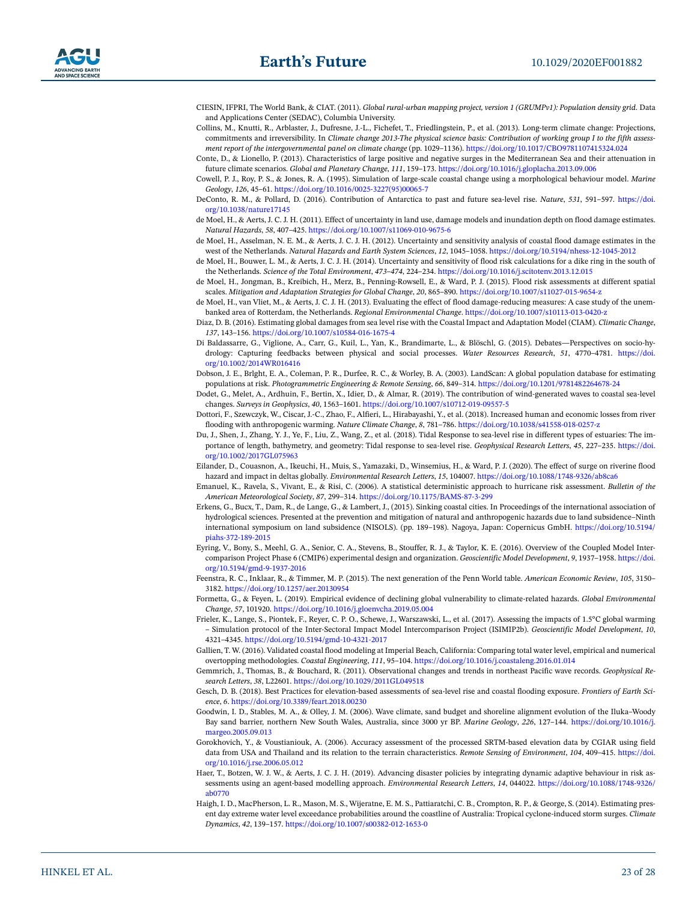CIESIN, IFPRI, The World Bank, & CIAT. (2011). *Global rural-urban mapping project, version 1 (GRUMPv1): Population density grid*. Data and Applications Center (SEDAC), Columbia University.

Collins, M., Knutti, R., Arblaster, J., Dufresne, J.-L., Fichefet, T., Friedlingstein, P., et al. (2013). Long-term climate change: Projections, commitments and irreversibility. In *Climate change 2013-The physical science basis: Contribution of working group I to the fifth assessment report of the intergovernmental panel on climate change* (pp. 1029–1136). https://doi.org/10.1017/CBO9781107415324.024

Conte, D., & Lionello, P. (2013). Characteristics of large positive and negative surges in the Mediterranean Sea and their attenuation in future climate scenarios. *Global and Planetary Change*, *111*, 159–173. https://doi.org/10.1016/j.gloplacha.2013.09.006

Cowell, P. J., Roy, P. S., & Jones, R. A. (1995). Simulation of large-scale coastal change using a morphological behaviour model. *Marine Geology*, *126*, 45–61. https://doi.org/10.1016/0025-3227(95)00065-7

DeConto, R. M., & Pollard, D. (2016). Contribution of Antarctica to past and future sea-level rise. *Nature*, *531*, 591–597. https://doi.org/10.1038/nature17145

de Moel, H., & Aerts, J. C. J. H. (2011). Effect of uncertainty in land use, damage models and inundation depth on flood damage estimates. *Natural Hazards*, *58*, 407–425. https://doi.org/10.1007/s11069-010-9675-6

de Moel, H., Asselman, N. E. M., & Aerts, J. C. J. H. (2012). Uncertainty and sensitivity analysis of coastal flood damage estimates in the west of the Netherlands. *Natural Hazards and Earth System Sciences*, *12*, 1045–1058. https://doi.org/10.5194/nhess-12-1045-2012

de Moel, H., Bouwer, L. M., & Aerts, J. C. J. H. (2014). Uncertainty and sensitivity of flood risk calculations for a dike ring in the south of the Netherlands. *Science of the Total Environment*, *473–474*, 224–234. https://doi.org/10.1016/j.scitotenv.2013.12.015

de Moel, H., Jongman, B., Kreibich, H., Merz, B., Penning-Rowsell, E., & Ward, P. J. (2015). Flood risk assessments at different spatial scales. *Mitigation and Adaptation Strategies for Global Change*, *20*, 865–890. https://doi.org/10.1007/s11027-015-9654-z

de Moel, H., van Vliet, M., & Aerts, J. C. J. H. (2013). Evaluating the effect of flood damage-reducing measures: A case study of the unembanked area of Rotterdam, the Netherlands. *Regional Environmental Change*. https://doi.org/10.1007/s10113-013-0420-z

Diaz, D. B. (2016). Estimating global damages from sea level rise with the Coastal Impact and Adaptation Model (CIAM). *Climatic Change*, *137*, 143–156. https://doi.org/10.1007/s10584-016-1675-4

Di Baldassarre, G., Viglione, A., Carr, G., Kuil, L., Yan, K., Brandimarte, L., & Blöschl, G. (2015). Debates—Perspectives on socio-hydrology: Capturing feedbacks between physical and social processes. *Water Resources Research*, *51*, 4770–4781. https://doi.org/10.1002/2014WR016416

Dobson, J. E., Brlght, E. A., Coleman, P. R., Durfee, R. C., & Worley, B. A. (2003). LandScan: A global population database for estimating populations at risk. *Photogrammetric Engineering & Remote Sensing*, *66*, 849–314. https://doi.org/10.1201/9781482264678-24

Dodet, G., Melet, A., Ardhuin, F., Bertin, X., Idier, D., & Almar, R. (2019). The contribution of wind-generated waves to coastal sea-level changes. *Surveys in Geophysics*, *40*, 1563–1601. https://doi.org/10.1007/s10712-019-09557-5

Dottori, F., Szewczyk, W., Ciscar, J.-C., Zhao, F., Alfieri, L., Hirabayashi, Y., et al. (2018). Increased human and economic losses from river flooding with anthropogenic warming. *Nature Climate Change*, *8*, 781–786. https://doi.org/10.1038/s41558-018-0257-z

Du, J., Shen, J., Zhang, Y. J., Ye, F., Liu, Z., Wang, Z., et al. (2018). Tidal Response to sea-level rise in different types of estuaries: The importance of length, bathymetry, and geometry: Tidal response to sea-level rise. *Geophysical Research Letters*, *45*, 227–235. https://doi.org/10.1002/2017GL075963

Eilander, D., Couasnon, A., Ikeuchi, H., Muis, S., Yamazaki, D., Winsemius, H., & Ward, P. J. (2020). The effect of surge on riverine flood hazard and impact in deltas globally. *Environmental Research Letters*, *15*, 104007. https://doi.org/10.1088/1748-9326/ab8ca6

Emanuel, K., Ravela, S., Vivant, E., & Risi, C. (2006). A statistical deterministic approach to hurricane risk assessment. *Bulletin of the American Meteorological Society*, *87*, 299–314. https://doi.org/10.1175/BAMS-87-3-299

Erkens, G., Bucx, T., Dam, R., de Lange, G., & Lambert, J., (2015). Sinking coastal cities. In Proceedings of the international association of hydrological sciences. Presented at the prevention and mitigation of natural and anthropogenic hazards due to land subsidence–Ninth international symposium on land subsidence (NISOLS). (pp. 189–198). Nagoya, Japan: Copernicus GmbH. https://doi.org/10.5194/piahs-372-189-2015

Eyring, V., Bony, S., Meehl, G. A., Senior, C. A., Stevens, B., Stouffer, R. J., & Taylor, K. E. (2016). Overview of the Coupled Model Intercomparison Project Phase 6 (CMIP6) experimental design and organization. *Geoscientific Model Development*, *9*, 1937–1958. https://doi.org/10.5194/gmd-9-1937-2016

Feenstra, R. C., Inklaar, R., & Timmer, M. P. (2015). The next generation of the Penn World table. *American Economic Review*, *105*, 3150–3182. https://doi.org/10.1257/aer.20130954

Formetta, G., & Feyen, L. (2019). Empirical evidence of declining global vulnerability to climate-related hazards. *Global Environmental Change*, *57*, 101920. https://doi.org/10.1016/j.gloenvcha.2019.05.004

Frieler, K., Lange, S., Piontek, F., Reyer, C. P. O., Schewe, J., Warszawski, L., et al. (2017). Assessing the impacts of 1.5°C global warming – Simulation protocol of the Inter-Sectoral Impact Model Intercomparison Project (ISIMIP2b). *Geoscientific Model Development*, *10*, 4321–4345. https://doi.org/10.5194/gmd-10-4321-2017

Gallien, T. W. (2016). Validated coastal flood modeling at Imperial Beach, California: Comparing total water level, empirical and numerical overtopping methodologies. *Coastal Engineering*, *111*, 95–104. https://doi.org/10.1016/j.coastaleng.2016.01.014

Gemmrich, J., Thomas, B., & Bouchard, R. (2011). Observational changes and trends in northeast Pacific wave records. *Geophysical Research Letters*, *38*, L22601. https://doi.org/10.1029/2011GL049518

Gesch, D. B. (2018). Best Practices for elevation-based assessments of sea-level rise and coastal flooding exposure. *Frontiers of Earth Science*, *6*. https://doi.org/10.3389/feart.2018.00230

Goodwin, I. D., Stables, M. A., & Olley, J. M. (2006). Wave climate, sand budget and shoreline alignment evolution of the Iluka–Woody Bay sand barrier, northern New South Wales, Australia, since 3000 yr BP. *Marine Geology*, *226*, 127–144. https://doi.org/10.1016/j.margeo.2005.09.013

Gorokhovich, Y., & Voustianiouk, A. (2006). Accuracy assessment of the processed SRTM-based elevation data by CGIAR using field data from USA and Thailand and its relation to the terrain characteristics. *Remote Sensing of Environment*, *104*, 409–415. https://doi.org/10.1016/j.rse.2006.05.012

Haer, T., Botzen, W. J. W., & Aerts, J. C. J. H. (2019). Advancing disaster policies by integrating dynamic adaptive behaviour in risk assessments using an agent-based modelling approach. *Environmental Research Letters*, *14*, 044022. https://doi.org/10.1088/1748-9326/ab0770

Haigh, I. D., MacPherson, L. R., Mason, M. S., Wijeratne, E. M. S., Pattiaratchi, C. B., Crompton, R. P., & George, S. (2014). Estimating present day extreme water level exceedance probabilities around the coastline of Australia: Tropical cyclone-induced storm surges. *Climate Dynamics*, *42*, 139–157. https://doi.org/10.1007/s00382-012-1653-0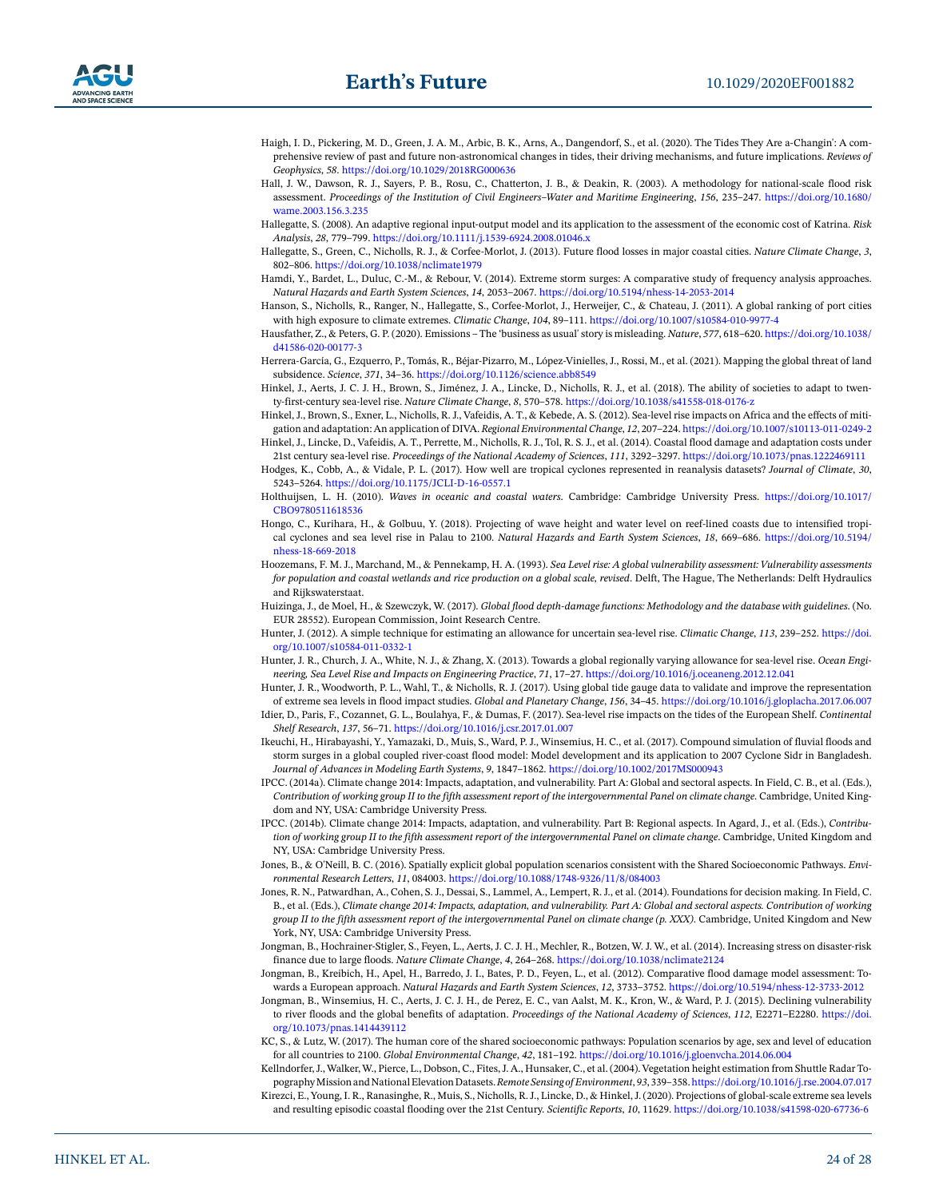Haigh, I. D., Pickering, M. D., Green, J. A. M., Arbic, B. K., Arns, A., Dangendorf, S., et al. (2020). The Tides They Are a-Changin': A comprehensive review of past and future non-astronomical changes in tides, their driving mechanisms, and future implications. *Reviews of Geophysics*, *58*. https://doi.org/10.1029/2018RG000636

Hall, J. W., Dawson, R. J., Sayers, P. B., Rosu, C., Chatterton, J. B., & Deakin, R. (2003). A methodology for national-scale flood risk assessment. *Proceedings of the Institution of Civil Engineers–Water and Maritime Engineering*, *156*, 235–247. https://doi.org/10.1680/wame.2003.156.3.235

Hallegatte, S. (2008). An adaptive regional input-output model and its application to the assessment of the economic cost of Katrina. *Risk Analysis*, *28*, 779–799. https://doi.org/10.1111/j.1539-6924.2008.01046.x

Hallegatte, S., Green, C., Nicholls, R. J., & Corfee-Morlot, J. (2013). Future flood losses in major coastal cities. *Nature Climate Change*, *3*, 802–806. https://doi.org/10.1038/nclimate1979

Hamdi, Y., Bardet, L., Duluc, C.-M., & Rebour, V. (2014). Extreme storm surges: A comparative study of frequency analysis approaches. *Natural Hazards and Earth System Sciences*, *14*, 2053–2067. https://doi.org/10.5194/nhess-14-2053-2014

Hanson, S., Nicholls, R., Ranger, N., Hallegatte, S., Corfee-Morlot, J., Herweijer, C., & Chateau, J. (2011). A global ranking of port cities with high exposure to climate extremes. *Climatic Change*, *104*, 89–111. https://doi.org/10.1007/s10584-010-9977-4

Hausfather, Z., & Peters, G. P. (2020). Emissions – The 'business as usual' story is misleading. *Nature*, *577*, 618–620. https://doi.org/10.1038/d41586-020-00177-3

Herrera-García, G., Ezquerro, P., Tomás, R., Béjar-Pizarro, M., López-Vinielles, J., Rossi, M., et al. (2021). Mapping the global threat of land subsidence. *Science*, *371*, 34–36. https://doi.org/10.1126/science.abb8549

Hinkel, J., Aerts, J. C. J. H., Brown, S., Jiménez, J. A., Lincke, D., Nicholls, R. J., et al. (2018). The ability of societies to adapt to twenty-first-century sea-level rise. *Nature Climate Change*, *8*, 570–578. https://doi.org/10.1038/s41558-018-0176-z

Hinkel, J., Brown, S., Exner, L., Nicholls, R. J., Vafeidis, A. T., & Kebede, A. S. (2012). Sea-level rise impacts on Africa and the effects of mitigation and adaptation: An application of DIVA. *Regional Environmental Change*, *12*, 207–224. https://doi.org/10.1007/s10113-011-0249-2

Hinkel, J., Lincke, D., Vafeidis, A. T., Perrette, M., Nicholls, R. J., Tol, R. S. J., et al. (2014). Coastal flood damage and adaptation costs under 21st century sea-level rise. *Proceedings of the National Academy of Sciences*, *111*, 3292–3297. https://doi.org/10.1073/pnas.1222469111

Hodges, K., Cobb, A., & Vidale, P. L. (2017). How well are tropical cyclones represented in reanalysis datasets? *Journal of Climate*, *30*, 5243–5264. https://doi.org/10.1175/JCLI-D-16-0557.1

Holthuijsen, L. H. (2010). *Waves in oceanic and coastal waters*. Cambridge: Cambridge University Press. https://doi.org/10.1017/CBO9780511618536

Hongo, C., Kurihara, H., & Golbuu, Y. (2018). Projecting of wave height and water level on reef-lined coasts due to intensified tropical cyclones and sea level rise in Palau to 2100. *Natural Hazards and Earth System Sciences*, *18*, 669–686. https://doi.org/10.5194/nhess-18-669-2018

Hoozemans, F. M. J., Marchand, M., & Pennekamp, H. A. (1993). *Sea Level rise: A global vulnerability assessment: Vulnerability assessments for population and coastal wetlands and rice production on a global scale, revised*. Delft, The Hague, The Netherlands: Delft Hydraulics and Rijkswaterstaat.

Huizinga, J., de Moel, H., & Szewczyk, W. (2017). *Global flood depth-damage functions: Methodology and the database with guidelines*. (No. EUR 28552). European Commission, Joint Research Centre.

Hunter, J. (2012). A simple technique for estimating an allowance for uncertain sea-level rise. *Climatic Change*, *113*, 239–252. https://doi.org/10.1007/s10584-011-0332-1

Hunter, J. R., Church, J. A., White, N. J., & Zhang, X. (2013). Towards a global regionally varying allowance for sea-level rise. *Ocean Engineering, Sea Level Rise and Impacts on Engineering Practice*, *71*, 17–27. https://doi.org/10.1016/j.oceaneng.2012.12.041

Hunter, J. R., Woodworth, P. L., Wahl, T., & Nicholls, R. J. (2017). Using global tide gauge data to validate and improve the representation of extreme sea levels in flood impact studies. *Global and Planetary Change*, *156*, 34–45. https://doi.org/10.1016/j.gloplacha.2017.06.007

Idier, D., Paris, F., Cozannet, G. L., Boulahya, F., & Dumas, F. (2017). Sea-level rise impacts on the tides of the European Shelf. *Continental Shelf Research*, *137*, 56–71. https://doi.org/10.1016/j.csr.2017.01.007

Ikeuchi, H., Hirabayashi, Y., Yamazaki, D., Muis, S., Ward, P. J., Winsemius, H. C., et al. (2017). Compound simulation of fluvial floods and storm surges in a global coupled river-coast flood model: Model development and its application to 2007 Cyclone Sidr in Bangladesh. *Journal of Advances in Modeling Earth Systems*, *9*, 1847–1862. https://doi.org/10.1002/2017MS000943

IPCC. (2014a). Climate change 2014: Impacts, adaptation, and vulnerability. Part A: Global and sectoral aspects. In Field, C. B., et al. (Eds.), *Contribution of working group II to the fifth assessment report of the intergovernmental Panel on climate change*. Cambridge, United Kingdom and NY, USA: Cambridge University Press.

IPCC. (2014b). Climate change 2014: Impacts, adaptation, and vulnerability. Part B: Regional aspects. In Agard, J., et al. (Eds.), *Contribution of working group II to the fifth assessment report of the intergovernmental Panel on climate change*. Cambridge, United Kingdom and NY, USA: Cambridge University Press.

Jones, B., & O'Neill, B. C. (2016). Spatially explicit global population scenarios consistent with the Shared Socioeconomic Pathways. *Environmental Research Letters*, *11*, 084003. https://doi.org/10.1088/1748-9326/11/8/084003

Jones, R. N., Patwardhan, A., Cohen, S. J., Dessai, S., Lammel, A., Lempert, R. J., et al. (2014). Foundations for decision making. In Field, C. B., et al. (Eds.), *Climate change 2014: Impacts, adaptation, and vulnerability. Part A: Global and sectoral aspects. Contribution of working group II to the fifth assessment report of the intergovernmental Panel on climate change (p. XXX)*. Cambridge, United Kingdom and New York, NY, USA: Cambridge University Press.

Jongman, B., Hochrainer-Stigler, S., Feyen, L., Aerts, J. C. J. H., Mechler, R., Botzen, W. J. W., et al. (2014). Increasing stress on disaster-risk finance due to large floods. *Nature Climate Change*, *4*, 264–268. https://doi.org/10.1038/nclimate2124

Jongman, B., Kreibich, H., Apel, H., Barredo, J. I., Bates, P. D., Feyen, L., et al. (2012). Comparative flood damage model assessment: Towards a European approach. *Natural Hazards and Earth System Sciences*, *12*, 3733–3752. https://doi.org/10.5194/nhess-12-3733-2012

Jongman, B., Winsemius, H. C., Aerts, J. C. J. H., de Perez, E. C., van Aalst, M. K., Kron, W., & Ward, P. J. (2015). Declining vulnerability to river floods and the global benefits of adaptation. *Proceedings of the National Academy of Sciences*, *112*, E2271–E2280. https://doi.org/10.1073/pnas.1414439112

KC, S., & Lutz, W. (2017). The human core of the shared socioeconomic pathways: Population scenarios by age, sex and level of education for all countries to 2100. *Global Environmental Change*, *42*, 181–192. https://doi.org/10.1016/j.gloenvcha.2014.06.004

Kellndorfer, J., Walker, W., Pierce, L., Dobson, C., Fites, J. A., Hunsaker, C., et al. (2004). Vegetation height estimation from Shuttle Radar Topography Mission and National Elevation Datasets. *Remote Sensing of Environment*, *93*, 339–358. https://doi.org/10.1016/j.rse.2004.07.017

Kirezci, E., Young, I. R., Ranasinghe, R., Muis, S., Nicholls, R. J., Lincke, D., & Hinkel, J. (2020). Projections of global-scale extreme sea levels and resulting episodic coastal flooding over the 21st Century. *Scientific Reports*, *10*, 11629. https://doi.org/10.1038/s41598-020-67736-6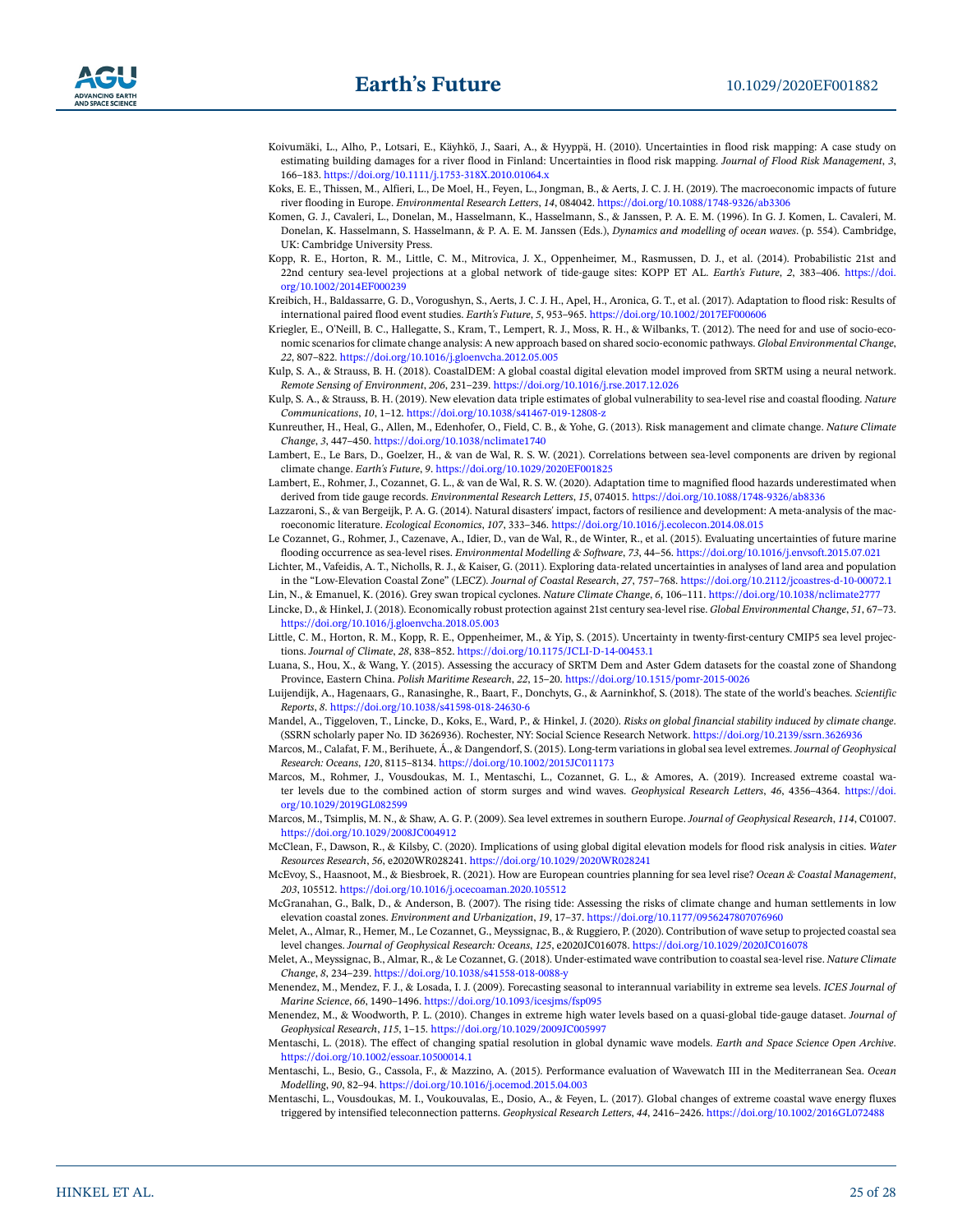Koivumäki, L., Alho, P., Lotsari, E., Käyhkö, J., Saari, A., & Hyyppä, H. (2010). Uncertainties in flood risk mapping: A case study on estimating building damages for a river flood in Finland: Uncertainties in flood risk mapping. *Journal of Flood Risk Management*, *3*, 166–183. https://doi.org/10.1111/j.1753-318X.2010.01064.x

Koks, E. E., Thissen, M., Alfieri, L., De Moel, H., Feyen, L., Jongman, B., & Aerts, J. C. J. H. (2019). The macroeconomic impacts of future river flooding in Europe. *Environmental Research Letters*, *14*, 084042. https://doi.org/10.1088/1748-9326/ab3306

Komen, G. J., Cavaleri, L., Donelan, M., Hasselmann, K., Hasselmann, S., & Janssen, P. A. E. M. (1996). In G. J. Komen, L. Cavaleri, M. Donelan, K. Hasselmann, S. Hasselmann, & P. A. E. M. Janssen (Eds.), *Dynamics and modelling of ocean waves*. (p. 554). Cambridge, UK: Cambridge University Press.

Kopp, R. E., Horton, R. M., Little, C. M., Mitrovica, J. X., Oppenheimer, M., Rasmussen, D. J., et al. (2014). Probabilistic 21st and 22nd century sea-level projections at a global network of tide-gauge sites: KOPP ET AL. *Earth's Future*, *2*, 383–406. https://doi.org/10.1002/2014EF000239

Kreibich, H., Baldassarre, G. D., Vorogushyn, S., Aerts, J. C. J. H., Apel, H., Aronica, G. T., et al. (2017). Adaptation to flood risk: Results of international paired flood event studies. *Earth's Future*, *5*, 953–965. https://doi.org/10.1002/2017EF000606

Kriegler, E., O'Neill, B. C., Hallegatte, S., Kram, T., Lempert, R. J., Moss, R. H., & Wilbanks, T. (2012). The need for and use of socio-economic scenarios for climate change analysis: A new approach based on shared socio-economic pathways. *Global Environmental Change*, *22*, 807–822. https://doi.org/10.1016/j.gloenvcha.2012.05.005

Kulp, S. A., & Strauss, B. H. (2018). CoastalDEM: A global coastal digital elevation model improved from SRTM using a neural network. *Remote Sensing of Environment*, *206*, 231–239. https://doi.org/10.1016/j.rse.2017.12.026

Kulp, S. A., & Strauss, B. H. (2019). New elevation data triple estimates of global vulnerability to sea-level rise and coastal flooding. *Nature Communications*, *10*, 1–12. https://doi.org/10.1038/s41467-019-12808-z

Kunreuther, H., Heal, G., Allen, M., Edenhofer, O., Field, C. B., & Yohe, G. (2013). Risk management and climate change. *Nature Climate Change*, *3*, 447–450. https://doi.org/10.1038/nclimate1740

Lambert, E., Le Bars, D., Goelzer, H., & van de Wal, R. S. W. (2021). Correlations between sea-level components are driven by regional climate change. *Earth's Future*, *9*. https://doi.org/10.1029/2020EF001825

Lambert, E., Rohmer, J., Cozannet, G. L., & van de Wal, R. S. W. (2020). Adaptation time to magnified flood hazards underestimated when derived from tide gauge records. *Environmental Research Letters*, *15*, 074015. https://doi.org/10.1088/1748-9326/ab8336

Lazzaroni, S., & van Bergeijk, P. A. G. (2014). Natural disasters' impact, factors of resilience and development: A meta-analysis of the macroeconomic literature. *Ecological Economics*, *107*, 333–346. https://doi.org/10.1016/j.ecolecon.2014.08.015

Le Cozannet, G., Rohmer, J., Cazenave, A., Idier, D., van de Wal, R., de Winter, R., et al. (2015). Evaluating uncertainties of future marine flooding occurrence as sea-level rises. *Environmental Modelling & Software*, *73*, 44–56. https://doi.org/10.1016/j.envsoft.2015.07.021

Lichter, M., Vafeidis, A. T., Nicholls, R. J., & Kaiser, G. (2011). Exploring data-related uncertainties in analyses of land area and population in the "Low-Elevation Coastal Zone" (LECZ). *Journal of Coastal Research*, *27*, 757–768. https://doi.org/10.2112/jcoastres-d-10-00072.1

Lin, N., & Emanuel, K. (2016). Grey swan tropical cyclones. *Nature Climate Change*, *6*, 106–111. https://doi.org/10.1038/nclimate2777

Lincke, D., & Hinkel, J. (2018). Economically robust protection against 21st century sea-level rise. *Global Environmental Change*, *51*, 67–73. https://doi.org/10.1016/j.gloenvcha.2018.05.003

Little, C. M., Horton, R. M., Kopp, R. E., Oppenheimer, M., & Yip, S. (2015). Uncertainty in twenty-first-century CMIP5 sea level projections. *Journal of Climate*, *28*, 838–852. https://doi.org/10.1175/JCLI-D-14-00453.1

Luana, S., Hou, X., & Wang, Y. (2015). Assessing the accuracy of SRTM Dem and Aster Gdem datasets for the coastal zone of Shandong Province, Eastern China. *Polish Maritime Research*, *22*, 15–20. https://doi.org/10.1515/pomr-2015-0026

Luijendijk, A., Hagenaars, G., Ranasinghe, R., Baart, F., Donchyts, G., & Aarninkhof, S. (2018). The state of the world's beaches. *Scientific Reports*, *8*. https://doi.org/10.1038/s41598-018-24630-6

Mandel, A., Tiggeloven, T., Lincke, D., Koks, E., Ward, P., & Hinkel, J. (2020). *Risks on global financial stability induced by climate change*. (SSRN scholarly paper No. ID 3626936). Rochester, NY: Social Science Research Network. https://doi.org/10.2139/ssrn.3626936

Marcos, M., Calafat, F. M., Berihuete, Á., & Dangendorf, S. (2015). Long-term variations in global sea level extremes. *Journal of Geophysical Research: Oceans*, *120*, 8115–8134. https://doi.org/10.1002/2015JC011173

Marcos, M., Rohmer, J., Vousdoukas, M. I., Mentaschi, L., Cozannet, G. L., & Amores, A. (2019). Increased extreme coastal water levels due to the combined action of storm surges and wind waves. *Geophysical Research Letters*, *46*, 4356–4364. https://doi.org/10.1029/2019GL082599

Marcos, M., Tsimplis, M. N., & Shaw, A. G. P. (2009). Sea level extremes in southern Europe. *Journal of Geophysical Research*, *114*, C01007. https://doi.org/10.1029/2008JC004912

McClean, F., Dawson, R., & Kilsby, C. (2020). Implications of using global digital elevation models for flood risk analysis in cities. *Water Resources Research*, *56*, e2020WR028241. https://doi.org/10.1029/2020WR028241

McEvoy, S., Haasnoot, M., & Biesbroek, R. (2021). How are European countries planning for sea level rise? *Ocean & Coastal Management*, *203*, 105512. https://doi.org/10.1016/j.ocecoaman.2020.105512

McGranahan, G., Balk, D., & Anderson, B. (2007). The rising tide: Assessing the risks of climate change and human settlements in low elevation coastal zones. *Environment and Urbanization*, *19*, 17–37. https://doi.org/10.1177/0956247807076960

Melet, A., Almar, R., Hemer, M., Le Cozannet, G., Meyssignac, B., & Ruggiero, P. (2020). Contribution of wave setup to projected coastal sea level changes. *Journal of Geophysical Research: Oceans*, *125*, e2020JC016078. https://doi.org/10.1029/2020JC016078

Melet, A., Meyssignac, B., Almar, R., & Le Cozannet, G. (2018). Under-estimated wave contribution to coastal sea-level rise. *Nature Climate Change*, *8*, 234–239. https://doi.org/10.1038/s41558-018-0088-y

Menendez, M., Mendez, F. J., & Losada, I. J. (2009). Forecasting seasonal to interannual variability in extreme sea levels. *ICES Journal of Marine Science*, *66*, 1490–1496. https://doi.org/10.1093/icesjms/fsp095

Menendez, M., & Woodworth, P. L. (2010). Changes in extreme high water levels based on a quasi-global tide-gauge dataset. *Journal of Geophysical Research*, *115*, 1–15. https://doi.org/10.1029/2009JC005997

Mentaschi, L. (2018). The effect of changing spatial resolution in global dynamic wave models. *Earth and Space Science Open Archive*. https://doi.org/10.1002/essoar.10500014.1

Mentaschi, L., Besio, G., Cassola, F., & Mazzino, A. (2015). Performance evaluation of Wavewatch III in the Mediterranean Sea. *Ocean Modelling*, *90*, 82–94. https://doi.org/10.1016/j.ocemod.2015.04.003

Mentaschi, L., Vousdoukas, M. I., Voukouvalas, E., Dosio, A., & Feyen, L. (2017). Global changes of extreme coastal wave energy fluxes triggered by intensified teleconnection patterns. *Geophysical Research Letters*, *44*, 2416–2426. https://doi.org/10.1002/2016GL072488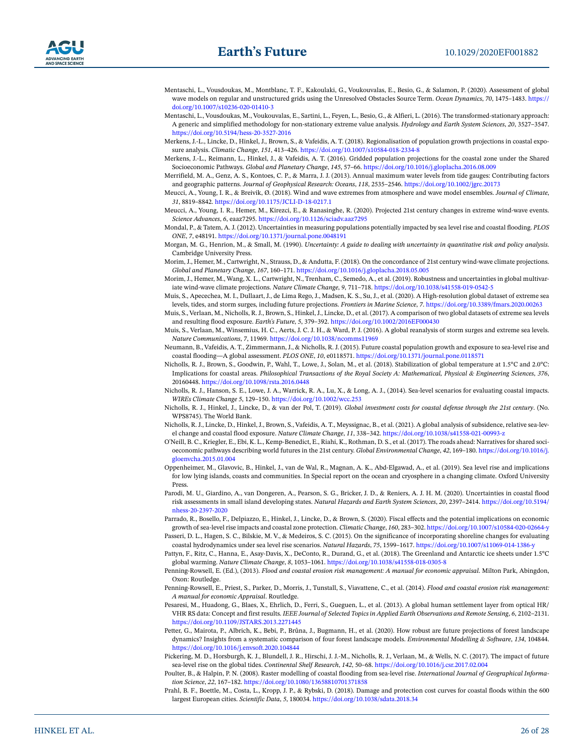Mentaschi, L., Vousdoukas, M., Montblanc, T. F., Kakoulaki, G., Voukouvalas, E., Besio, G., & Salamon, P. (2020). Assessment of global wave models on regular and unstructured grids using the Unresolved Obstacles Source Term. *Ocean Dynamics*, *70*, 1475–1483. https://doi.org/10.1007/s10236-020-01410-3

Mentaschi, L., Vousdoukas, M., Voukouvalas, E., Sartini, L., Feyen, L., Besio, G., & Alfieri, L. (2016). The transformed-stationary approach: A generic and simplified methodology for non-stationary extreme value analysis. *Hydrology and Earth System Sciences*, *20*, 3527–3547. https://doi.org/10.5194/hess-20-3527-2016

Merkens, J.-L., Lincke, D., Hinkel, J., Brown, S., & Vafeidis, A. T. (2018). Regionalisation of population growth projections in coastal exposure analysis. *Climatic Change*, *151*, 413–426. https://doi.org/10.1007/s10584-018-2334-8

Merkens, J.-L., Reimann, L., Hinkel, J., & Vafeidis, A. T. (2016). Gridded population projections for the coastal zone under the Shared Socioeconomic Pathways. *Global and Planetary Change*, *145*, 57–66. https://doi.org/10.1016/j.gloplacha.2016.08.009

Merrifield, M. A., Genz, A. S., Kontoes, C. P., & Marra, J. J. (2013). Annual maximum water levels from tide gauges: Contributing factors and geographic patterns. *Journal of Geophysical Research: Oceans*, *118*, 2535–2546. https://doi.org/10.1002/jgrc.20173

Meucci, A., Young, I. R., & Breivik, Ø. (2018). Wind and wave extremes from atmosphere and wave model ensembles. *Journal of Climate*, *31*, 8819–8842. https://doi.org/10.1175/JCLI-D-18-0217.1

Meucci, A., Young, I. R., Hemer, M., Kirezci, E., & Ranasinghe, R. (2020). Projected 21st century changes in extreme wind-wave events. *Science Advances*, *6*, eaaz7295. https://doi.org/10.1126/sciadv.aaz7295

Mondal, P., & Tatem, A. J. (2012). Uncertainties in measuring populations potentially impacted by sea level rise and coastal flooding. *PLOS ONE*, *7*, e48191. https://doi.org/10.1371/journal.pone.0048191

Morgan, M. G., Henrion, M., & Small, M. (1990). *Uncertainty: A guide to dealing with uncertainty in quantitative risk and policy analysis*. Cambridge University Press.

Morim, J., Hemer, M., Cartwright, N., Strauss, D., & Andutta, F. (2018). On the concordance of 21st century wind-wave climate projections. *Global and Planetary Change*, *167*, 160–171. https://doi.org/10.1016/j.gloplacha.2018.05.005

Morim, J., Hemer, M., Wang, X. L., Cartwright, N., Trenham, C., Semedo, A., et al. (2019). Robustness and uncertainties in global multivariate wind-wave climate projections. *Nature Climate Change*, *9*, 711–718. https://doi.org/10.1038/s41558-019-0542-5

Muis, S., Apecechea, M. I., Dullaart, J., de Lima Rego, J., Madsen, K. S., Su, J., et al. (2020). A High-resolution global dataset of extreme sea levels, tides, and storm surges, including future projections. *Frontiers in Marine Science*, *7*. https://doi.org/10.3389/fmars.2020.00263

Muis, S., Verlaan, M., Nicholls, R. J., Brown, S., Hinkel, J., Lincke, D., et al. (2017). A comparison of two global datasets of extreme sea levels and resulting flood exposure. *Earth's Future*, *5*, 379–392. https://doi.org/10.1002/2016EF000430

Muis, S., Verlaan, M., Winsemius, H. C., Aerts, J. C. J. H., & Ward, P. J. (2016). A global reanalysis of storm surges and extreme sea levels. *Nature Communications*, *7*, 11969. https://doi.org/10.1038/ncomms11969

Neumann, B., Vafeidis, A. T., Zimmermann, J., & Nicholls, R. J. (2015). Future coastal population growth and exposure to sea-level rise and coastal flooding—A global assessment. *PLOS ONE*, *10*, e0118571. https://doi.org/10.1371/journal.pone.0118571

Nicholls, R. J., Brown, S., Goodwin, P., Wahl, T., Lowe, J., Solan, M., et al. (2018). Stabilization of global temperature at 1.5°C and 2.0°C: Implications for coastal areas. *Philosophical Transactions of the Royal Society A: Mathematical, Physical & Engineering Sciences*, *376*, 20160448. https://doi.org/10.1098/rsta.2016.0448

Nicholls, R. J., Hanson, S. E., Lowe, J. A., Warrick, R. A., Lu, X., & Long, A. J., (2014). Sea-level scenarios for evaluating coastal impacts. *WIREs Climate Change 5*, 129–150. https://doi.org/10.1002/wcc.253

Nicholls, R. J., Hinkel, J., Lincke, D., & van der Pol, T. (2019). *Global investment costs for coastal defense through the 21st century*. (No. WPS8745). The World Bank.

Nicholls, R. J., Lincke, D., Hinkel, J., Brown, S., Vafeidis, A. T., Meyssignac, B., et al. (2021). A global analysis of subsidence, relative sea-level change and coastal flood exposure. *Nature Climate Change*, *11*, 338–342. https://doi.org/10.1038/s41558-021-00993-z

O'Neill, B. C., Kriegler, E., Ebi, K. L., Kemp-Benedict, E., Riahi, K., Rothman, D. S., et al. (2017). The roads ahead: Narratives for shared socioeconomic pathways describing world futures in the 21st century. *Global Environmental Change*, *42*, 169–180. https://doi.org/10.1016/j.gloenvcha.2015.01.004

Oppenheimer, M., Glavovic, B., Hinkel, J., van de Wal, R., Magnan, A. K., Abd-Elgawad, A., et al. (2019). Sea level rise and implications for low lying islands, coasts and communities. In Special report on the ocean and cryosphere in a changing climate. Oxford University Press.

Parodi, M. U., Giardino, A., van Dongeren, A., Pearson, S. G., Bricker, J. D., & Reniers, A. J. H. M. (2020). Uncertainties in coastal flood risk assessments in small island developing states. *Natural Hazards and Earth System Sciences*, *20*, 2397–2414. https://doi.org/10.5194/nhess-20-2397-2020

Parrado, R., Bosello, F., Delpiazzo, E., Hinkel, J., Lincke, D., & Brown, S. (2020). Fiscal effects and the potential implications on economic growth of sea-level rise impacts and coastal zone protection. *Climatic Change*, *160*, 283–302. https://doi.org/10.1007/s10584-020-02664-y

Passeri, D. L., Hagen, S. C., Bilskie, M. V., & Medeiros, S. C. (2015). On the significance of incorporating shoreline changes for evaluating coastal hydrodynamics under sea level rise scenarios. *Natural Hazards*, *75*, 1599–1617. https://doi.org/10.1007/s11069-014-1386-y

Pattyn, F., Ritz, C., Hanna, E., Asay-Davis, X., DeConto, R., Durand, G., et al. (2018). The Greenland and Antarctic ice sheets under 1.5°C global warming. *Nature Climate Change*, *8*, 1053–1061. https://doi.org/10.1038/s41558-018-0305-8

Penning-Rowsell, E. (Ed.), (2013). *Flood and coastal erosion risk management: A manual for economic appraisal*. Milton Park, Abingdon, Oxon: Routledge.

Penning-Rowsell, E., Priest, S., Parker, D., Morris, J., Tunstall, S., Viavattene, C., et al. (2014). *Flood and coastal erosion risk management: A manual for economic Appraisal*. Routledge.

Pesaresi, M., Huadong, G., Blaes, X., Ehrlich, D., Ferri, S., Gueguen, L., et al. (2013). A global human settlement layer from optical HR/VHR RS data: Concept and first results. *IEEE Journal of Selected Topics in Applied Earth Observations and Remote Sensing*, *6*, 2102–2131. https://doi.org/10.1109/JSTARS.2013.2271445

Petter, G., Mairota, P., Albrich, K., Bebi, P., Brůna, J., Bugmann, H., et al. (2020). How robust are future projections of forest landscape dynamics? Insights from a systematic comparison of four forest landscape models. *Environmental Modelling & Software*, *134*, 104844. https://doi.org/10.1016/j.envsoft.2020.104844

Pickering, M. D., Horsburgh, K. J., Blundell, J. R., Hirschi, J. J.-M., Nicholls, R. J., Verlaan, M., & Wells, N. C. (2017). The impact of future sea-level rise on the global tides. *Continental Shelf Research*, *142*, 50–68. https://doi.org/10.1016/j.csr.2017.02.004

Poulter, B., & Halpin, P. N. (2008). Raster modelling of coastal flooding from sea-level rise. *International Journal of Geographical Information Science*, *22*, 167–182. https://doi.org/10.1080/13658810701371858

Prahl, B. F., Boettle, M., Costa, L., Kropp, J. P., & Rybski, D. (2018). Damage and protection cost curves for coastal floods within the 600 largest European cities. *Scientific Data*, *5*, 180034. https://doi.org/10.1038/sdata.2018.34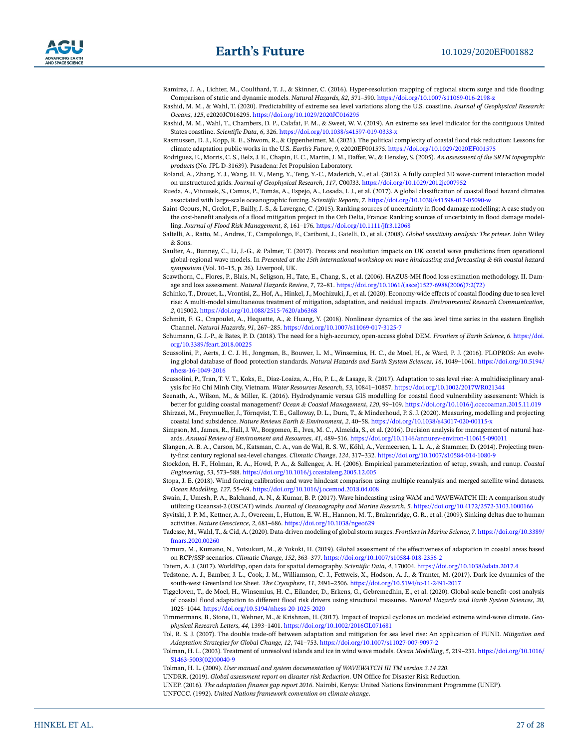Ramirez, J. A., Lichter, M., Coulthard, T. J., & Skinner, C. (2016). Hyper-resolution mapping of regional storm surge and tide flooding: Comparison of static and dynamic models. *Natural Hazards*, *82*, 571–590. https://doi.org/10.1007/s11069-016-2198-z

Rashid, M. M., & Wahl, T. (2020). Predictability of extreme sea level variations along the U.S. coastline. *Journal of Geophysical Research: Oceans*, *125*, e2020JC016295. https://doi.org/10.1029/2020JC016295

Rashid, M. M., Wahl, T., Chambers, D. P., Calafat, F. M., & Sweet, W. V. (2019). An extreme sea level indicator for the contiguous United States coastline. *Scientific Data*, *6*, 326. https://doi.org/10.1038/s41597-019-0333-x

Rasmussen, D. J., Kopp, R. E., Shwom, R., & Oppenheimer, M. (2021). The political complexity of coastal flood risk reduction: Lessons for climate adaptation public works in the U.S. *Earth's Future*, *9*, e2020EF001575. https://doi.org/10.1029/2020EF001575

Rodriguez, E., Morris, C. S., Belz, J. E., Chapin, E. C., Martin, J. M., Daffer, W., & Hensley, S. (2005). *An assessment of the SRTM topographic products* (No. JPL D-31639). Pasadena: Jet Propulsion Laboratory.

Roland, A., Zhang, Y. J., Wang, H. V., Meng, Y., Teng, Y.-C., Maderich, V., et al. (2012). A fully coupled 3D wave-current interaction model on unstructured grids. *Journal of Geophysical Research*, *117*, C00J33. https://doi.org/10.1029/2012jc007952

Rueda, A., Vitousek, S., Camus, P., Tomás, A., Espejo, A., Losada, I. J., et al. (2017). A global classification of coastal flood hazard climates associated with large-scale oceanographic forcing. *Scientific Reports*, *7*. https://doi.org/10.1038/s41598-017-05090-w

Saint-Geours, N., Grelot, F., Bailly, J.-S., & Lavergne, C. (2015). Ranking sources of uncertainty in flood damage modelling: A case study on the cost-benefit analysis of a flood mitigation project in the Orb Delta, France: Ranking sources of uncertainty in flood damage modelling. *Journal of Flood Risk Management*, *8*, 161–176. https://doi.org/10.1111/jfr3.12068

Saltelli, A., Ratto, M., Andres, T., Campolongo, F., Cariboni, J., Gatelli, D., et al. (2008). *Global sensitivity analysis: The primer*. John Wiley & Sons.

Saulter, A., Bunney, C., Li, J.-G., & Palmer, T. (2017). Process and resolution impacts on UK coastal wave predictions from operational global-regional wave models. In *Presented at the 15th international workshop on wave hindcasting and forecasting & 6th coastal hazard symposium* (Vol. 10–15, p. 26). Liverpool, UK.

Scawthorn, C., Flores, P., Blais, N., Seligson, H., Tate, E., Chang, S., et al. (2006). HAZUS-MH flood loss estimation methodology. II. Damage and loss assessment. *Natural Hazards Review*, *7*, 72–81. https://doi.org/10.1061/(asce)1527-6988(2006)7:2(72)

Schinko, T., Drouet, L., Vrontisi, Z., Hof, A., Hinkel, J., Mochizuki, J., et al. (2020). Economy-wide effects of coastal flooding due to sea level rise: A multi-model simultaneous treatment of mitigation, adaptation, and residual impacts. *Environmental Research Communication*, *2*, 015002. https://doi.org/10.1088/2515-7620/ab6368

Schmitt, F. G., Crapoulet, A., Hequette, A., & Huang, Y. (2018). Nonlinear dynamics of the sea level time series in the eastern English Channel. *Natural Hazards*, *91*, 267–285. https://doi.org/10.1007/s11069-017-3125-7

Schumann, G. J.-P., & Bates, P. D. (2018). The need for a high-accuracy, open-access global DEM. *Frontiers of Earth Science*, *6*. https://doi.org/10.3389/feart.2018.00225

Scussolini, P., Aerts, J. C. J. H., Jongman, B., Bouwer, L. M., Winsemius, H. C., de Moel, H., & Ward, P. J. (2016). FLOPROS: An evolving global database of flood protection standards. *Natural Hazards and Earth System Sciences*, *16*, 1049–1061. https://doi.org/10.5194/nhess-16-1049-2016

Scussolini, P., Tran, T. V. T., Koks, E., Diaz-Loaiza, A., Ho, P. L., & Lasage, R. (2017). Adaptation to sea level rise: A multidisciplinary analysis for Ho Chi Minh City, Vietnam. *Water Resources Research*, *53*, 10841–10857. https://doi.org/10.1002/2017WR021344

Seenath, A., Wilson, M., & Miller, K. (2016). Hydrodynamic versus GIS modelling for coastal flood vulnerability assessment: Which is better for guiding coastal management? *Ocean & Coastal Management*, *120*, 99–109. https://doi.org/10.1016/j.ocecoaman.2015.11.019

Shirzaei, M., Freymueller, J., Törnqvist, T. E., Galloway, D. L., Dura, T., & Minderhoud, P. S. J. (2020). Measuring, modelling and projecting coastal land subsidence. *Nature Reviews Earth & Environment*, *2*, 40–58. https://doi.org/10.1038/s43017-020-00115-x

Simpson, M., James, R., Hall, J. W., Borgomeo, E., Ives, M. C., Almeida, S., et al. (2016). Decision analysis for management of natural hazards. *Annual Review of Environment and Resources*, *41*, 489–516. https://doi.org/10.1146/annurev-environ-110615-090011

Slangen, A. B. A., Carson, M., Katsman, C. A., van de Wal, R. S. W., Köhl, A., Vermeersen, L. L. A., & Stammer, D. (2014). Projecting twenty-first century regional sea-level changes. *Climatic Change*, *124*, 317–332. https://doi.org/10.1007/s10584-014-1080-9

Stockdon, H. F., Holman, R. A., Howd, P. A., & Sallenger, A. H. (2006). Empirical parameterization of setup, swash, and runup. *Coastal Engineering*, *53*, 573–588. https://doi.org/10.1016/j.coastaleng.2005.12.005

Stopa, J. E. (2018). Wind forcing calibration and wave hindcast comparison using multiple reanalysis and merged satellite wind datasets. *Ocean Modelling*, *127*, 55–69. https://doi.org/10.1016/j.ocemod.2018.04.008

Swain, J., Umesh, P. A., Balchand, A. N., & Kumar, B. P. (2017). Wave hindcasting using WAM and WAVEWATCH III: A comparison study utilizing Oceansat-2 (OSCAT) winds. *Journal of Oceanography and Marine Research*, *5*. https://doi.org/10.4172/2572-3103.1000166

Syvitski, J. P. M., Kettner, A. J., Overeem, I., Hutton, E. W. H., Hannon, M. T., Brakenridge, G. R., et al. (2009). Sinking deltas due to human activities. *Nature Geoscience*, *2*, 681–686. https://doi.org/10.1038/ngeo629

Tadesse, M., Wahl, T., & Cid, A. (2020). Data-driven modeling of global storm surges. *Frontiers in Marine Science*, *7*. https://doi.org/10.3389/fmars.2020.00260

Tamura, M., Kumano, N., Yotsukuri, M., & Yokoki, H. (2019). Global assessment of the effectiveness of adaptation in coastal areas based on RCP/SSP scenarios. *Climatic Change*, *152*, 363–377. https://doi.org/10.1007/s10584-018-2356-2

Tatem, A. J. (2017). WorldPop, open data for spatial demography. *Scientific Data*, *4*, 170004. https://doi.org/10.1038/sdata.2017.4

Tedstone, A. J., Bamber, J. L., Cook, J. M., Williamson, C. J., Fettweis, X., Hodson, A. J., & Tranter, M. (2017). Dark ice dynamics of the south-west Greenland Ice Sheet. *The Cryosphere*, *11*, 2491–2506. https://doi.org/10.5194/tc-11-2491-2017

Tiggeloven, T., de Moel, H., Winsemius, H. C., Eilander, D., Erkens, G., Gebremedhin, E., et al. (2020). Global-scale benefit–cost analysis of coastal flood adaptation to different flood risk drivers using structural measures. *Natural Hazards and Earth System Sciences*, *20*, 1025–1044. https://doi.org/10.5194/nhess-20-1025-2020

Timmermans, B., Stone, D., Wehner, M., & Krishnan, H. (2017). Impact of tropical cyclones on modeled extreme wind-wave climate. *Geophysical Research Letters*, *44*, 1393–1401. https://doi.org/10.1002/2016GL071681

Tol, R. S. J. (2007). The double trade-off between adaptation and mitigation for sea level rise: An application of FUND. *Mitigation and Adaptation Strategies for Global Change*, *12*, 741–753. https://doi.org/10.1007/s11027-007-9097-2

Tolman, H. L. (2003). Treatment of unresolved islands and ice in wind wave models. *Ocean Modelling*, *5*, 219–231. https://doi.org/10.1016/S1463-5003(02)00040-9

Tolman, H. L. (2009). *User manual and system documentation of WAVEWATCH III TM version 3.14 220*.

UNDRR. (2019). *Global assessment report on disaster risk Reduction*. UN Office for Disaster Risk Reduction.

UNEP. (2016). *The adaptation finance gap report 2016*. Nairobi, Kenya: United Nations Environment Programme (UNEP).

UNFCCC. (1992). *United Nations framework convention on climate change*.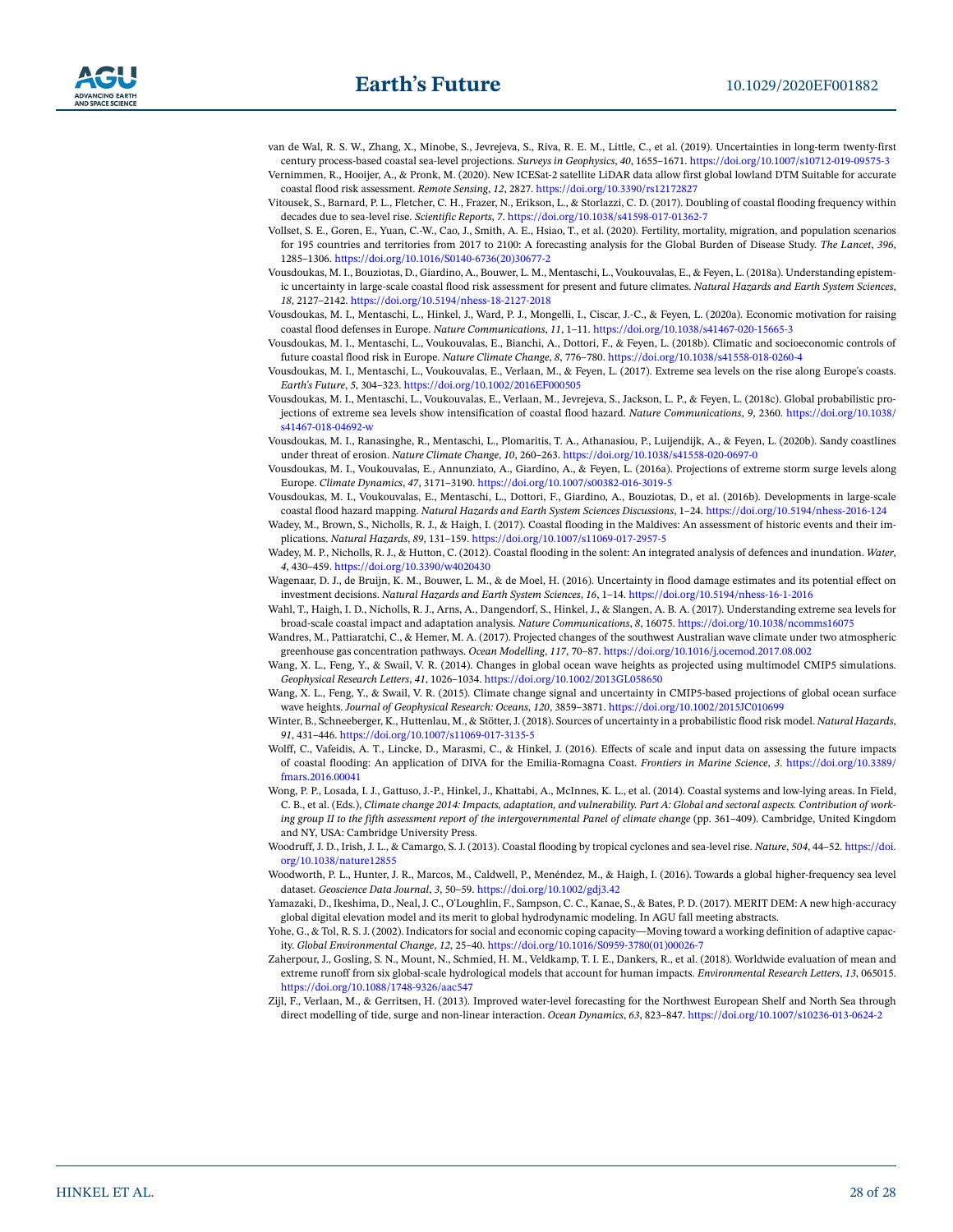van de Wal, R. S. W., Zhang, X., Minobe, S., Jevrejeva, S., Riva, R. E. M., Little, C., et al. (2019). Uncertainties in long-term twenty-first century process-based coastal sea-level projections. *Surveys in Geophysics*, *40*, 1655–1671. https://doi.org/10.1007/s10712-019-09575-3

Vernimmen, R., Hooijer, A., & Pronk, M. (2020). New ICESat-2 satellite LiDAR data allow first global lowland DTM Suitable for accurate coastal flood risk assessment. *Remote Sensing*, *12*, 2827. https://doi.org/10.3390/rs12172827

Vitousek, S., Barnard, P. L., Fletcher, C. H., Frazer, N., Erikson, L., & Storlazzi, C. D. (2017). Doubling of coastal flooding frequency within decades due to sea-level rise. *Scientific Reports*, *7*. https://doi.org/10.1038/s41598-017-01362-7

Vollset, S. E., Goren, E., Yuan, C.-W., Cao, J., Smith, A. E., Hsiao, T., et al. (2020). Fertility, mortality, migration, and population scenarios for 195 countries and territories from 2017 to 2100: A forecasting analysis for the Global Burden of Disease Study. *The Lancet*, *396*, 1285–1306. https://doi.org/10.1016/S0140-6736(20)30677-2

Vousdoukas, M. I., Bouziotas, D., Giardino, A., Bouwer, L. M., Mentaschi, L., Voukouvalas, E., & Feyen, L. (2018a). Understanding epistemic uncertainty in large-scale coastal flood risk assessment for present and future climates. *Natural Hazards and Earth System Sciences*, *18*, 2127–2142. https://doi.org/10.5194/nhess-18-2127-2018

Vousdoukas, M. I., Mentaschi, L., Hinkel, J., Ward, P. J., Mongelli, I., Ciscar, J.-C., & Feyen, L. (2020a). Economic motivation for raising coastal flood defenses in Europe. *Nature Communications*, *11*, 1–11. https://doi.org/10.1038/s41467-020-15665-3

Vousdoukas, M. I., Mentaschi, L., Voukouvalas, E., Bianchi, A., Dottori, F., & Feyen, L. (2018b). Climatic and socioeconomic controls of future coastal flood risk in Europe. *Nature Climate Change*, *8*, 776–780. https://doi.org/10.1038/s41558-018-0260-4

Vousdoukas, M. I., Mentaschi, L., Voukouvalas, E., Verlaan, M., & Feyen, L. (2017). Extreme sea levels on the rise along Europe's coasts. *Earth's Future*, *5*, 304–323. https://doi.org/10.1002/2016EF000505

Vousdoukas, M. I., Mentaschi, L., Voukouvalas, E., Verlaan, M., Jevrejeva, S., Jackson, L. P., & Feyen, L. (2018c). Global probabilistic projections of extreme sea levels show intensification of coastal flood hazard. *Nature Communications*, *9*, 2360. https://doi.org/10.1038/s41467-018-04692-w

Vousdoukas, M. I., Ranasinghe, R., Mentaschi, L., Plomaritis, T. A., Athanasiou, P., Luijendijk, A., & Feyen, L. (2020b). Sandy coastlines under threat of erosion. *Nature Climate Change*, *10*, 260–263. https://doi.org/10.1038/s41558-020-0697-0

Vousdoukas, M. I., Voukouvalas, E., Annunziato, A., Giardino, A., & Feyen, L. (2016a). Projections of extreme storm surge levels along Europe. *Climate Dynamics*, *47*, 3171–3190. https://doi.org/10.1007/s00382-016-3019-5

Vousdoukas, M. I., Voukouvalas, E., Mentaschi, L., Dottori, F., Giardino, A., Bouziotas, D., et al. (2016b). Developments in large-scale coastal flood hazard mapping. *Natural Hazards and Earth System Sciences Discussions*, 1–24. https://doi.org/10.5194/nhess-2016-124

Wadey, M., Brown, S., Nicholls, R. J., & Haigh, I. (2017). Coastal flooding in the Maldives: An assessment of historic events and their implications. *Natural Hazards*, *89*, 131–159. https://doi.org/10.1007/s11069-017-2957-5

Wadey, M. P., Nicholls, R. J., & Hutton, C. (2012). Coastal flooding in the solent: An integrated analysis of defences and inundation. *Water*, *4*, 430–459. https://doi.org/10.3390/w4020430

Wagenaar, D. J., de Bruijn, K. M., Bouwer, L. M., & de Moel, H. (2016). Uncertainty in flood damage estimates and its potential effect on investment decisions. *Natural Hazards and Earth System Sciences*, *16*, 1–14. https://doi.org/10.5194/nhess-16-1-2016

Wahl, T., Haigh, I. D., Nicholls, R. J., Arns, A., Dangendorf, S., Hinkel, J., & Slangen, A. B. A. (2017). Understanding extreme sea levels for broad-scale coastal impact and adaptation analysis. *Nature Communications*, *8*, 16075. https://doi.org/10.1038/ncomms16075

Wandres, M., Pattiaratchi, C., & Hemer, M. A. (2017). Projected changes of the southwest Australian wave climate under two atmospheric greenhouse gas concentration pathways. *Ocean Modelling*, *117*, 70–87. https://doi.org/10.1016/j.ocemod.2017.08.002

Wang, X. L., Feng, Y., & Swail, V. R. (2014). Changes in global ocean wave heights as projected using multimodel CMIP5 simulations. *Geophysical Research Letters*, *41*, 1026–1034. https://doi.org/10.1002/2013GL058650

Wang, X. L., Feng, Y., & Swail, V. R. (2015). Climate change signal and uncertainty in CMIP5-based projections of global ocean surface wave heights. *Journal of Geophysical Research: Oceans*, *120*, 3859–3871. https://doi.org/10.1002/2015JC010699

Winter, B., Schneeberger, K., Huttenlau, M., & Stötter, J. (2018). Sources of uncertainty in a probabilistic flood risk model. *Natural Hazards*, *91*, 431–446. https://doi.org/10.1007/s11069-017-3135-5

Wolff, C., Vafeidis, A. T., Lincke, D., Marasmi, C., & Hinkel, J. (2016). Effects of scale and input data on assessing the future impacts of coastal flooding: An application of DIVA for the Emilia-Romagna Coast. *Frontiers in Marine Science*, *3*. https://doi.org/10.3389/fmars.2016.00041

Wong, P. P., Losada, I. J., Gattuso, J.-P., Hinkel, J., Khattabi, A., McInnes, K. L., et al. (2014). Coastal systems and low-lying areas. In Field, C. B., et al. (Eds.), *Climate change 2014: Impacts, adaptation, and vulnerability. Part A: Global and sectoral aspects. Contribution of working group II to the fifth assessment report of the intergovernmental Panel of climate change* (pp. 361–409). Cambridge, United Kingdom and NY, USA: Cambridge University Press.

Woodruff, J. D., Irish, J. L., & Camargo, S. J. (2013). Coastal flooding by tropical cyclones and sea-level rise. *Nature*, *504*, 44–52. https://doi.org/10.1038/nature12855

Woodworth, P. L., Hunter, J. R., Marcos, M., Caldwell, P., Menéndez, M., & Haigh, I. (2016). Towards a global higher-frequency sea level dataset. *Geoscience Data Journal*, *3*, 50–59. https://doi.org/10.1002/gdj3.42

Yamazaki, D., Ikeshima, D., Neal, J. C., O'Loughlin, F., Sampson, C. C., Kanae, S., & Bates, P. D. (2017). MERIT DEM: A new high-accuracy global digital elevation model and its merit to global hydrodynamic modeling. In AGU fall meeting abstracts.

Yohe, G., & Tol, R. S. J. (2002). Indicators for social and economic coping capacity—Moving toward a working definition of adaptive capacity. *Global Environmental Change*, *12*, 25–40. https://doi.org/10.1016/S0959-3780(01)00026-7

Zaherpour, J., Gosling, S. N., Mount, N., Schmied, H. M., Veldkamp, T. I. E., Dankers, R., et al. (2018). Worldwide evaluation of mean and extreme runoff from six global-scale hydrological models that account for human impacts. *Environmental Research Letters*, *13*, 065015. https://doi.org/10.1088/1748-9326/aac547

Zijl, F., Verlaan, M., & Gerritsen, H. (2013). Improved water-level forecasting for the Northwest European Shelf and North Sea through direct modelling of tide, surge and non-linear interaction. *Ocean Dynamics*, *63*, 823–847. https://doi.org/10.1007/s10236-013-0624-2